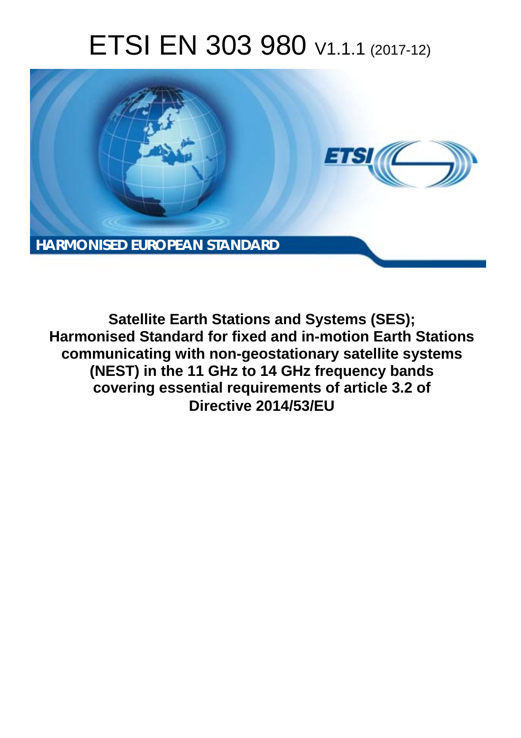# ETSI EN 303 980 V1.1.1 (2017-12)

**HARMONISED EUROPEAN STANDARD**

**Satellite Earth Stations and Systems (SES); Harmonised Standard for fixed and in-motion Earth Stations communicating with non-geostationary satellite systems (NEST) in the 11 GHz to 14 GHz frequency bands covering essential requirements of article 3.2 of Directive 2014/53/EU**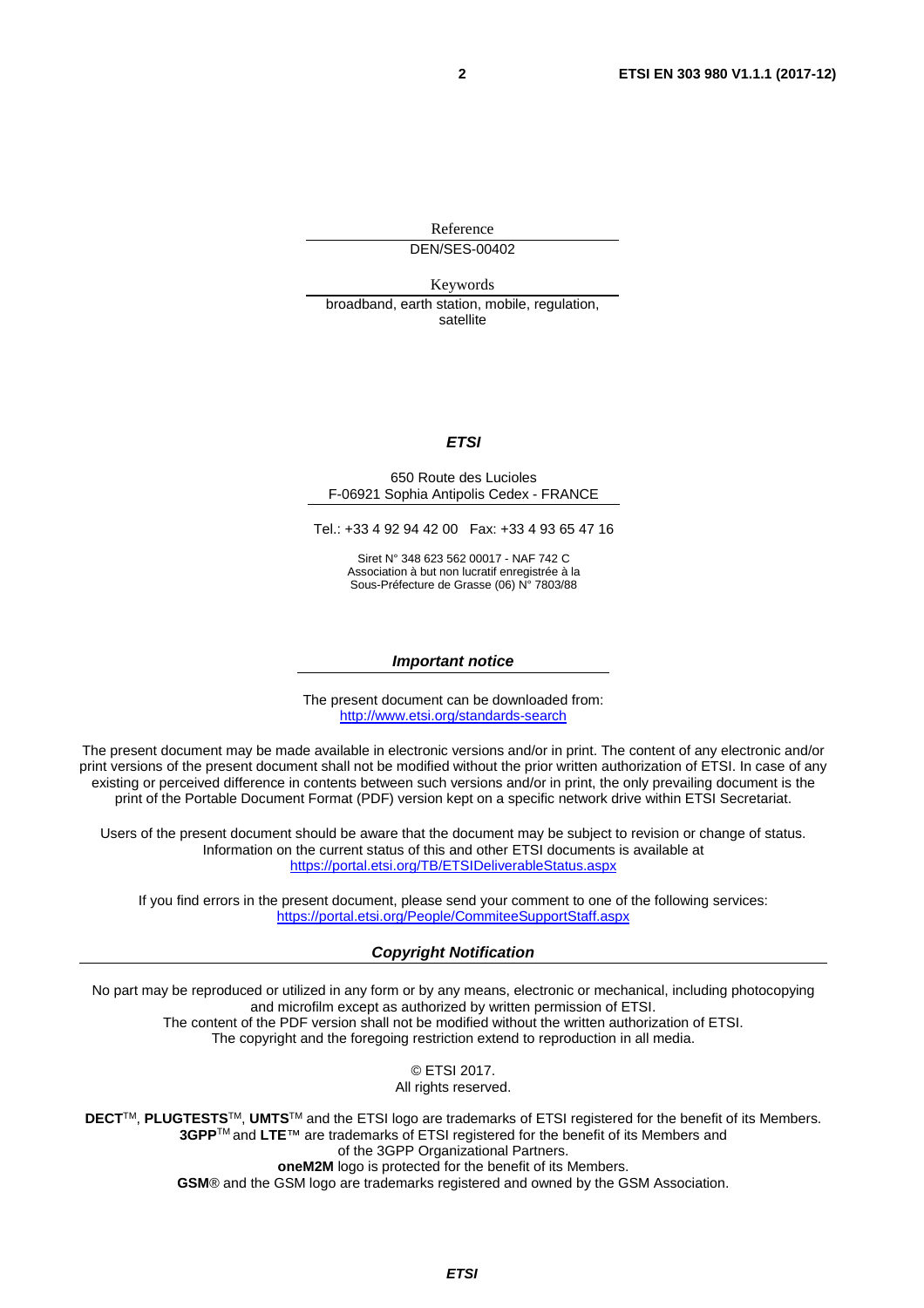Reference

DEN/SES-00402

Keywords

broadband, earth station, mobile, regulation, satellite

***ETSI***

650 Route des Lucioles
F-06921 Sophia Antipolis Cedex - FRANCE

Tel.: +33 4 92 94 42 00   Fax: +33 4 93 65 47 16

Siret N° 348 623 562 00017 - NAF 742 C
Association à but non lucratif enregistrée à la
Sous-Préfecture de Grasse (06) N° 7803/88

***Important notice***

The present document can be downloaded from:
http://www.etsi.org/standards-search

The present document may be made available in electronic versions and/or in print. The content of any electronic and/or print versions of the present document shall not be modified without the prior written authorization of ETSI. In case of any existing or perceived difference in contents between such versions and/or in print, the only prevailing document is the print of the Portable Document Format (PDF) version kept on a specific network drive within ETSI Secretariat.

Users of the present document should be aware that the document may be subject to revision or change of status. Information on the current status of this and other ETSI documents is available at
https://portal.etsi.org/TB/ETSIDeliverableStatus.aspx

If you find errors in the present document, please send your comment to one of the following services:
https://portal.etsi.org/People/CommiteeSupportStaff.aspx

***Copyright Notification***

No part may be reproduced or utilized in any form or by any means, electronic or mechanical, including photocopying and microfilm except as authorized by written permission of ETSI.
The content of the PDF version shall not be modified without the written authorization of ETSI.
The copyright and the foregoing restriction extend to reproduction in all media.

© ETSI 2017.
All rights reserved.

**DECT**TM, **PLUGTESTS**TM, **UMTS**TM and the ETSI logo are trademarks of ETSI registered for the benefit of its Members.
**3GPP**TM and **LTE**™ are trademarks of ETSI registered for the benefit of its Members and of the 3GPP Organizational Partners.
**oneM2M** logo is protected for the benefit of its Members.
**GSM**® and the GSM logo are trademarks registered and owned by the GSM Association.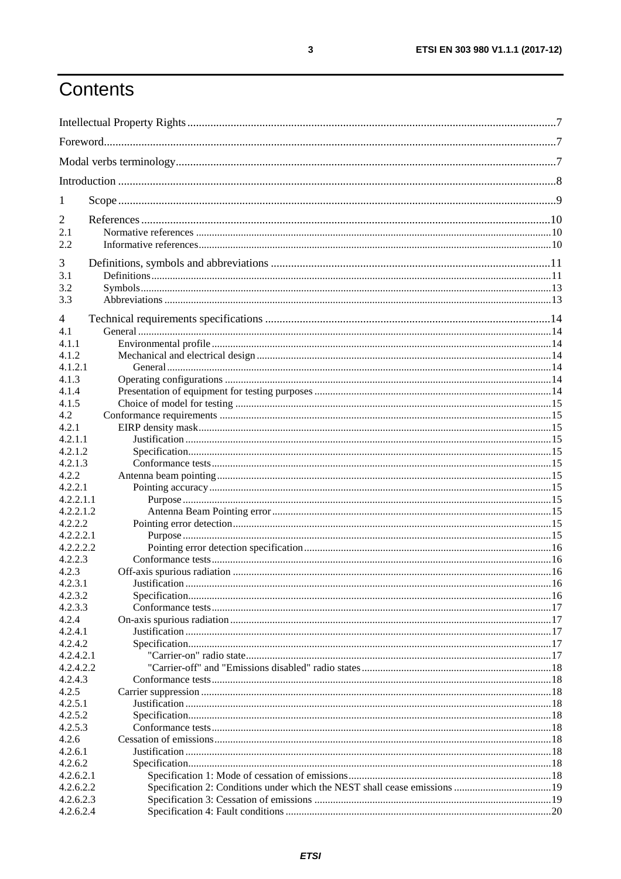# Contents

Intellectual Property Rights ....................................................................................................................7

Foreword....................................................................................................................................................7

Modal verbs terminology............................................................................................................................7

Introduction ................................................................................................................................................8

1 Scope......................................................................................................................................................9

2 References..............................................................................................................................................10
- 2.1 Normative references ....................................................................................................................10
- 2.2 Informative references...................................................................................................................10

3 Definitions, symbols and abbreviations .................................................................................................11
- 3.1 Definitions.....................................................................................................................................11
- 3.2 Symbols.........................................................................................................................................13
- 3.3 Abbreviations ................................................................................................................................13

4 Technical requirements specifications ...................................................................................................14
- 4.1 General ..........................................................................................................................................14
- 4.1.1 Environmental profile ..............................................................................................................14
- 4.1.2 Mechanical and electrical design.............................................................................................14
- 4.1.2.1 General ..............................................................................................................................14
- 4.1.3 Operating configurations .........................................................................................................14
- 4.1.4 Presentation of equipment for testing purposes ........................................................................14
- 4.1.5 Choice of model for testing .....................................................................................................15
- 4.2 Conformance requirements ............................................................................................................15
- 4.2.1 EIRP density mask...................................................................................................................15
- 4.2.1.1 Justification .......................................................................................................................15
- 4.2.1.2 Specification.......................................................................................................................15
- 4.2.1.3 Conformance tests..............................................................................................................15
- 4.2.2 Antenna beam pointing............................................................................................................15
- 4.2.2.1 Pointing accuracy ...............................................................................................................15
- 4.2.2.1.1 Purpose .........................................................................................................................15
- 4.2.2.1.2 Antenna Beam Pointing error........................................................................................15
- 4.2.2.2 Pointing error detection......................................................................................................15
- 4.2.2.2.1 Purpose .........................................................................................................................15
- 4.2.2.2.2 Pointing error detection specification............................................................................16
- 4.2.2.3 Conformance tests..............................................................................................................16
- 4.2.3 Off-axis spurious radiation ......................................................................................................16
- 4.2.3.1 Justification .......................................................................................................................16
- 4.2.3.2 Specification.......................................................................................................................16
- 4.2.3.3 Conformance tests..............................................................................................................17
- 4.2.4 On-axis spurious radiation.......................................................................................................17
- 4.2.4.1 Justification .......................................................................................................................17
- 4.2.4.2 Specification.......................................................................................................................17
- 4.2.4.2.1 "Carrier-on" radio state.................................................................................................17
- 4.2.4.2.2 "Carrier-off" and "Emissions disabled" radio states......................................................18
- 4.2.4.3 Conformance tests..............................................................................................................18
- 4.2.5 Carrier suppression .................................................................................................................18
- 4.2.5.1 Justification .......................................................................................................................18
- 4.2.5.2 Specification.......................................................................................................................18
- 4.2.5.3 Conformance tests..............................................................................................................18
- 4.2.6 Cessation of emissions.............................................................................................................18
- 4.2.6.1 Justification .......................................................................................................................18
- 4.2.6.2 Specification.......................................................................................................................18
- 4.2.6.2.1 Specification 1: Mode of cessation of emissions............................................................18
- 4.2.6.2.2 Specification 2: Conditions under which the NEST shall cease emissions ....................19
- 4.2.6.2.3 Specification 3: Cessation of emissions ........................................................................19
- 4.2.6.2.4 Specification 4: Fault conditions ..................................................................................20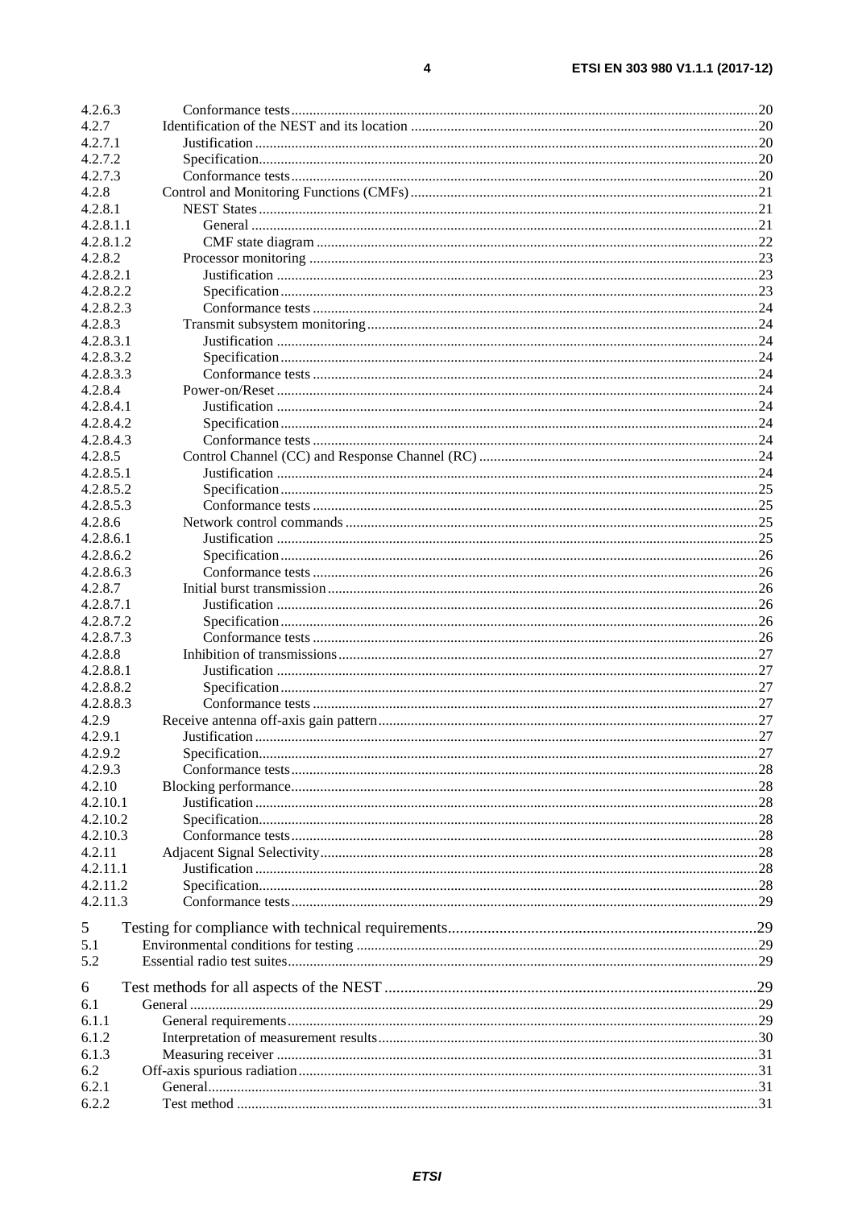4.2.6.3 Conformance tests ... 20
4.2.7 Identification of the NEST and its location ... 20
4.2.7.1 Justification ... 20
4.2.7.2 Specification ... 20
4.2.7.3 Conformance tests ... 20
4.2.8 Control and Monitoring Functions (CMFs) ... 21
4.2.8.1 NEST States ... 21
4.2.8.1.1 General ... 21
4.2.8.1.2 CMF state diagram ... 22
4.2.8.2 Processor monitoring ... 23
4.2.8.2.1 Justification ... 23
4.2.8.2.2 Specification ... 23
4.2.8.2.3 Conformance tests ... 24
4.2.8.3 Transmit subsystem monitoring ... 24
4.2.8.3.1 Justification ... 24
4.2.8.3.2 Specification ... 24
4.2.8.3.3 Conformance tests ... 24
4.2.8.4 Power-on/Reset ... 24
4.2.8.4.1 Justification ... 24
4.2.8.4.2 Specification ... 24
4.2.8.4.3 Conformance tests ... 24
4.2.8.5 Control Channel (CC) and Response Channel (RC) ... 24
4.2.8.5.1 Justification ... 24
4.2.8.5.2 Specification ... 25
4.2.8.5.3 Conformance tests ... 25
4.2.8.6 Network control commands ... 25
4.2.8.6.1 Justification ... 25
4.2.8.6.2 Specification ... 26
4.2.8.6.3 Conformance tests ... 26
4.2.8.7 Initial burst transmission ... 26
4.2.8.7.1 Justification ... 26
4.2.8.7.2 Specification ... 26
4.2.8.7.3 Conformance tests ... 26
4.2.8.8 Inhibition of transmissions ... 27
4.2.8.8.1 Justification ... 27
4.2.8.8.2 Specification ... 27
4.2.8.8.3 Conformance tests ... 27
4.2.9 Receive antenna off-axis gain pattern ... 27
4.2.9.1 Justification ... 27
4.2.9.2 Specification ... 27
4.2.9.3 Conformance tests ... 28
4.2.10 Blocking performance ... 28
4.2.10.1 Justification ... 28
4.2.10.2 Specification ... 28
4.2.10.3 Conformance tests ... 28
4.2.11 Adjacent Signal Selectivity ... 28
4.2.11.1 Justification ... 28
4.2.11.2 Specification ... 28
4.2.11.3 Conformance tests ... 29

5 Testing for compliance with technical requirements ... 29
5.1 Environmental conditions for testing ... 29
5.2 Essential radio test suites ... 29

6 Test methods for all aspects of the NEST ... 29
6.1 General ... 29
6.1.1 General requirements ... 29
6.1.2 Interpretation of measurement results ... 30
6.1.3 Measuring receiver ... 31
6.2 Off-axis spurious radiation ... 31
6.2.1 General ... 31
6.2.2 Test method ... 31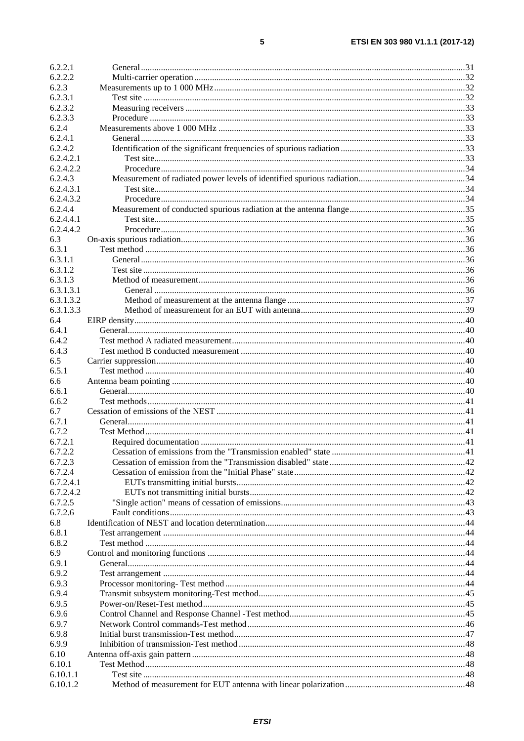6.2.2.1 General .......... 31
6.2.2.2 Multi-carrier operation .......... 32
6.2.3 Measurements up to 1 000 MHz .......... 32
6.2.3.1 Test site .......... 32
6.2.3.2 Measuring receivers .......... 33
6.2.3.3 Procedure .......... 33
6.2.4 Measurements above 1 000 MHz .......... 33
6.2.4.1 General .......... 33
6.2.4.2 Identification of the significant frequencies of spurious radiation .......... 33
6.2.4.2.1 Test site .......... 33
6.2.4.2.2 Procedure .......... 34
6.2.4.3 Measurement of radiated power levels of identified spurious radiation .......... 34
6.2.4.3.1 Test site .......... 34
6.2.4.3.2 Procedure .......... 34
6.2.4.4 Measurement of conducted spurious radiation at the antenna flange .......... 35
6.2.4.4.1 Test site .......... 35
6.2.4.4.2 Procedure .......... 36
6.3 On-axis spurious radiation .......... 36
6.3.1 Test method .......... 36
6.3.1.1 General .......... 36
6.3.1.2 Test site .......... 36
6.3.1.3 Method of measurement .......... 36
6.3.1.3.1 General .......... 36
6.3.1.3.2 Method of measurement at the antenna flange .......... 37
6.3.1.3.3 Method of measurement for an EUT with antenna .......... 39
6.4 EIRP density .......... 40
6.4.1 General .......... 40
6.4.2 Test method A radiated measurement .......... 40
6.4.3 Test method B conducted measurement .......... 40
6.5 Carrier suppression .......... 40
6.5.1 Test method .......... 40
6.6 Antenna beam pointing .......... 40
6.6.1 General .......... 40
6.6.2 Test methods .......... 41
6.7 Cessation of emissions of the NEST .......... 41
6.7.1 General .......... 41
6.7.2 Test Method .......... 41
6.7.2.1 Required documentation .......... 41
6.7.2.2 Cessation of emissions from the "Transmission enabled" state .......... 41
6.7.2.3 Cessation of emission from the "Transmission disabled" state .......... 42
6.7.2.4 Cessation of emission from the "Initial Phase" state .......... 42
6.7.2.4.1 EUTs transmitting initial bursts .......... 42
6.7.2.4.2 EUTs not transmitting initial bursts .......... 42
6.7.2.5 "Single action" means of cessation of emissions .......... 43
6.7.2.6 Fault conditions .......... 43
6.8 Identification of NEST and location determination .......... 44
6.8.1 Test arrangement .......... 44
6.8.2 Test method .......... 44
6.9 Control and monitoring functions .......... 44
6.9.1 General .......... 44
6.9.2 Test arrangement .......... 44
6.9.3 Processor monitoring- Test method .......... 44
6.9.4 Transmit subsystem monitoring-Test method .......... 45
6.9.5 Power-on/Reset-Test method .......... 45
6.9.6 Control Channel and Response Channel -Test method .......... 45
6.9.7 Network Control commands-Test method .......... 46
6.9.8 Initial burst transmission-Test method .......... 47
6.9.9 Inhibition of transmission-Test method .......... 48
6.10 Antenna off-axis gain pattern .......... 48
6.10.1 Test Method .......... 48
6.10.1.1 Test site .......... 48
6.10.1.2 Method of measurement for EUT antenna with linear polarization .......... 48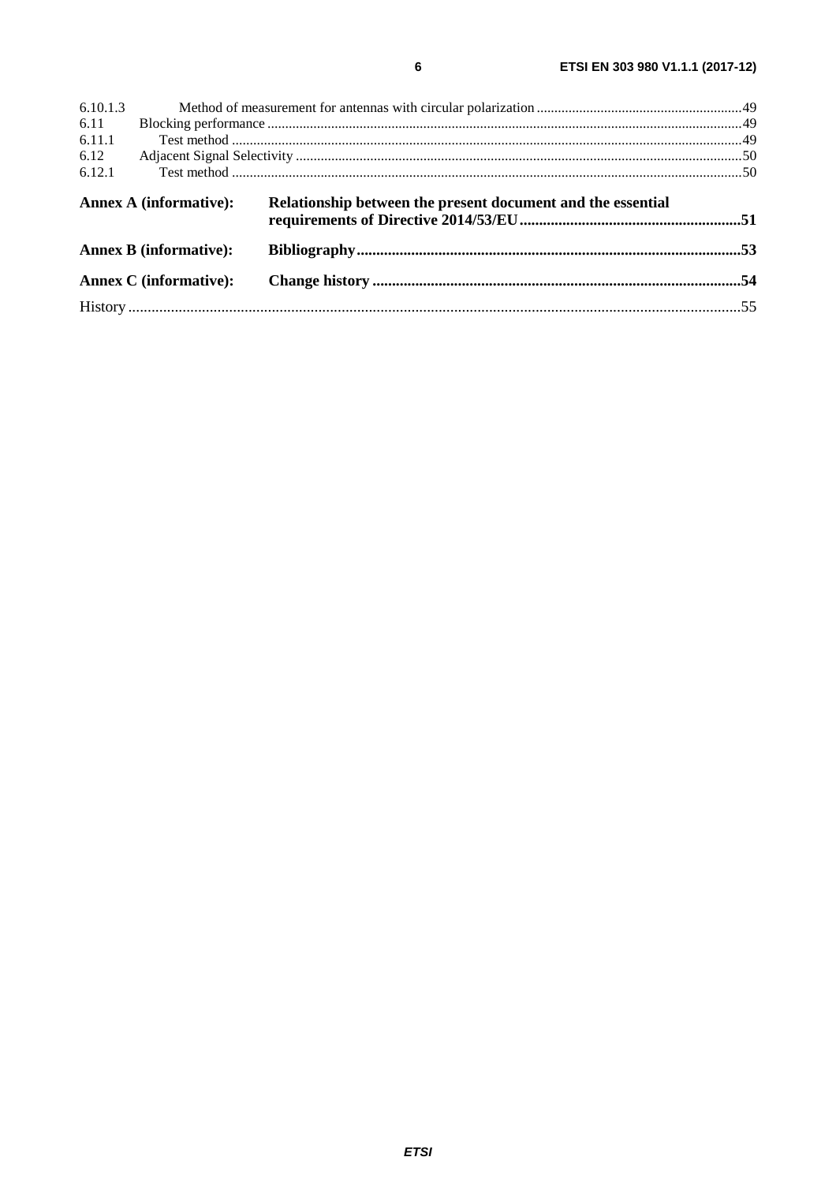6.10.1.3 Method of measurement for antennas with circular polarization .......................................................... 49
6.11 Blocking performance ...................................................................................................................................... 49
6.11.1 Test method ................................................................................................................................................ 49
6.12 Adjacent Signal Selectivity ............................................................................................................................. 50
6.12.1 Test method ................................................................................................................................................ 50

**Annex A (informative): Relationship between the present document and the essential requirements of Directive 2014/53/EU ......................................................... 51**

**Annex B (informative): Bibliography .................................................................................................. 53**

**Annex C (informative): Change history .............................................................................................. 54**

History ............................................................................................................................................................. 55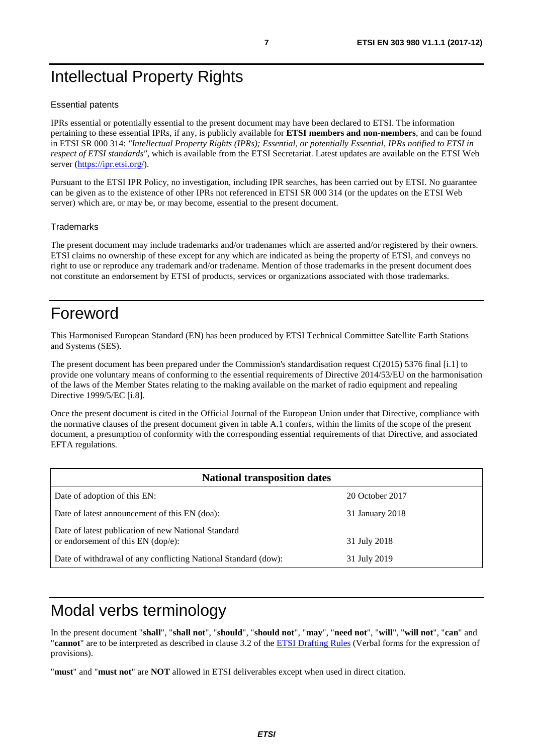# Intellectual Property Rights

Essential patents

IPRs essential or potentially essential to the present document may have been declared to ETSI. The information pertaining to these essential IPRs, if any, is publicly available for **ETSI members and non-members**, and can be found in ETSI SR 000 314: *"Intellectual Property Rights (IPRs); Essential, or potentially Essential, IPRs notified to ETSI in respect of ETSI standards"*, which is available from the ETSI Secretariat. Latest updates are available on the ETSI Web server (https://ipr.etsi.org/).

Pursuant to the ETSI IPR Policy, no investigation, including IPR searches, has been carried out by ETSI. No guarantee can be given as to the existence of other IPRs not referenced in ETSI SR 000 314 (or the updates on the ETSI Web server) which are, or may be, or may become, essential to the present document.

Trademarks

The present document may include trademarks and/or tradenames which are asserted and/or registered by their owners. ETSI claims no ownership of these except for any which are indicated as being the property of ETSI, and conveys no right to use or reproduce any trademark and/or tradename. Mention of those trademarks in the present document does not constitute an endorsement by ETSI of products, services or organizations associated with those trademarks.

# Foreword

This Harmonised European Standard (EN) has been produced by ETSI Technical Committee Satellite Earth Stations and Systems (SES).

The present document has been prepared under the Commission's standardisation request C(2015) 5376 final [i.1] to provide one voluntary means of conforming to the essential requirements of Directive 2014/53/EU on the harmonisation of the laws of the Member States relating to the making available on the market of radio equipment and repealing Directive 1999/5/EC [i.8].

Once the present document is cited in the Official Journal of the European Union under that Directive, compliance with the normative clauses of the present document given in table A.1 confers, within the limits of the scope of the present document, a presumption of conformity with the corresponding essential requirements of that Directive, and associated EFTA regulations.

| **National transposition dates** | |
|---|---|
| Date of adoption of this EN: | 20 October 2017 |
| Date of latest announcement of this EN (doa): | 31 January 2018 |
| Date of latest publication of new National Standard or endorsement of this EN (dop/e): | 31 July 2018 |
| Date of withdrawal of any conflicting National Standard (dow): | 31 July 2019 |

# Modal verbs terminology

In the present document "**shall**", "**shall not**", "**should**", "**should not**", "**may**", "**need not**", "**will**", "**will not**", "**can**" and "**cannot**" are to be interpreted as described in clause 3.2 of the ETSI Drafting Rules (Verbal forms for the expression of provisions).

"**must**" and "**must not**" are **NOT** allowed in ETSI deliverables except when used in direct citation.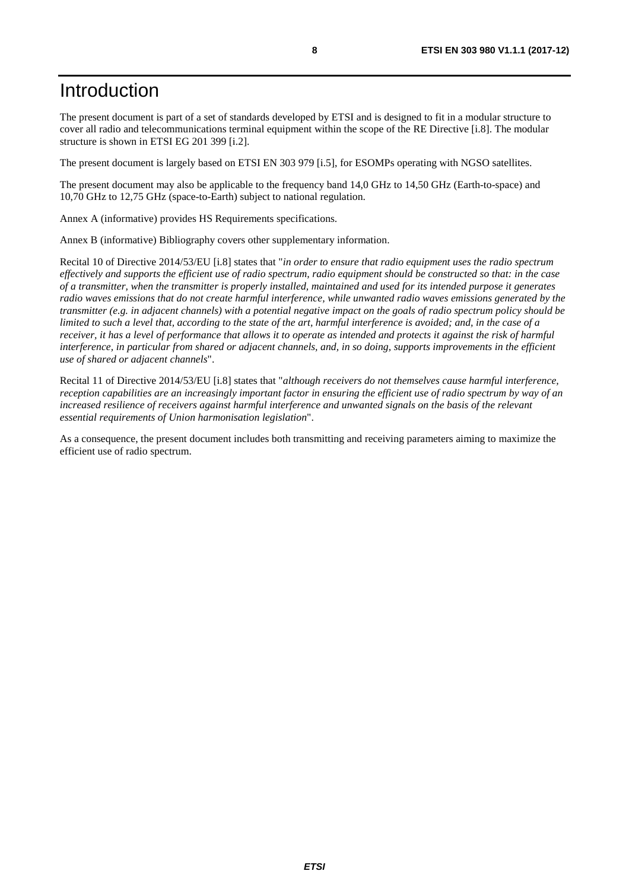# Introduction

The present document is part of a set of standards developed by ETSI and is designed to fit in a modular structure to cover all radio and telecommunications terminal equipment within the scope of the RE Directive [i.8]. The modular structure is shown in ETSI EG 201 399 [i.2].

The present document is largely based on ETSI EN 303 979 [i.5], for ESOMPs operating with NGSO satellites.

The present document may also be applicable to the frequency band 14,0 GHz to 14,50 GHz (Earth-to-space) and 10,70 GHz to 12,75 GHz (space-to-Earth) subject to national regulation.

Annex A (informative) provides HS Requirements specifications.

Annex B (informative) Bibliography covers other supplementary information.

Recital 10 of Directive 2014/53/EU [i.8] states that "*in order to ensure that radio equipment uses the radio spectrum effectively and supports the efficient use of radio spectrum, radio equipment should be constructed so that: in the case of a transmitter, when the transmitter is properly installed, maintained and used for its intended purpose it generates radio waves emissions that do not create harmful interference, while unwanted radio waves emissions generated by the transmitter (e.g. in adjacent channels) with a potential negative impact on the goals of radio spectrum policy should be limited to such a level that, according to the state of the art, harmful interference is avoided; and, in the case of a receiver, it has a level of performance that allows it to operate as intended and protects it against the risk of harmful interference, in particular from shared or adjacent channels, and, in so doing, supports improvements in the efficient use of shared or adjacent channels*".

Recital 11 of Directive 2014/53/EU [i.8] states that "*although receivers do not themselves cause harmful interference, reception capabilities are an increasingly important factor in ensuring the efficient use of radio spectrum by way of an increased resilience of receivers against harmful interference and unwanted signals on the basis of the relevant essential requirements of Union harmonisation legislation*".

As a consequence, the present document includes both transmitting and receiving parameters aiming to maximize the efficient use of radio spectrum.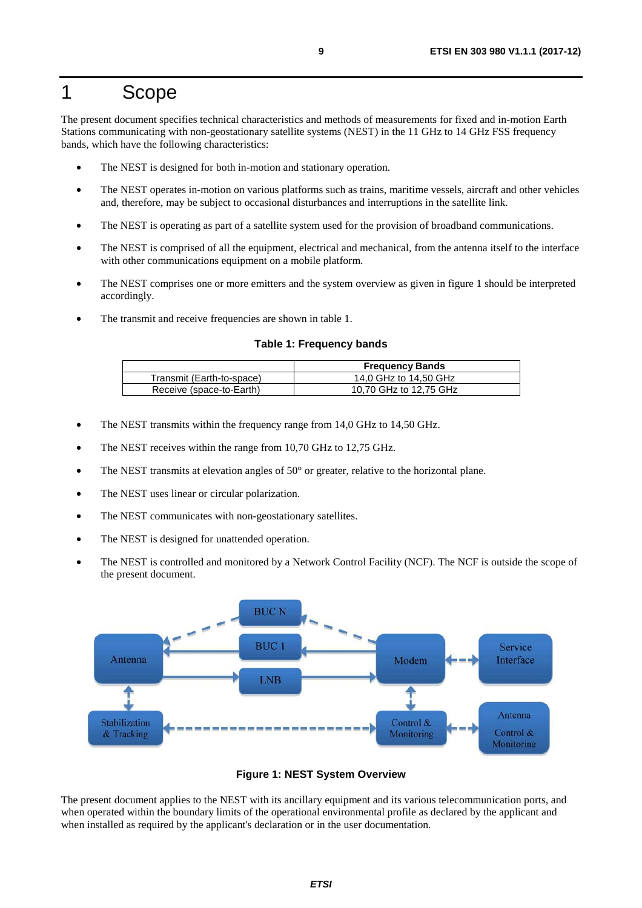# 1 Scope

The present document specifies technical characteristics and methods of measurements for fixed and in-motion Earth Stations communicating with non-geostationary satellite systems (NEST) in the 11 GHz to 14 GHz FSS frequency bands, which have the following characteristics:

- The NEST is designed for both in-motion and stationary operation.
- The NEST operates in-motion on various platforms such as trains, maritime vessels, aircraft and other vehicles and, therefore, may be subject to occasional disturbances and interruptions in the satellite link.
- The NEST is operating as part of a satellite system used for the provision of broadband communications.
- The NEST is comprised of all the equipment, electrical and mechanical, from the antenna itself to the interface with other communications equipment on a mobile platform.
- The NEST comprises one or more emitters and the system overview as given in figure 1 should be interpreted accordingly.
- The transmit and receive frequencies are shown in table 1.

**Table 1: Frequency bands**

| | **Frequency Bands** |
|---|---|
| Transmit (Earth-to-space) | 14,0 GHz to 14,50 GHz |
| Receive (space-to-Earth) | 10,70 GHz to 12,75 GHz |

- The NEST transmits within the frequency range from 14,0 GHz to 14,50 GHz.
- The NEST receives within the range from 10,70 GHz to 12,75 GHz.
- The NEST transmits at elevation angles of 50° or greater, relative to the horizontal plane.
- The NEST uses linear or circular polarization.
- The NEST communicates with non-geostationary satellites.
- The NEST is designed for unattended operation.
- The NEST is controlled and monitored by a Network Control Facility (NCF). The NCF is outside the scope of the present document.

**Figure 1: NEST System Overview**

The present document applies to the NEST with its ancillary equipment and its various telecommunication ports, and when operated within the boundary limits of the operational environmental profile as declared by the applicant and when installed as required by the applicant's declaration or in the user documentation.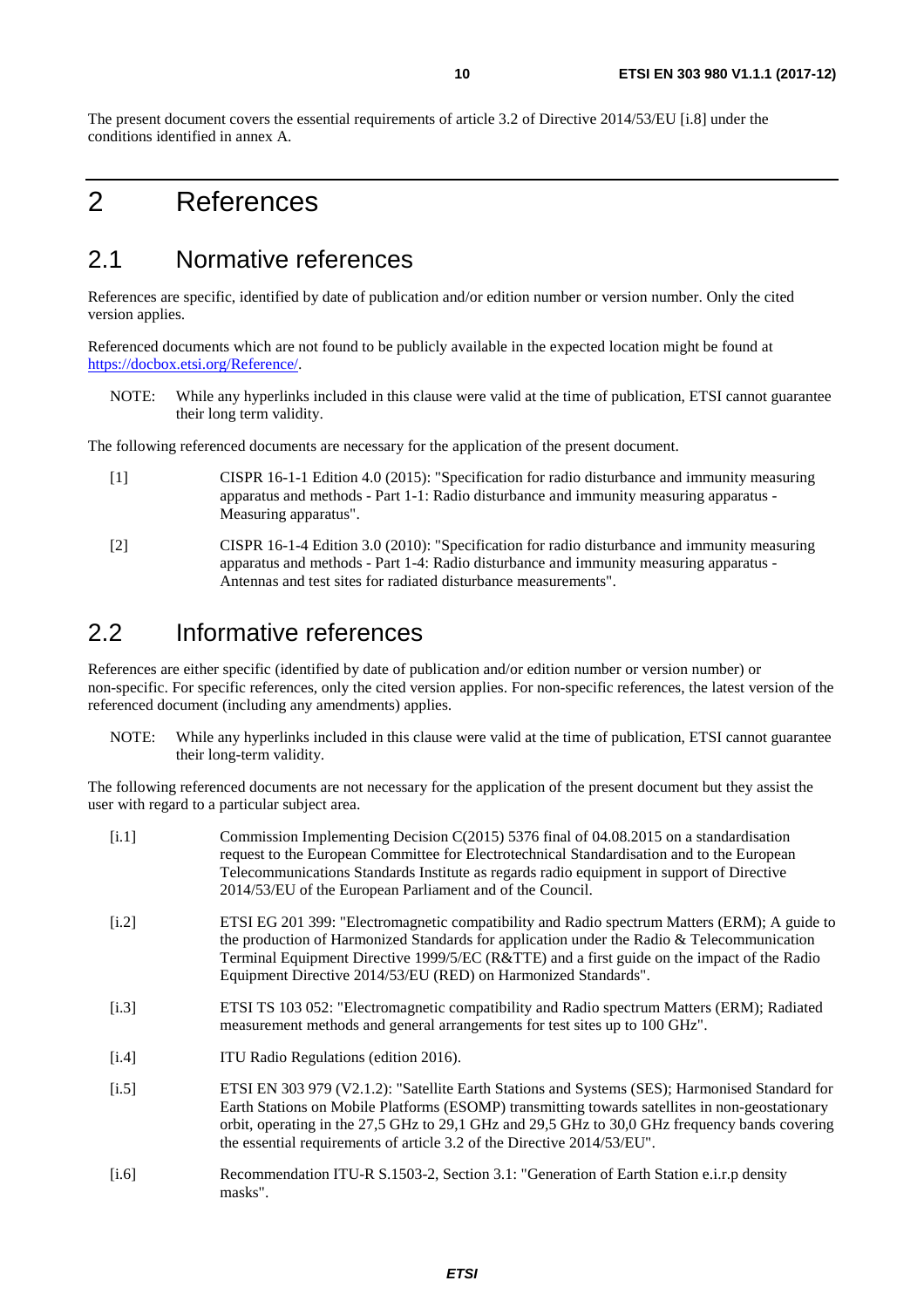The present document covers the essential requirements of article 3.2 of Directive 2014/53/EU [i.8] under the conditions identified in annex A.

# 2 References

## 2.1 Normative references

References are specific, identified by date of publication and/or edition number or version number. Only the cited version applies.

Referenced documents which are not found to be publicly available in the expected location might be found at https://docbox.etsi.org/Reference/.

NOTE: While any hyperlinks included in this clause were valid at the time of publication, ETSI cannot guarantee their long term validity.

The following referenced documents are necessary for the application of the present document.

- [1] CISPR 16-1-1 Edition 4.0 (2015): "Specification for radio disturbance and immunity measuring apparatus and methods - Part 1-1: Radio disturbance and immunity measuring apparatus - Measuring apparatus".
- [2] CISPR 16-1-4 Edition 3.0 (2010): "Specification for radio disturbance and immunity measuring apparatus and methods - Part 1-4: Radio disturbance and immunity measuring apparatus - Antennas and test sites for radiated disturbance measurements".

## 2.2 Informative references

References are either specific (identified by date of publication and/or edition number or version number) or non-specific. For specific references, only the cited version applies. For non-specific references, the latest version of the referenced document (including any amendments) applies.

NOTE: While any hyperlinks included in this clause were valid at the time of publication, ETSI cannot guarantee their long-term validity.

The following referenced documents are not necessary for the application of the present document but they assist the user with regard to a particular subject area.

- [i.1] Commission Implementing Decision C(2015) 5376 final of 04.08.2015 on a standardisation request to the European Committee for Electrotechnical Standardisation and to the European Telecommunications Standards Institute as regards radio equipment in support of Directive 2014/53/EU of the European Parliament and of the Council.
- [i.2] ETSI EG 201 399: "Electromagnetic compatibility and Radio spectrum Matters (ERM); A guide to the production of Harmonized Standards for application under the Radio & Telecommunication Terminal Equipment Directive 1999/5/EC (R&TTE) and a first guide on the impact of the Radio Equipment Directive 2014/53/EU (RED) on Harmonized Standards".
- [i.3] ETSI TS 103 052: "Electromagnetic compatibility and Radio spectrum Matters (ERM); Radiated measurement methods and general arrangements for test sites up to 100 GHz".
- [i.4] ITU Radio Regulations (edition 2016).
- [i.5] ETSI EN 303 979 (V2.1.2): "Satellite Earth Stations and Systems (SES); Harmonised Standard for Earth Stations on Mobile Platforms (ESOMP) transmitting towards satellites in non-geostationary orbit, operating in the 27,5 GHz to 29,1 GHz and 29,5 GHz to 30,0 GHz frequency bands covering the essential requirements of article 3.2 of the Directive 2014/53/EU".
- [i.6] Recommendation ITU-R S.1503-2, Section 3.1: "Generation of Earth Station e.i.r.p density masks".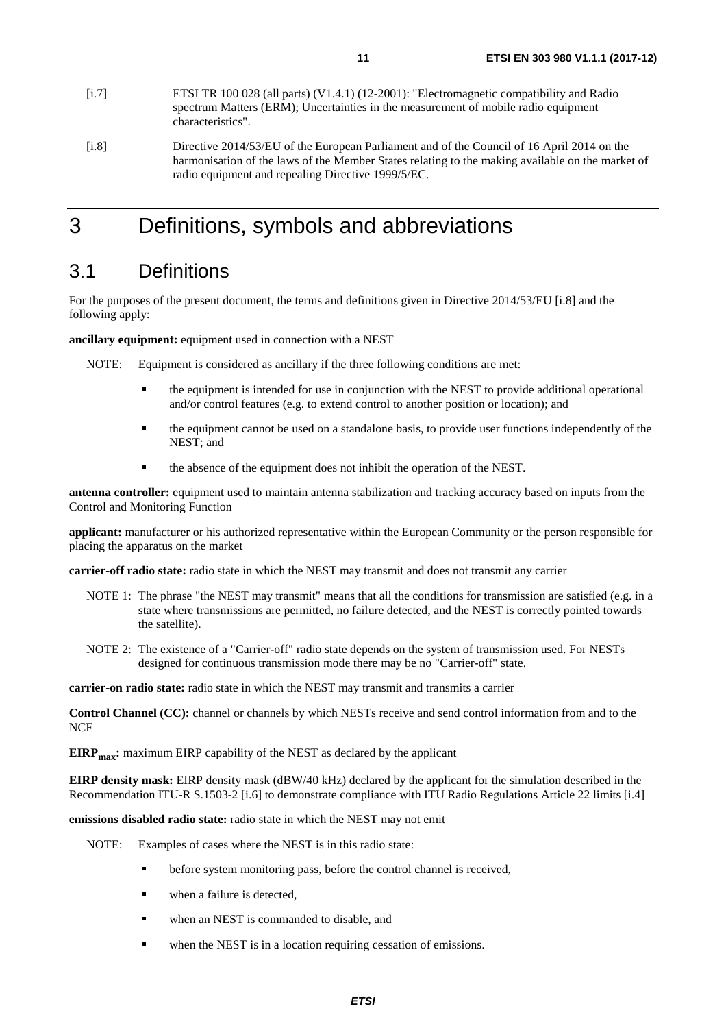[i.7] ETSI TR 100 028 (all parts) (V1.4.1) (12-2001): "Electromagnetic compatibility and Radio spectrum Matters (ERM); Uncertainties in the measurement of mobile radio equipment characteristics".

[i.8] Directive 2014/53/EU of the European Parliament and of the Council of 16 April 2014 on the harmonisation of the laws of the Member States relating to the making available on the market of radio equipment and repealing Directive 1999/5/EC.

# 3 Definitions, symbols and abbreviations

## 3.1 Definitions

For the purposes of the present document, the terms and definitions given in Directive 2014/53/EU [i.8] and the following apply:

**ancillary equipment:** equipment used in connection with a NEST

NOTE: Equipment is considered as ancillary if the three following conditions are met:

- the equipment is intended for use in conjunction with the NEST to provide additional operational and/or control features (e.g. to extend control to another position or location); and
- the equipment cannot be used on a standalone basis, to provide user functions independently of the NEST; and
- the absence of the equipment does not inhibit the operation of the NEST.

**antenna controller:** equipment used to maintain antenna stabilization and tracking accuracy based on inputs from the Control and Monitoring Function

**applicant:** manufacturer or his authorized representative within the European Community or the person responsible for placing the apparatus on the market

**carrier-off radio state:** radio state in which the NEST may transmit and does not transmit any carrier

NOTE 1: The phrase "the NEST may transmit" means that all the conditions for transmission are satisfied (e.g. in a state where transmissions are permitted, no failure detected, and the NEST is correctly pointed towards the satellite).

NOTE 2: The existence of a "Carrier-off" radio state depends on the system of transmission used. For NESTs designed for continuous transmission mode there may be no "Carrier-off" state.

**carrier-on radio state:** radio state in which the NEST may transmit and transmits a carrier

**Control Channel (CC):** channel or channels by which NESTs receive and send control information from and to the NCF

**$EIRP_{max}$:** maximum EIRP capability of the NEST as declared by the applicant

**EIRP density mask:** EIRP density mask (dBW/40 kHz) declared by the applicant for the simulation described in the Recommendation ITU-R S.1503-2 [i.6] to demonstrate compliance with ITU Radio Regulations Article 22 limits [i.4]

**emissions disabled radio state:** radio state in which the NEST may not emit

NOTE: Examples of cases where the NEST is in this radio state:

- before system monitoring pass, before the control channel is received,
- when a failure is detected,
- when an NEST is commanded to disable, and
- when the NEST is in a location requiring cessation of emissions.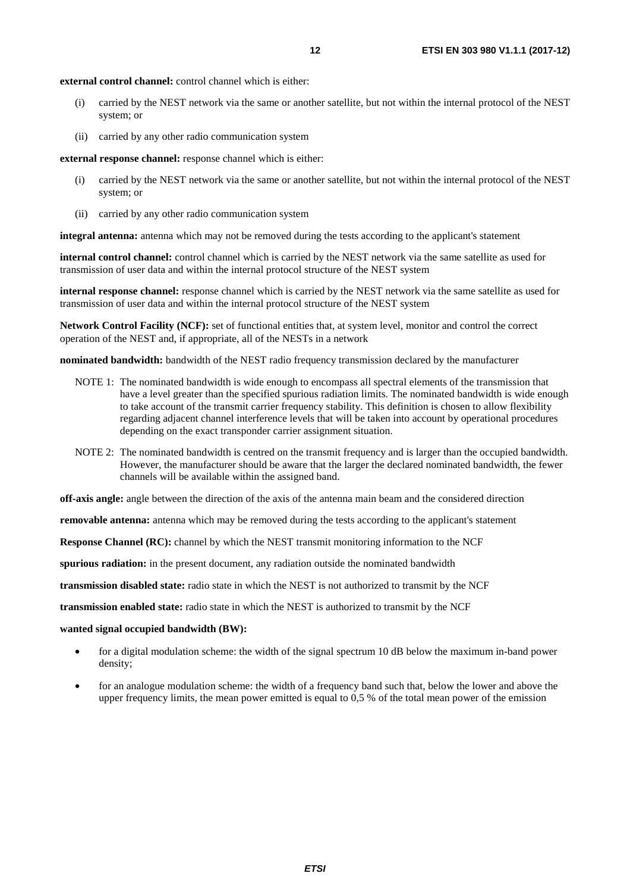**external control channel:** control channel which is either:

(i) carried by the NEST network via the same or another satellite, but not within the internal protocol of the NEST system; or

(ii) carried by any other radio communication system

**external response channel:** response channel which is either:

(i) carried by the NEST network via the same or another satellite, but not within the internal protocol of the NEST system; or

(ii) carried by any other radio communication system

**integral antenna:** antenna which may not be removed during the tests according to the applicant's statement

**internal control channel:** control channel which is carried by the NEST network via the same satellite as used for transmission of user data and within the internal protocol structure of the NEST system

**internal response channel:** response channel which is carried by the NEST network via the same satellite as used for transmission of user data and within the internal protocol structure of the NEST system

**Network Control Facility (NCF):** set of functional entities that, at system level, monitor and control the correct operation of the NEST and, if appropriate, all of the NESTs in a network

**nominated bandwidth:** bandwidth of the NEST radio frequency transmission declared by the manufacturer

NOTE 1: The nominated bandwidth is wide enough to encompass all spectral elements of the transmission that have a level greater than the specified spurious radiation limits. The nominated bandwidth is wide enough to take account of the transmit carrier frequency stability. This definition is chosen to allow flexibility regarding adjacent channel interference levels that will be taken into account by operational procedures depending on the exact transponder carrier assignment situation.

NOTE 2: The nominated bandwidth is centred on the transmit frequency and is larger than the occupied bandwidth. However, the manufacturer should be aware that the larger the declared nominated bandwidth, the fewer channels will be available within the assigned band.

**off-axis angle:** angle between the direction of the axis of the antenna main beam and the considered direction

**removable antenna:** antenna which may be removed during the tests according to the applicant's statement

**Response Channel (RC):** channel by which the NEST transmit monitoring information to the NCF

**spurious radiation:** in the present document, any radiation outside the nominated bandwidth

**transmission disabled state:** radio state in which the NEST is not authorized to transmit by the NCF

**transmission enabled state:** radio state in which the NEST is authorized to transmit by the NCF

**wanted signal occupied bandwidth (BW):**

- for a digital modulation scheme: the width of the signal spectrum 10 dB below the maximum in-band power density;
- for an analogue modulation scheme: the width of a frequency band such that, below the lower and above the upper frequency limits, the mean power emitted is equal to 0,5 % of the total mean power of the emission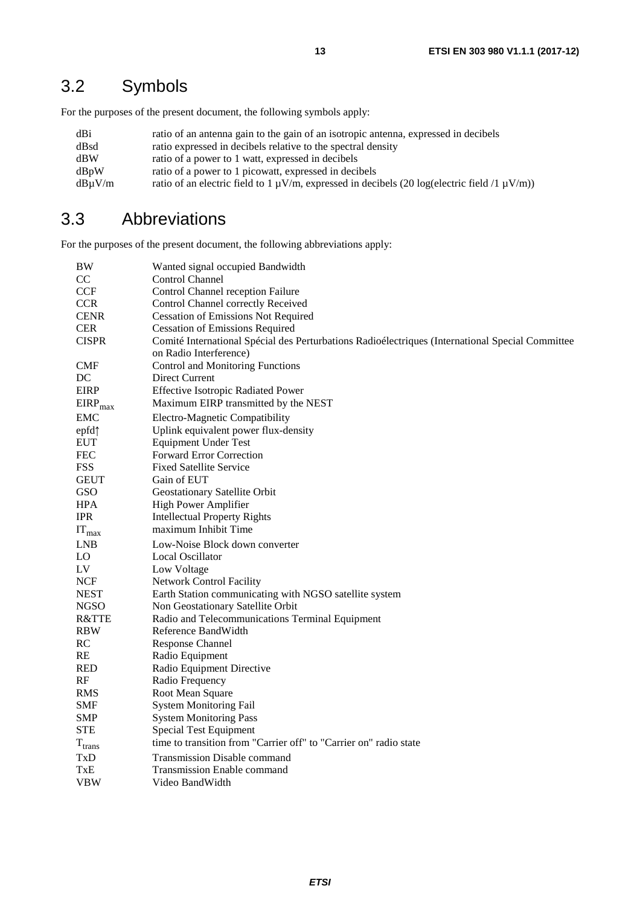## 3.2 Symbols

For the purposes of the present document, the following symbols apply:

| | |
|---|---|
| dBi | ratio of an antenna gain to the gain of an isotropic antenna, expressed in decibels |
| dBsd | ratio expressed in decibels relative to the spectral density |
| dBW | ratio of a power to 1 watt, expressed in decibels |
| dBpW | ratio of a power to 1 picowatt, expressed in decibels |
| dBμV/m | ratio of an electric field to 1 μV/m, expressed in decibels (20 log(electric field /1 μV/m)) |

## 3.3 Abbreviations

For the purposes of the present document, the following abbreviations apply:

| | |
|---|---|
| BW | Wanted signal occupied Bandwidth |
| CC | Control Channel |
| CCF | Control Channel reception Failure |
| CCR | Control Channel correctly Received |
| CENR | Cessation of Emissions Not Required |
| CER | Cessation of Emissions Required |
| CISPR | Comité International Spécial des Perturbations Radioélectriques (International Special Committee on Radio Interference) |
| CMF | Control and Monitoring Functions |
| DC | Direct Current |
| EIRP | Effective Isotropic Radiated Power |
| $EIRP_{max}$ | Maximum EIRP transmitted by the NEST |
| EMC | Electro-Magnetic Compatibility |
| epfd↑ | Uplink equivalent power flux-density |
| EUT | Equipment Under Test |
| FEC | Forward Error Correction |
| FSS | Fixed Satellite Service |
| GEUT | Gain of EUT |
| GSO | Geostationary Satellite Orbit |
| HPA | High Power Amplifier |
| IPR | Intellectual Property Rights |
| $IT_{max}$ | maximum Inhibit Time |
| LNB | Low-Noise Block down converter |
| LO | Local Oscillator |
| LV | Low Voltage |
| NCF | Network Control Facility |
| NEST | Earth Station communicating with NGSO satellite system |
| NGSO | Non Geostationary Satellite Orbit |
| R&TTE | Radio and Telecommunications Terminal Equipment |
| RBW | Reference BandWidth |
| RC | Response Channel |
| RE | Radio Equipment |
| RED | Radio Equipment Directive |
| RF | Radio Frequency |
| RMS | Root Mean Square |
| SMF | System Monitoring Fail |
| SMP | System Monitoring Pass |
| STE | Special Test Equipment |
| $T_{trans}$ | time to transition from "Carrier off" to "Carrier on" radio state |
| TxD | Transmission Disable command |
| TxE | Transmission Enable command |
| VBW | Video BandWidth |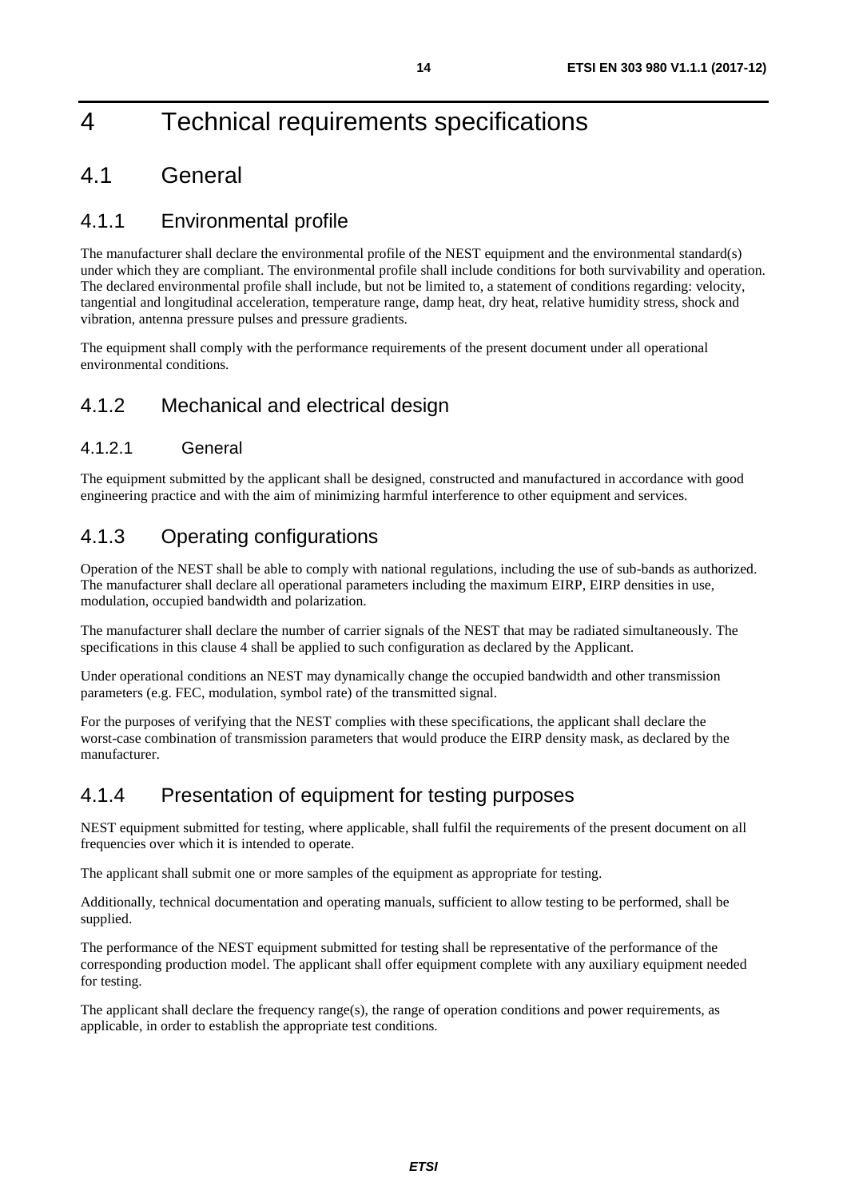# 4 Technical requirements specifications

## 4.1 General

### 4.1.1 Environmental profile

The manufacturer shall declare the environmental profile of the NEST equipment and the environmental standard(s) under which they are compliant. The environmental profile shall include conditions for both survivability and operation. The declared environmental profile shall include, but not be limited to, a statement of conditions regarding: velocity, tangential and longitudinal acceleration, temperature range, damp heat, dry heat, relative humidity stress, shock and vibration, antenna pressure pulses and pressure gradients.

The equipment shall comply with the performance requirements of the present document under all operational environmental conditions.

### 4.1.2 Mechanical and electrical design

#### 4.1.2.1 General

The equipment submitted by the applicant shall be designed, constructed and manufactured in accordance with good engineering practice and with the aim of minimizing harmful interference to other equipment and services.

### 4.1.3 Operating configurations

Operation of the NEST shall be able to comply with national regulations, including the use of sub-bands as authorized. The manufacturer shall declare all operational parameters including the maximum EIRP, EIRP densities in use, modulation, occupied bandwidth and polarization.

The manufacturer shall declare the number of carrier signals of the NEST that may be radiated simultaneously. The specifications in this clause 4 shall be applied to such configuration as declared by the Applicant.

Under operational conditions an NEST may dynamically change the occupied bandwidth and other transmission parameters (e.g. FEC, modulation, symbol rate) of the transmitted signal.

For the purposes of verifying that the NEST complies with these specifications, the applicant shall declare the worst-case combination of transmission parameters that would produce the EIRP density mask, as declared by the manufacturer.

### 4.1.4 Presentation of equipment for testing purposes

NEST equipment submitted for testing, where applicable, shall fulfil the requirements of the present document on all frequencies over which it is intended to operate.

The applicant shall submit one or more samples of the equipment as appropriate for testing.

Additionally, technical documentation and operating manuals, sufficient to allow testing to be performed, shall be supplied.

The performance of the NEST equipment submitted for testing shall be representative of the performance of the corresponding production model. The applicant shall offer equipment complete with any auxiliary equipment needed for testing.

The applicant shall declare the frequency range(s), the range of operation conditions and power requirements, as applicable, in order to establish the appropriate test conditions.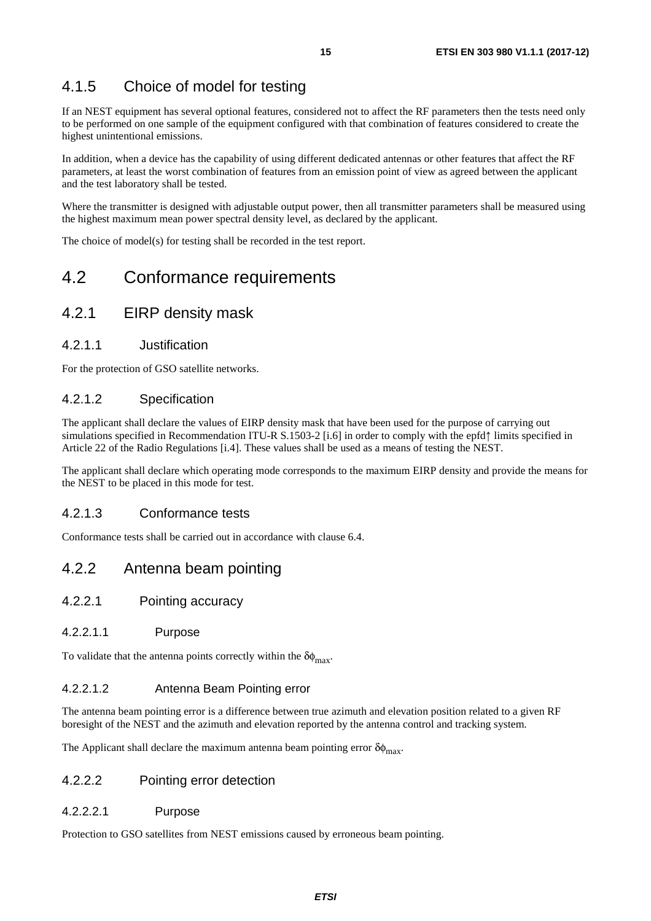### 4.1.5 Choice of model for testing

If an NEST equipment has several optional features, considered not to affect the RF parameters then the tests need only to be performed on one sample of the equipment configured with that combination of features considered to create the highest unintentional emissions.

In addition, when a device has the capability of using different dedicated antennas or other features that affect the RF parameters, at least the worst combination of features from an emission point of view as agreed between the applicant and the test laboratory shall be tested.

Where the transmitter is designed with adjustable output power, then all transmitter parameters shall be measured using the highest maximum mean power spectral density level, as declared by the applicant.

The choice of model(s) for testing shall be recorded in the test report.

## 4.2 Conformance requirements

### 4.2.1 EIRP density mask

#### 4.2.1.1 Justification

For the protection of GSO satellite networks.

#### 4.2.1.2 Specification

The applicant shall declare the values of EIRP density mask that have been used for the purpose of carrying out simulations specified in Recommendation ITU-R S.1503-2 [i.6] in order to comply with the epfd↑ limits specified in Article 22 of the Radio Regulations [i.4]. These values shall be used as a means of testing the NEST.

The applicant shall declare which operating mode corresponds to the maximum EIRP density and provide the means for the NEST to be placed in this mode for test.

#### 4.2.1.3 Conformance tests

Conformance tests shall be carried out in accordance with clause 6.4.

### 4.2.2 Antenna beam pointing

#### 4.2.2.1 Pointing accuracy

##### 4.2.2.1.1 Purpose

To validate that the antenna points correctly within the $\delta\phi_{max}$.

##### 4.2.2.1.2 Antenna Beam Pointing error

The antenna beam pointing error is a difference between true azimuth and elevation position related to a given RF boresight of the NEST and the azimuth and elevation reported by the antenna control and tracking system.

The Applicant shall declare the maximum antenna beam pointing error $\delta\phi_{max}$.

#### 4.2.2.2 Pointing error detection

##### 4.2.2.2.1 Purpose

Protection to GSO satellites from NEST emissions caused by erroneous beam pointing.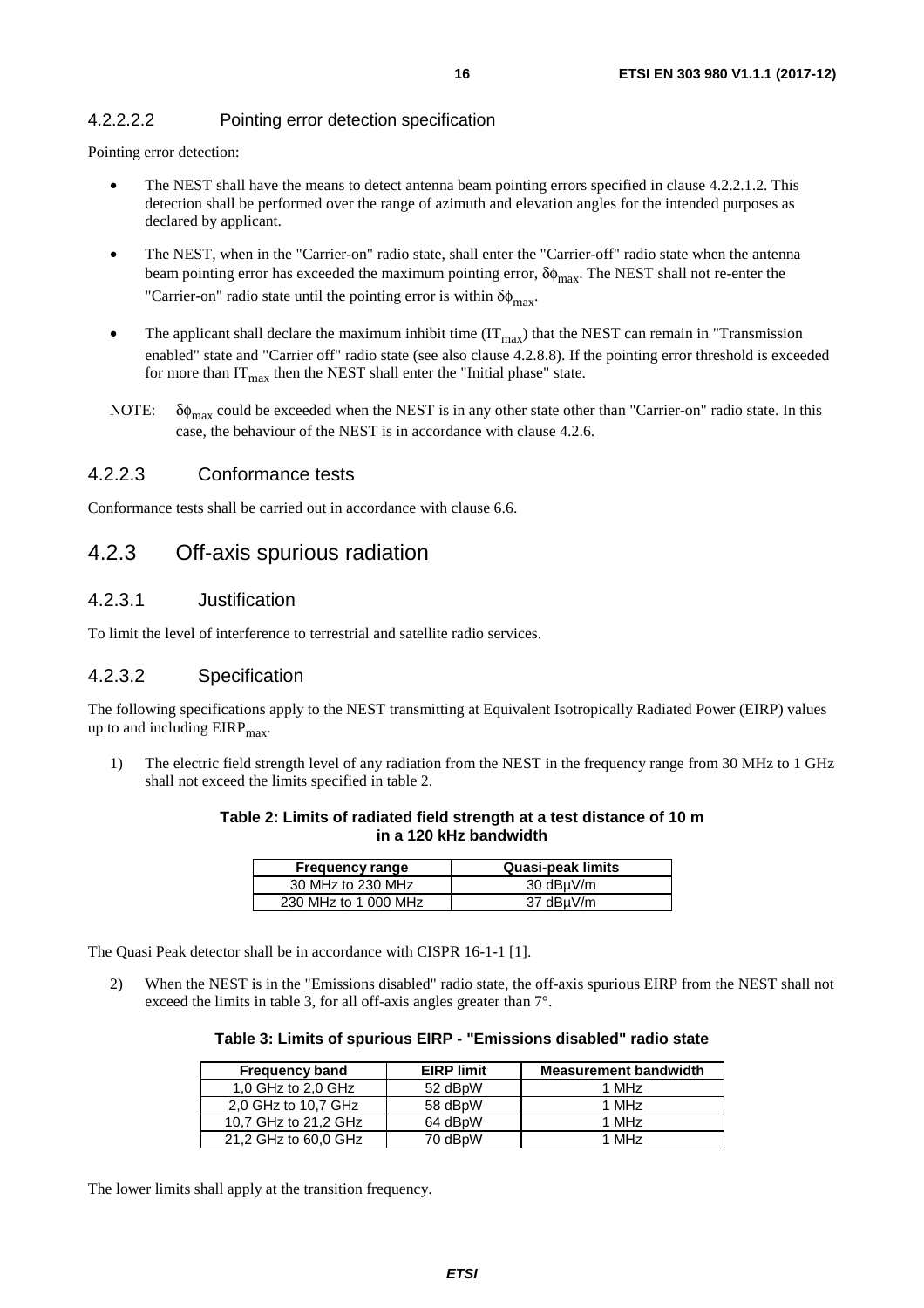#### 4.2.2.2.2 Pointing error detection specification

Pointing error detection:

- The NEST shall have the means to detect antenna beam pointing errors specified in clause 4.2.2.1.2. This detection shall be performed over the range of azimuth and elevation angles for the intended purposes as declared by applicant.
- The NEST, when in the "Carrier-on" radio state, shall enter the "Carrier-off" radio state when the antenna beam pointing error has exceeded the maximum pointing error, $\delta\phi_{max}$. The NEST shall not re-enter the "Carrier-on" radio state until the pointing error is within $\delta\phi_{max}$.
- The applicant shall declare the maximum inhibit time ($IT_{max}$) that the NEST can remain in "Transmission enabled" state and "Carrier off" radio state (see also clause 4.2.8.8). If the pointing error threshold is exceeded for more than $IT_{max}$ then the NEST shall enter the "Initial phase" state.

NOTE: $\delta\phi_{max}$ could be exceeded when the NEST is in any other state other than "Carrier-on" radio state. In this case, the behaviour of the NEST is in accordance with clause 4.2.6.

#### 4.2.2.3 Conformance tests

Conformance tests shall be carried out in accordance with clause 6.6.

### 4.2.3 Off-axis spurious radiation

#### 4.2.3.1 Justification

To limit the level of interference to terrestrial and satellite radio services.

#### 4.2.3.2 Specification

The following specifications apply to the NEST transmitting at Equivalent Isotropically Radiated Power (EIRP) values up to and including $EIRP_{max}$.

1) The electric field strength level of any radiation from the NEST in the frequency range from 30 MHz to 1 GHz shall not exceed the limits specified in table 2.

**Table 2: Limits of radiated field strength at a test distance of 10 m in a 120 kHz bandwidth**

| Frequency range | Quasi-peak limits |
|---|---|
| 30 MHz to 230 MHz | 30 dBµV/m |
| 230 MHz to 1 000 MHz | 37 dBµV/m |

The Quasi Peak detector shall be in accordance with CISPR 16-1-1 [1].

2) When the NEST is in the "Emissions disabled" radio state, the off-axis spurious EIRP from the NEST shall not exceed the limits in table 3, for all off-axis angles greater than 7°.

**Table 3: Limits of spurious EIRP - "Emissions disabled" radio state**

| Frequency band | EIRP limit | Measurement bandwidth |
|---|---|---|
| 1,0 GHz to 2,0 GHz | 52 dBpW | 1 MHz |
| 2,0 GHz to 10,7 GHz | 58 dBpW | 1 MHz |
| 10,7 GHz to 21,2 GHz | 64 dBpW | 1 MHz |
| 21,2 GHz to 60,0 GHz | 70 dBpW | 1 MHz |

The lower limits shall apply at the transition frequency.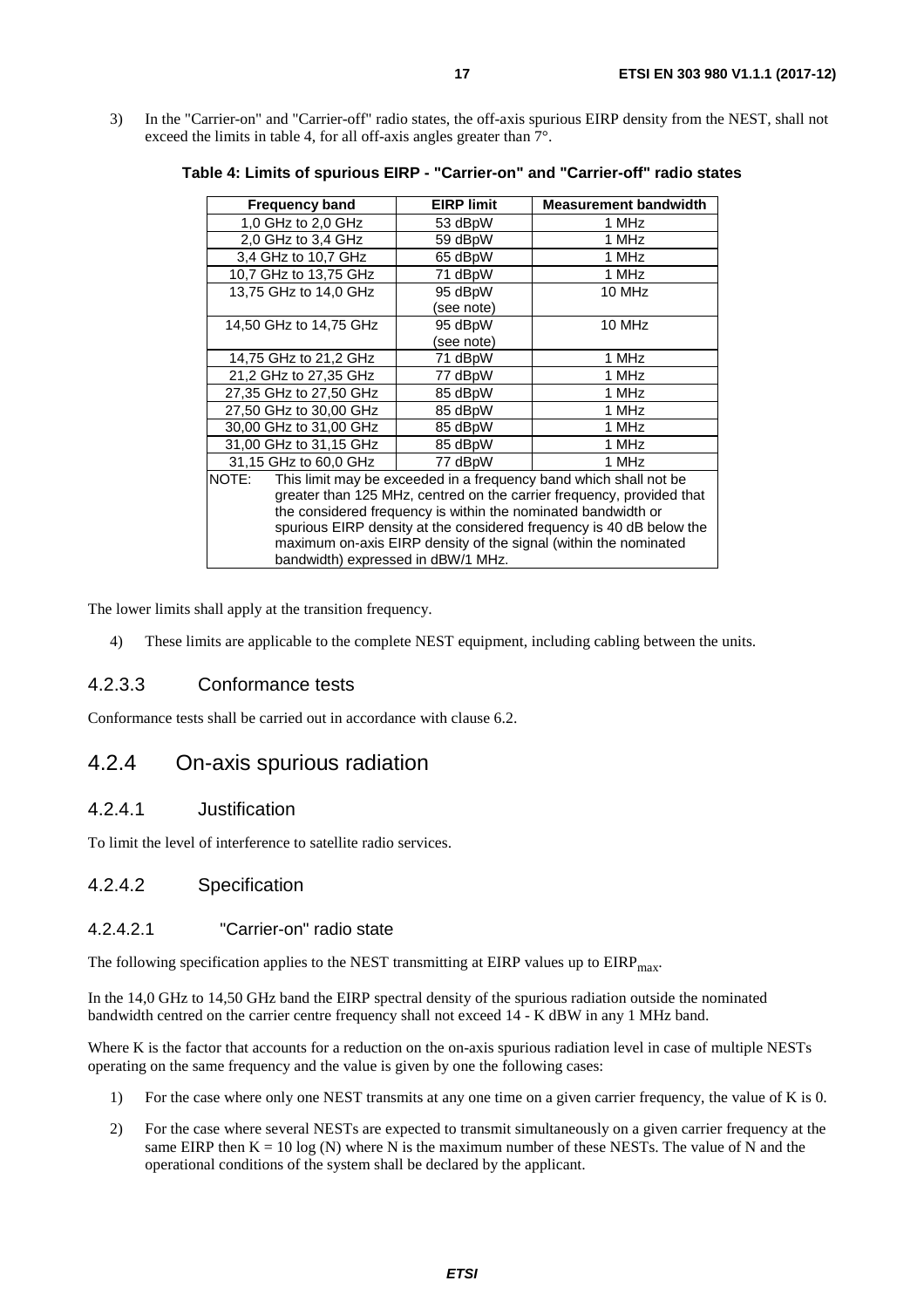3) In the "Carrier-on" and "Carrier-off" radio states, the off-axis spurious EIRP density from the NEST, shall not exceed the limits in table 4, for all off-axis angles greater than 7°.

**Table 4: Limits of spurious EIRP - "Carrier-on" and "Carrier-off" radio states**

| Frequency band | EIRP limit | Measurement bandwidth |
|---|---|---|
| 1,0 GHz to 2,0 GHz | 53 dBpW | 1 MHz |
| 2,0 GHz to 3,4 GHz | 59 dBpW | 1 MHz |
| 3,4 GHz to 10,7 GHz | 65 dBpW | 1 MHz |
| 10,7 GHz to 13,75 GHz | 71 dBpW | 1 MHz |
| 13,75 GHz to 14,0 GHz | 95 dBpW (see note) | 10 MHz |
| 14,50 GHz to 14,75 GHz | 95 dBpW (see note) | 10 MHz |
| 14,75 GHz to 21,2 GHz | 71 dBpW | 1 MHz |
| 21,2 GHz to 27,35 GHz | 77 dBpW | 1 MHz |
| 27,35 GHz to 27,50 GHz | 85 dBpW | 1 MHz |
| 27,50 GHz to 30,00 GHz | 85 dBpW | 1 MHz |
| 30,00 GHz to 31,00 GHz | 85 dBpW | 1 MHz |
| 31,00 GHz to 31,15 GHz | 85 dBpW | 1 MHz |
| 31,15 GHz to 60,0 GHz | 77 dBpW | 1 MHz |
| NOTE: This limit may be exceeded in a frequency band which shall not be greater than 125 MHz, centred on the carrier frequency, provided that the considered frequency is within the nominated bandwidth or spurious EIRP density at the considered frequency is 40 dB below the maximum on-axis EIRP density of the signal (within the nominated bandwidth) expressed in dBW/1 MHz. | | |

The lower limits shall apply at the transition frequency.

4) These limits are applicable to the complete NEST equipment, including cabling between the units.

#### 4.2.3.3 Conformance tests

Conformance tests shall be carried out in accordance with clause 6.2.

### 4.2.4 On-axis spurious radiation

#### 4.2.4.1 Justification

To limit the level of interference to satellite radio services.

#### 4.2.4.2 Specification

##### 4.2.4.2.1 "Carrier-on" radio state

The following specification applies to the NEST transmitting at EIRP values up to $EIRP_{max}$.

In the 14,0 GHz to 14,50 GHz band the EIRP spectral density of the spurious radiation outside the nominated bandwidth centred on the carrier centre frequency shall not exceed 14 - K dBW in any 1 MHz band.

Where K is the factor that accounts for a reduction on the on-axis spurious radiation level in case of multiple NESTs operating on the same frequency and the value is given by one the following cases:

1) For the case where only one NEST transmits at any one time on a given carrier frequency, the value of K is 0.
2) For the case where several NESTs are expected to transmit simultaneously on a given carrier frequency at the same EIRP then $K = 10 \log (N)$ where N is the maximum number of these NESTs. The value of N and the operational conditions of the system shall be declared by the applicant.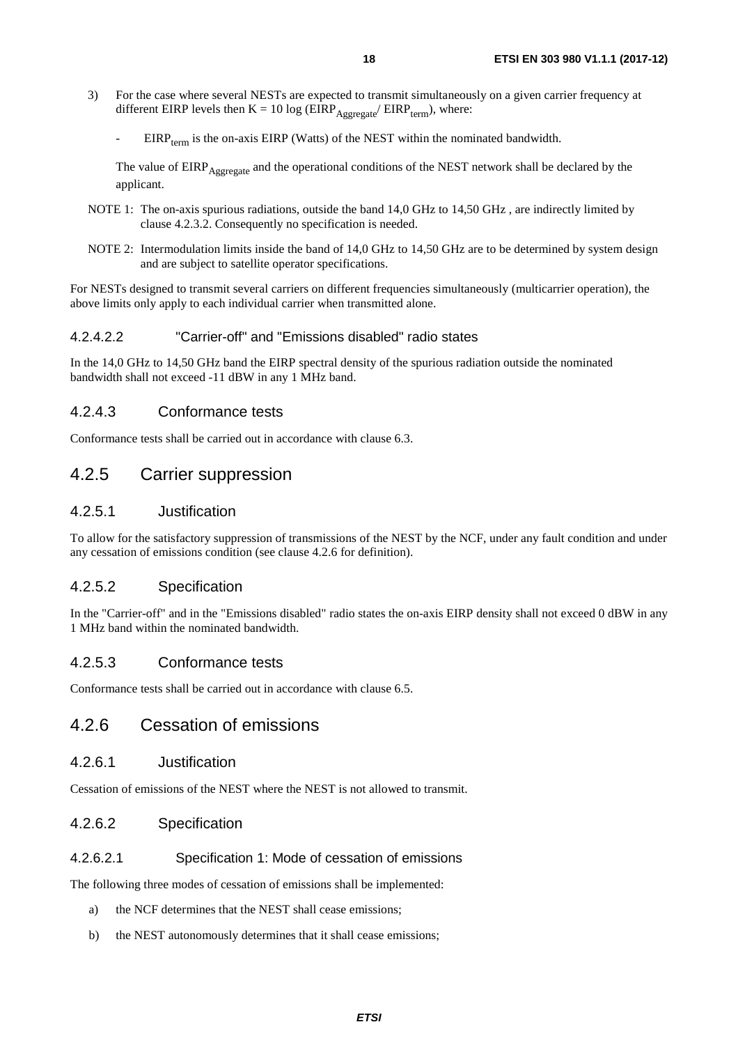3) For the case where several NESTs are expected to transmit simultaneously on a given carrier frequency at different EIRP levels then $K = 10 \log (EIRP_{Aggregate}/ EIRP_{term})$, where:

   - $EIRP_{term}$ is the on-axis EIRP (Watts) of the NEST within the nominated bandwidth.

   The value of $EIRP_{Aggregate}$ and the operational conditions of the NEST network shall be declared by the applicant.

NOTE 1: The on-axis spurious radiations, outside the band 14,0 GHz to 14,50 GHz , are indirectly limited by clause 4.2.3.2. Consequently no specification is needed.

NOTE 2: Intermodulation limits inside the band of 14,0 GHz to 14,50 GHz are to be determined by system design and are subject to satellite operator specifications.

For NESTs designed to transmit several carriers on different frequencies simultaneously (multicarrier operation), the above limits only apply to each individual carrier when transmitted alone.

#### 4.2.4.2.2 "Carrier-off" and "Emissions disabled" radio states

In the 14,0 GHz to 14,50 GHz band the EIRP spectral density of the spurious radiation outside the nominated bandwidth shall not exceed -11 dBW in any 1 MHz band.

### 4.2.4.3 Conformance tests

Conformance tests shall be carried out in accordance with clause 6.3.

## 4.2.5 Carrier suppression

### 4.2.5.1 Justification

To allow for the satisfactory suppression of transmissions of the NEST by the NCF, under any fault condition and under any cessation of emissions condition (see clause 4.2.6 for definition).

### 4.2.5.2 Specification

In the "Carrier-off" and in the "Emissions disabled" radio states the on-axis EIRP density shall not exceed 0 dBW in any 1 MHz band within the nominated bandwidth.

### 4.2.5.3 Conformance tests

Conformance tests shall be carried out in accordance with clause 6.5.

## 4.2.6 Cessation of emissions

### 4.2.6.1 Justification

Cessation of emissions of the NEST where the NEST is not allowed to transmit.

### 4.2.6.2 Specification

#### 4.2.6.2.1 Specification 1: Mode of cessation of emissions

The following three modes of cessation of emissions shall be implemented:

a) the NCF determines that the NEST shall cease emissions;

b) the NEST autonomously determines that it shall cease emissions;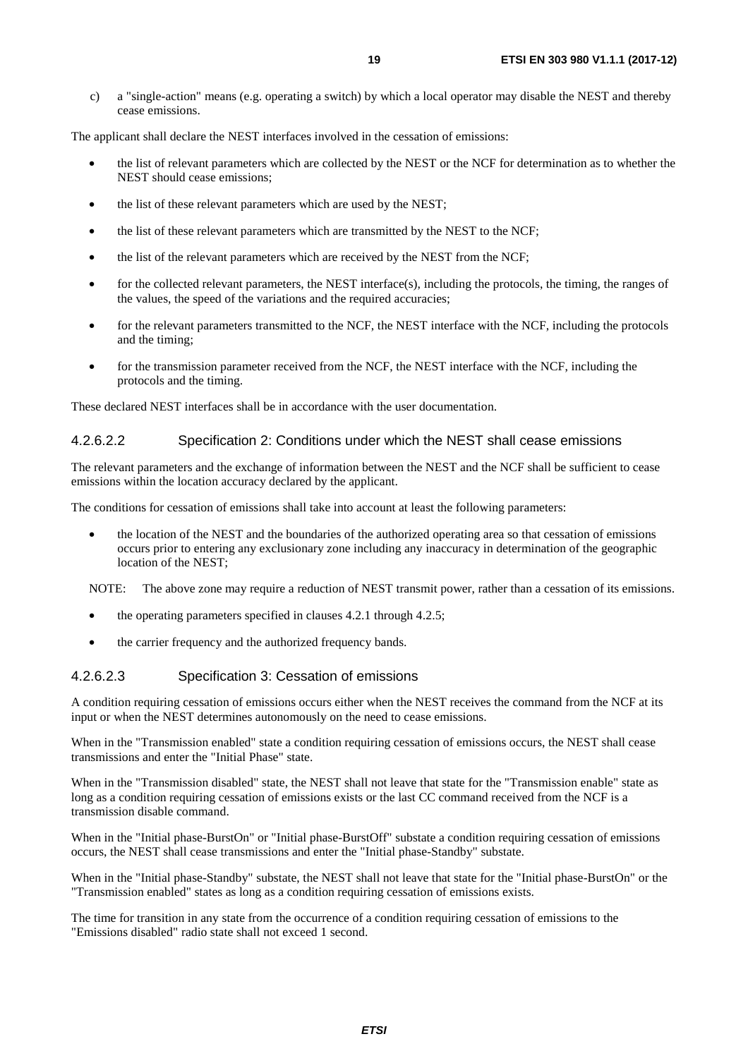c) a "single-action" means (e.g. operating a switch) by which a local operator may disable the NEST and thereby cease emissions.

The applicant shall declare the NEST interfaces involved in the cessation of emissions:

- the list of relevant parameters which are collected by the NEST or the NCF for determination as to whether the NEST should cease emissions;
- the list of these relevant parameters which are used by the NEST;
- the list of these relevant parameters which are transmitted by the NEST to the NCF;
- the list of the relevant parameters which are received by the NEST from the NCF;
- for the collected relevant parameters, the NEST interface(s), including the protocols, the timing, the ranges of the values, the speed of the variations and the required accuracies;
- for the relevant parameters transmitted to the NCF, the NEST interface with the NCF, including the protocols and the timing;
- for the transmission parameter received from the NCF, the NEST interface with the NCF, including the protocols and the timing.

These declared NEST interfaces shall be in accordance with the user documentation.

#### 4.2.6.2.2 Specification 2: Conditions under which the NEST shall cease emissions

The relevant parameters and the exchange of information between the NEST and the NCF shall be sufficient to cease emissions within the location accuracy declared by the applicant.

The conditions for cessation of emissions shall take into account at least the following parameters:

- the location of the NEST and the boundaries of the authorized operating area so that cessation of emissions occurs prior to entering any exclusionary zone including any inaccuracy in determination of the geographic location of the NEST;

NOTE: The above zone may require a reduction of NEST transmit power, rather than a cessation of its emissions.

- the operating parameters specified in clauses 4.2.1 through 4.2.5;
- the carrier frequency and the authorized frequency bands.

#### 4.2.6.2.3 Specification 3: Cessation of emissions

A condition requiring cessation of emissions occurs either when the NEST receives the command from the NCF at its input or when the NEST determines autonomously on the need to cease emissions.

When in the "Transmission enabled" state a condition requiring cessation of emissions occurs, the NEST shall cease transmissions and enter the "Initial Phase" state.

When in the "Transmission disabled" state, the NEST shall not leave that state for the "Transmission enable" state as long as a condition requiring cessation of emissions exists or the last CC command received from the NCF is a transmission disable command.

When in the "Initial phase-BurstOn" or "Initial phase-BurstOff" substate a condition requiring cessation of emissions occurs, the NEST shall cease transmissions and enter the "Initial phase-Standby" substate.

When in the "Initial phase-Standby" substate, the NEST shall not leave that state for the "Initial phase-BurstOn" or the "Transmission enabled" states as long as a condition requiring cessation of emissions exists.

The time for transition in any state from the occurrence of a condition requiring cessation of emissions to the "Emissions disabled" radio state shall not exceed 1 second.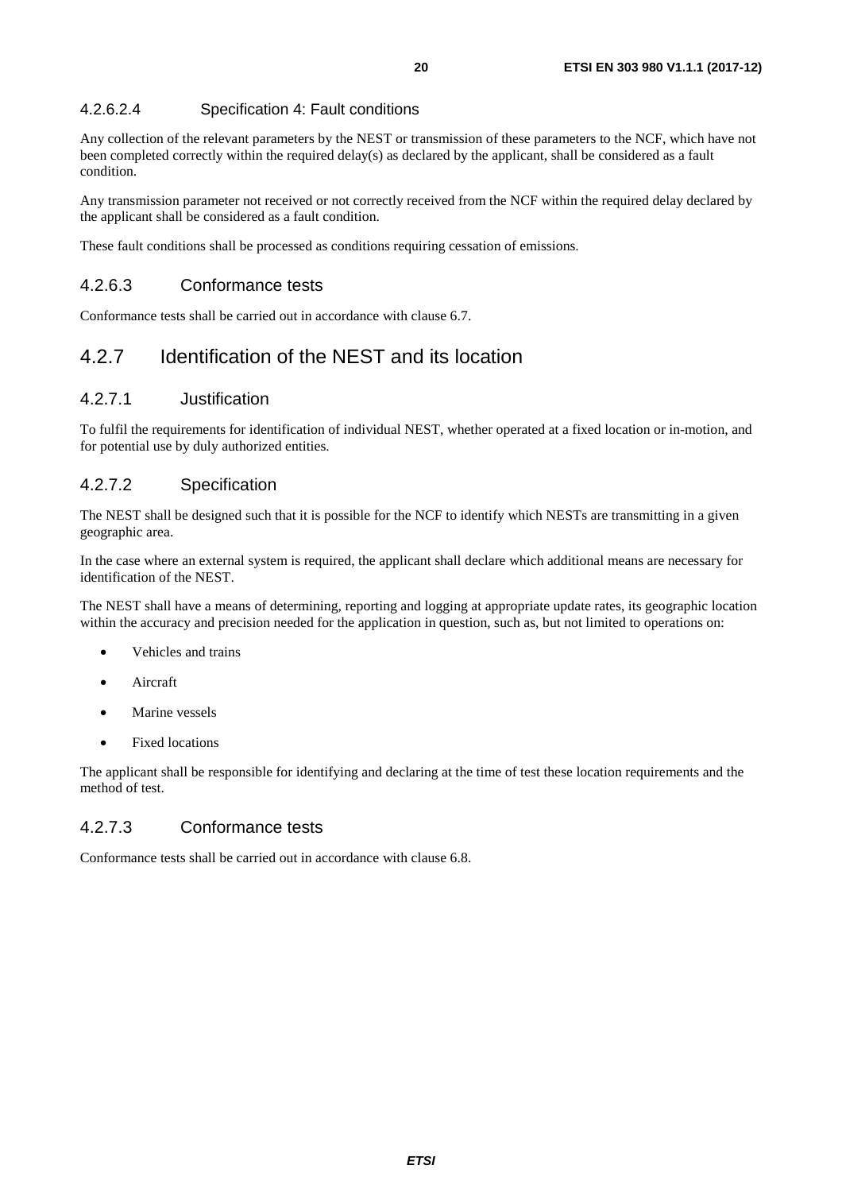#### 4.2.6.2.4 Specification 4: Fault conditions

Any collection of the relevant parameters by the NEST or transmission of these parameters to the NCF, which have not been completed correctly within the required delay(s) as declared by the applicant, shall be considered as a fault condition.

Any transmission parameter not received or not correctly received from the NCF within the required delay declared by the applicant shall be considered as a fault condition.

These fault conditions shall be processed as conditions requiring cessation of emissions.

### 4.2.6.3 Conformance tests

Conformance tests shall be carried out in accordance with clause 6.7.

## 4.2.7 Identification of the NEST and its location

### 4.2.7.1 Justification

To fulfil the requirements for identification of individual NEST, whether operated at a fixed location or in-motion, and for potential use by duly authorized entities.

### 4.2.7.2 Specification

The NEST shall be designed such that it is possible for the NCF to identify which NESTs are transmitting in a given geographic area.

In the case where an external system is required, the applicant shall declare which additional means are necessary for identification of the NEST.

The NEST shall have a means of determining, reporting and logging at appropriate update rates, its geographic location within the accuracy and precision needed for the application in question, such as, but not limited to operations on:

- Vehicles and trains
- Aircraft
- Marine vessels
- Fixed locations

The applicant shall be responsible for identifying and declaring at the time of test these location requirements and the method of test.

### 4.2.7.3 Conformance tests

Conformance tests shall be carried out in accordance with clause 6.8.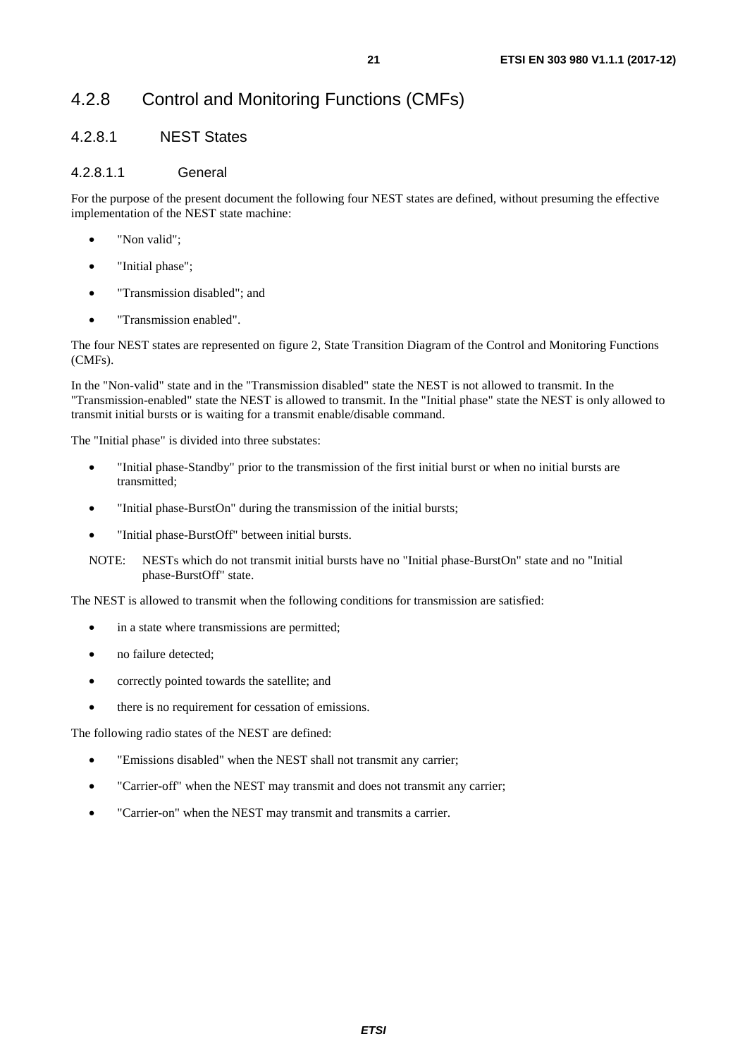## 4.2.8 Control and Monitoring Functions (CMFs)

### 4.2.8.1 NEST States

#### 4.2.8.1.1 General

For the purpose of the present document the following four NEST states are defined, without presuming the effective implementation of the NEST state machine:

- "Non valid";
- "Initial phase";
- "Transmission disabled"; and
- "Transmission enabled".

The four NEST states are represented on figure 2, State Transition Diagram of the Control and Monitoring Functions (CMFs).

In the "Non-valid" state and in the "Transmission disabled" state the NEST is not allowed to transmit. In the "Transmission-enabled" state the NEST is allowed to transmit. In the "Initial phase" state the NEST is only allowed to transmit initial bursts or is waiting for a transmit enable/disable command.

The "Initial phase" is divided into three substates:

- "Initial phase-Standby" prior to the transmission of the first initial burst or when no initial bursts are transmitted;
- "Initial phase-BurstOn" during the transmission of the initial bursts;
- "Initial phase-BurstOff" between initial bursts.

NOTE: NESTs which do not transmit initial bursts have no "Initial phase-BurstOn" state and no "Initial phase-BurstOff" state.

The NEST is allowed to transmit when the following conditions for transmission are satisfied:

- in a state where transmissions are permitted;
- no failure detected;
- correctly pointed towards the satellite; and
- there is no requirement for cessation of emissions.

The following radio states of the NEST are defined:

- "Emissions disabled" when the NEST shall not transmit any carrier;
- "Carrier-off" when the NEST may transmit and does not transmit any carrier;
- "Carrier-on" when the NEST may transmit and transmits a carrier.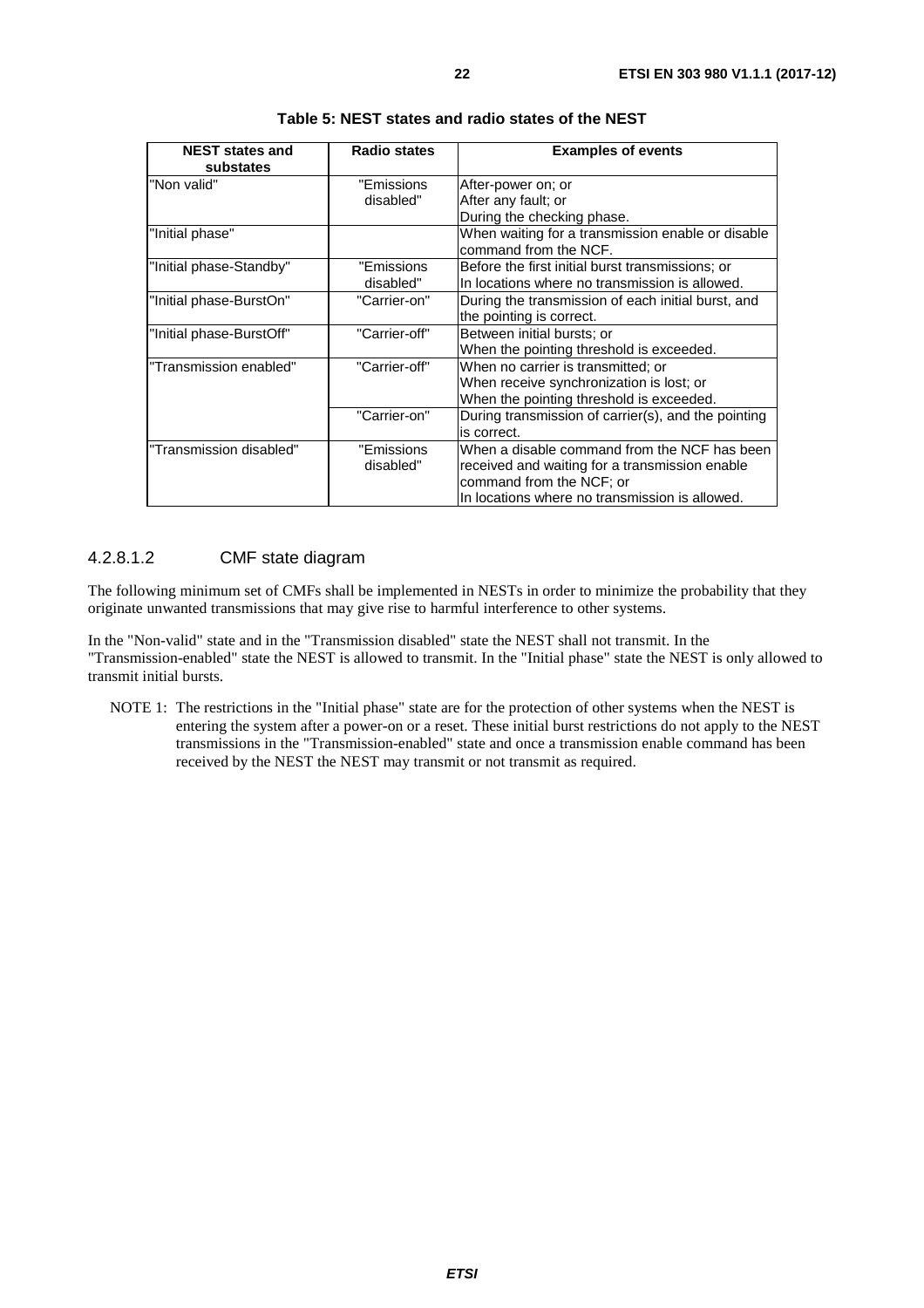**Table 5: NEST states and radio states of the NEST**

| NEST states and substates | Radio states | Examples of events |
| --- | --- | --- |
| "Non valid" | "Emissions disabled" | After-power on; or<br>After any fault; or<br>During the checking phase. |
| "Initial phase" | | When waiting for a transmission enable or disable command from the NCF. |
| "Initial phase-Standby" | "Emissions disabled" | Before the first initial burst transmissions; or<br>In locations where no transmission is allowed. |
| "Initial phase-BurstOn" | "Carrier-on" | During the transmission of each initial burst, and the pointing is correct. |
| "Initial phase-BurstOff" | "Carrier-off" | Between initial bursts; or<br>When the pointing threshold is exceeded. |
| "Transmission enabled" | "Carrier-off" | When no carrier is transmitted; or<br>When receive synchronization is lost; or<br>When the pointing threshold is exceeded. |
| | "Carrier-on" | During transmission of carrier(s), and the pointing is correct. |
| "Transmission disabled" | "Emissions disabled" | When a disable command from the NCF has been received and waiting for a transmission enable command from the NCF; or<br>In locations where no transmission is allowed. |

#### 4.2.8.1.2 CMF state diagram

The following minimum set of CMFs shall be implemented in NESTs in order to minimize the probability that they originate unwanted transmissions that may give rise to harmful interference to other systems.

In the "Non-valid" state and in the "Transmission disabled" state the NEST shall not transmit. In the "Transmission-enabled" state the NEST is allowed to transmit. In the "Initial phase" state the NEST is only allowed to transmit initial bursts.

NOTE 1: The restrictions in the "Initial phase" state are for the protection of other systems when the NEST is entering the system after a power-on or a reset. These initial burst restrictions do not apply to the NEST transmissions in the "Transmission-enabled" state and once a transmission enable command has been received by the NEST the NEST may transmit or not transmit as required.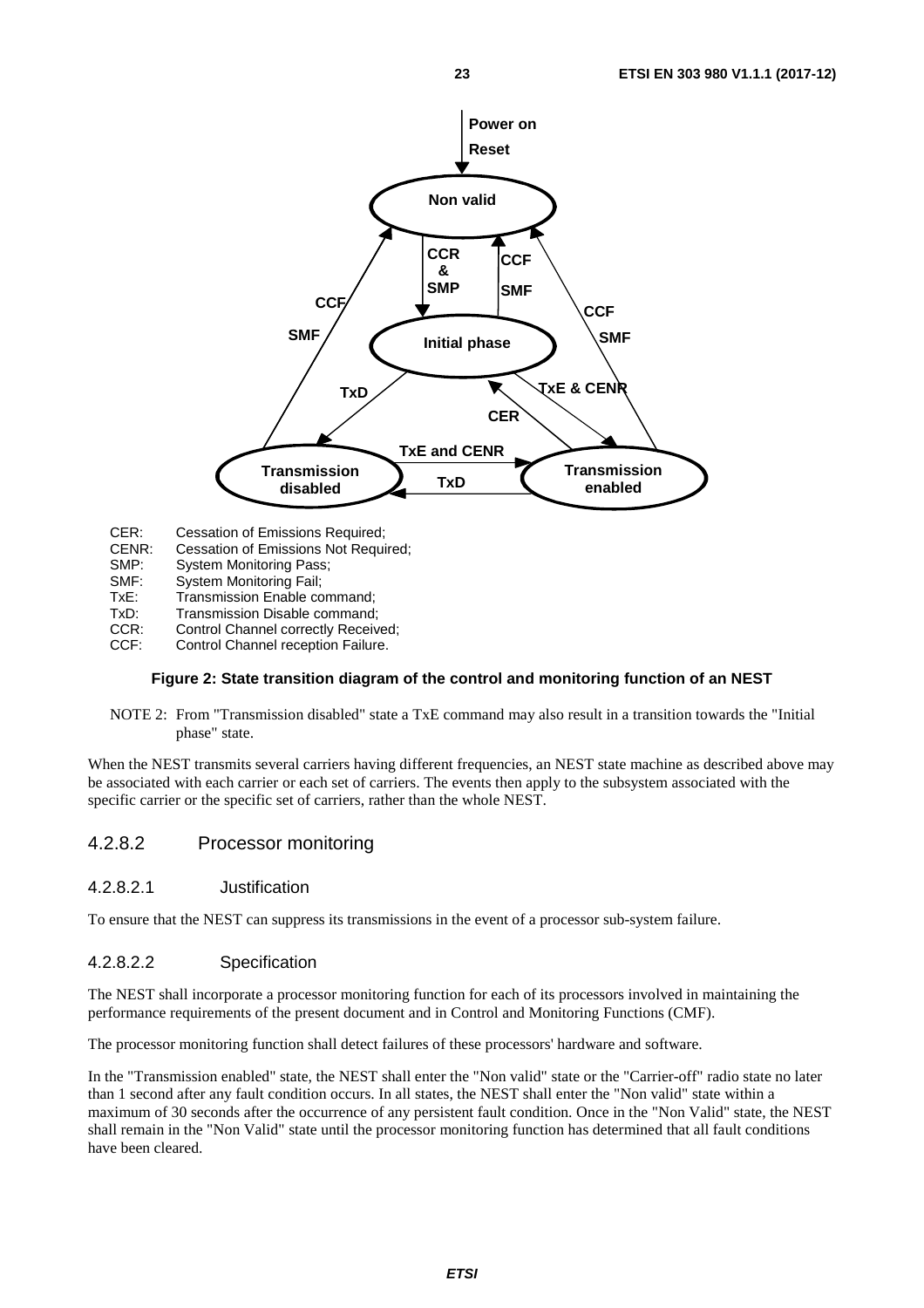CER: Cessation of Emissions Required;
CENR: Cessation of Emissions Not Required;
SMP: System Monitoring Pass;
SMF: System Monitoring Fail;
TxE: Transmission Enable command;
TxD: Transmission Disable command;
CCR: Control Channel correctly Received;
CCF: Control Channel reception Failure.

**Figure 2: State transition diagram of the control and monitoring function of an NEST**

NOTE 2: From "Transmission disabled" state a TxE command may also result in a transition towards the "Initial phase" state.

When the NEST transmits several carriers having different frequencies, an NEST state machine as described above may be associated with each carrier or each set of carriers. The events then apply to the subsystem associated with the specific carrier or the specific set of carriers, rather than the whole NEST.

### 4.2.8.2 Processor monitoring

#### 4.2.8.2.1 Justification

To ensure that the NEST can suppress its transmissions in the event of a processor sub-system failure.

#### 4.2.8.2.2 Specification

The NEST shall incorporate a processor monitoring function for each of its processors involved in maintaining the performance requirements of the present document and in Control and Monitoring Functions (CMF).

The processor monitoring function shall detect failures of these processors' hardware and software.

In the "Transmission enabled" state, the NEST shall enter the "Non valid" state or the "Carrier-off" radio state no later than 1 second after any fault condition occurs. In all states, the NEST shall enter the "Non valid" state within a maximum of 30 seconds after the occurrence of any persistent fault condition. Once in the "Non Valid" state, the NEST shall remain in the "Non Valid" state until the processor monitoring function has determined that all fault conditions have been cleared.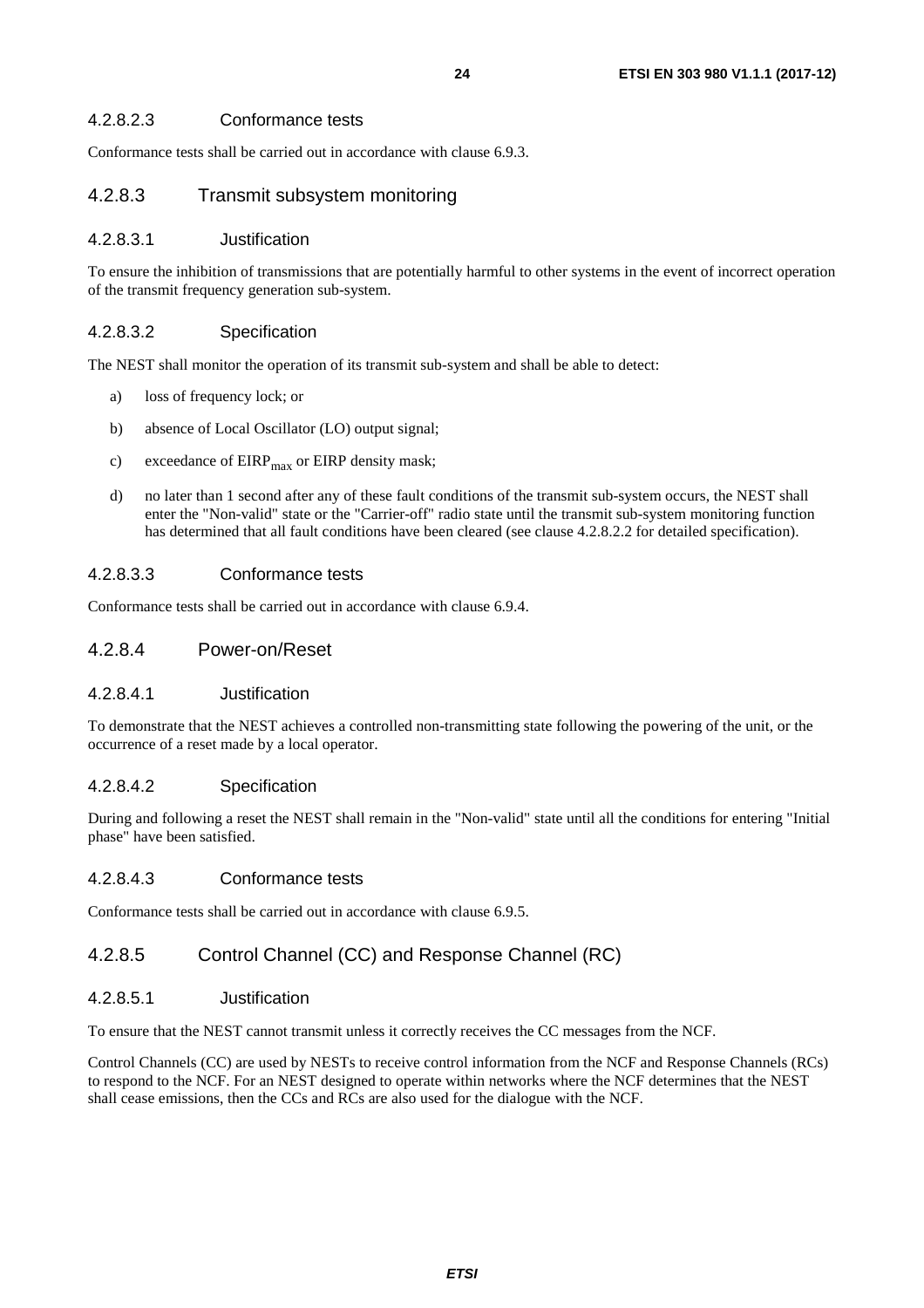#### 4.2.8.2.3 Conformance tests

Conformance tests shall be carried out in accordance with clause 6.9.3.

### 4.2.8.3 Transmit subsystem monitoring

#### 4.2.8.3.1 Justification

To ensure the inhibition of transmissions that are potentially harmful to other systems in the event of incorrect operation of the transmit frequency generation sub-system.

#### 4.2.8.3.2 Specification

The NEST shall monitor the operation of its transmit sub-system and shall be able to detect:

a) loss of frequency lock; or

b) absence of Local Oscillator (LO) output signal;

c) exceedance of $EIRP_{max}$ or EIRP density mask;

d) no later than 1 second after any of these fault conditions of the transmit sub-system occurs, the NEST shall enter the "Non-valid" state or the "Carrier-off" radio state until the transmit sub-system monitoring function has determined that all fault conditions have been cleared (see clause 4.2.8.2.2 for detailed specification).

#### 4.2.8.3.3 Conformance tests

Conformance tests shall be carried out in accordance with clause 6.9.4.

### 4.2.8.4 Power-on/Reset

#### 4.2.8.4.1 Justification

To demonstrate that the NEST achieves a controlled non-transmitting state following the powering of the unit, or the occurrence of a reset made by a local operator.

#### 4.2.8.4.2 Specification

During and following a reset the NEST shall remain in the "Non-valid" state until all the conditions for entering "Initial phase" have been satisfied.

#### 4.2.8.4.3 Conformance tests

Conformance tests shall be carried out in accordance with clause 6.9.5.

### 4.2.8.5 Control Channel (CC) and Response Channel (RC)

#### 4.2.8.5.1 Justification

To ensure that the NEST cannot transmit unless it correctly receives the CC messages from the NCF.

Control Channels (CC) are used by NESTs to receive control information from the NCF and Response Channels (RCs) to respond to the NCF. For an NEST designed to operate within networks where the NCF determines that the NEST shall cease emissions, then the CCs and RCs are also used for the dialogue with the NCF.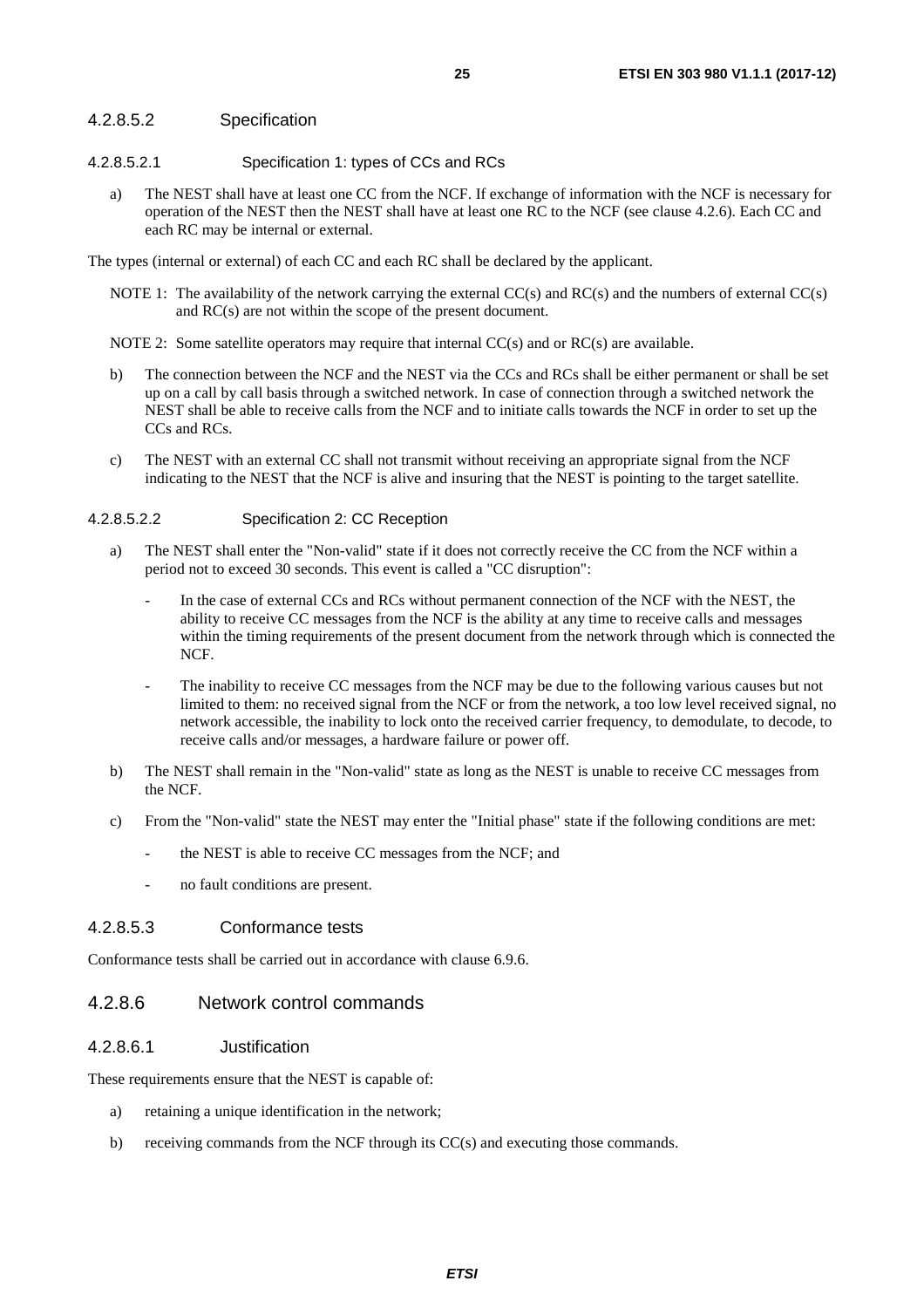#### 4.2.8.5.2 Specification

##### 4.2.8.5.2.1 Specification 1: types of CCs and RCs

a) The NEST shall have at least one CC from the NCF. If exchange of information with the NCF is necessary for operation of the NEST then the NEST shall have at least one RC to the NCF (see clause 4.2.6). Each CC and each RC may be internal or external.

The types (internal or external) of each CC and each RC shall be declared by the applicant.

NOTE 1: The availability of the network carrying the external CC(s) and RC(s) and the numbers of external CC(s) and RC(s) are not within the scope of the present document.

NOTE 2: Some satellite operators may require that internal CC(s) and or RC(s) are available.

b) The connection between the NCF and the NEST via the CCs and RCs shall be either permanent or shall be set up on a call by call basis through a switched network. In case of connection through a switched network the NEST shall be able to receive calls from the NCF and to initiate calls towards the NCF in order to set up the CCs and RCs.

c) The NEST with an external CC shall not transmit without receiving an appropriate signal from the NCF indicating to the NEST that the NCF is alive and insuring that the NEST is pointing to the target satellite.

##### 4.2.8.5.2.2 Specification 2: CC Reception

a) The NEST shall enter the "Non-valid" state if it does not correctly receive the CC from the NCF within a period not to exceed 30 seconds. This event is called a "CC disruption":

   - In the case of external CCs and RCs without permanent connection of the NCF with the NEST, the ability to receive CC messages from the NCF is the ability at any time to receive calls and messages within the timing requirements of the present document from the network through which is connected the NCF.

   - The inability to receive CC messages from the NCF may be due to the following various causes but not limited to them: no received signal from the NCF or from the network, a too low level received signal, no network accessible, the inability to lock onto the received carrier frequency, to demodulate, to decode, to receive calls and/or messages, a hardware failure or power off.

b) The NEST shall remain in the "Non-valid" state as long as the NEST is unable to receive CC messages from the NCF.

c) From the "Non-valid" state the NEST may enter the "Initial phase" state if the following conditions are met:

   - the NEST is able to receive CC messages from the NCF; and

   - no fault conditions are present.

#### 4.2.8.5.3 Conformance tests

Conformance tests shall be carried out in accordance with clause 6.9.6.

### 4.2.8.6 Network control commands

#### 4.2.8.6.1 Justification

These requirements ensure that the NEST is capable of:

a) retaining a unique identification in the network;

b) receiving commands from the NCF through its CC(s) and executing those commands.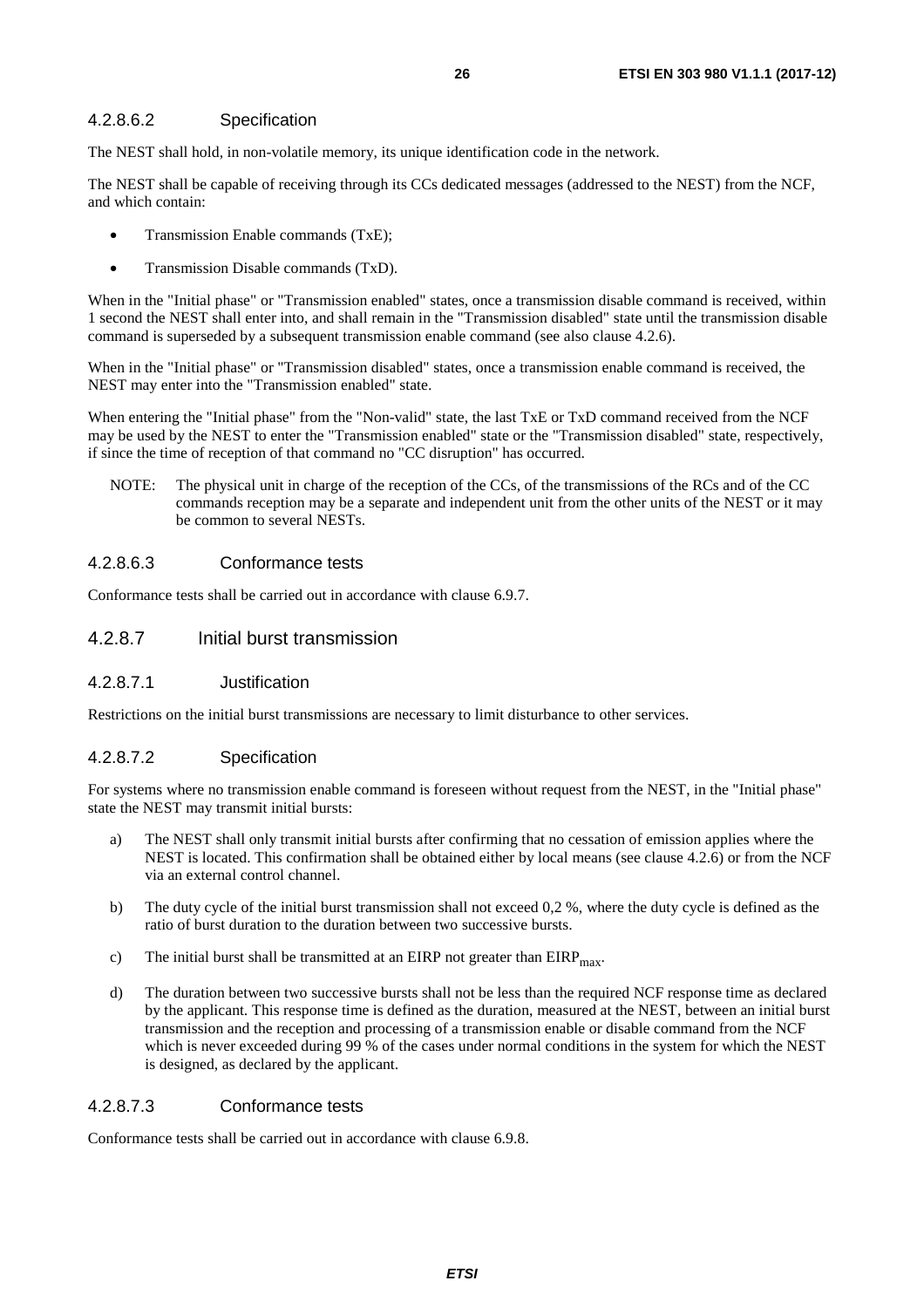#### 4.2.8.6.2 Specification

The NEST shall hold, in non-volatile memory, its unique identification code in the network.

The NEST shall be capable of receiving through its CCs dedicated messages (addressed to the NEST) from the NCF, and which contain:

- Transmission Enable commands (TxE);
- Transmission Disable commands (TxD).

When in the "Initial phase" or "Transmission enabled" states, once a transmission disable command is received, within 1 second the NEST shall enter into, and shall remain in the "Transmission disabled" state until the transmission disable command is superseded by a subsequent transmission enable command (see also clause 4.2.6).

When in the "Initial phase" or "Transmission disabled" states, once a transmission enable command is received, the NEST may enter into the "Transmission enabled" state.

When entering the "Initial phase" from the "Non-valid" state, the last TxE or TxD command received from the NCF may be used by the NEST to enter the "Transmission enabled" state or the "Transmission disabled" state, respectively, if since the time of reception of that command no "CC disruption" has occurred.

NOTE: The physical unit in charge of the reception of the CCs, of the transmissions of the RCs and of the CC commands reception may be a separate and independent unit from the other units of the NEST or it may be common to several NESTs.

#### 4.2.8.6.3 Conformance tests

Conformance tests shall be carried out in accordance with clause 6.9.7.

### 4.2.8.7 Initial burst transmission

#### 4.2.8.7.1 Justification

Restrictions on the initial burst transmissions are necessary to limit disturbance to other services.

#### 4.2.8.7.2 Specification

For systems where no transmission enable command is foreseen without request from the NEST, in the "Initial phase" state the NEST may transmit initial bursts:

a) The NEST shall only transmit initial bursts after confirming that no cessation of emission applies where the NEST is located. This confirmation shall be obtained either by local means (see clause 4.2.6) or from the NCF via an external control channel.

b) The duty cycle of the initial burst transmission shall not exceed 0,2 %, where the duty cycle is defined as the ratio of burst duration to the duration between two successive bursts.

c) The initial burst shall be transmitted at an EIRP not greater than $EIRP_{max}$.

d) The duration between two successive bursts shall not be less than the required NCF response time as declared by the applicant. This response time is defined as the duration, measured at the NEST, between an initial burst transmission and the reception and processing of a transmission enable or disable command from the NCF which is never exceeded during 99 % of the cases under normal conditions in the system for which the NEST is designed, as declared by the applicant.

#### 4.2.8.7.3 Conformance tests

Conformance tests shall be carried out in accordance with clause 6.9.8.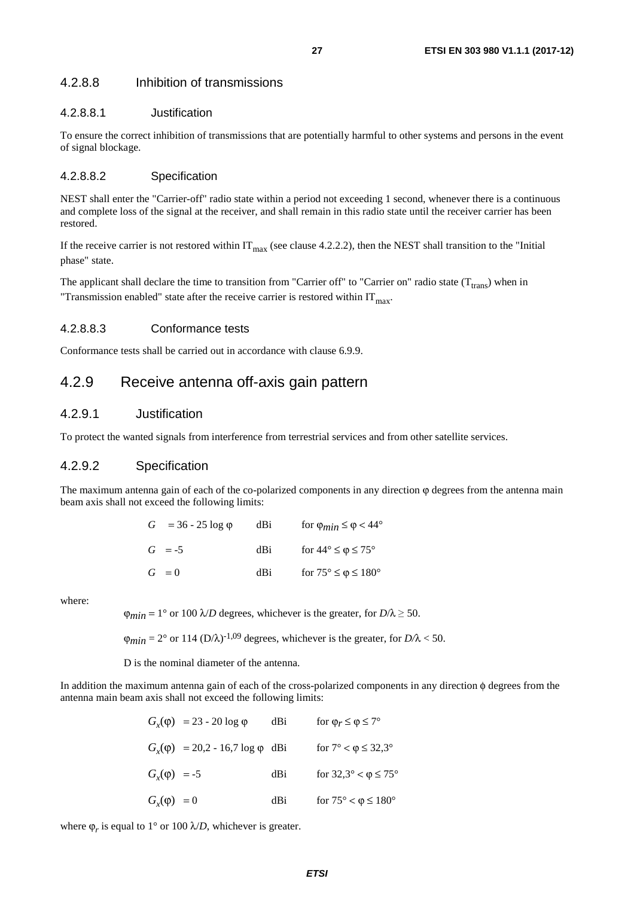### 4.2.8.8 Inhibition of transmissions

#### 4.2.8.8.1 Justification

To ensure the correct inhibition of transmissions that are potentially harmful to other systems and persons in the event of signal blockage.

#### 4.2.8.8.2 Specification

NEST shall enter the "Carrier-off" radio state within a period not exceeding 1 second, whenever there is a continuous and complete loss of the signal at the receiver, and shall remain in this radio state until the receiver carrier has been restored.

If the receive carrier is not restored within $IT_{max}$ (see clause 4.2.2.2), then the NEST shall transition to the "Initial phase" state.

The applicant shall declare the time to transition from "Carrier off" to "Carrier on" radio state ($T_{trans}$) when in "Transmission enabled" state after the receive carrier is restored within $IT_{max}$.

#### 4.2.8.8.3 Conformance tests

Conformance tests shall be carried out in accordance with clause 6.9.9.

## 4.2.9 Receive antenna off-axis gain pattern

### 4.2.9.1 Justification

To protect the wanted signals from interference from terrestrial services and from other satellite services.

### 4.2.9.2 Specification

The maximum antenna gain of each of the co-polarized components in any direction φ degrees from the antenna main beam axis shall not exceed the following limits:

| | | |
|---|---|---|
| $G = 36 - 25 \log \varphi$ | dBi | for $\varphi_{min} \leq \varphi < 44°$ |
| $G = -5$ | dBi | for $44° \leq \varphi \leq 75°$ |
| $G = 0$ | dBi | for $75° \leq \varphi \leq 180°$ |

where:

$\varphi_{min}$ = 1° or 100 $\lambda/D$ degrees, whichever is the greater, for $D/\lambda \geq 50$.

$\varphi_{min}$ = 2° or 114 $(D/\lambda)^{-1{,}09}$ degrees, whichever is the greater, for $D/\lambda < 50$.

D is the nominal diameter of the antenna.

In addition the maximum antenna gain of each of the cross-polarized components in any direction ϕ degrees from the antenna main beam axis shall not exceed the following limits:

| | | |
|---|---|---|
| $G_x(\varphi) = 23 - 20 \log \varphi$ | dBi | for $\varphi_r \leq \varphi \leq 7°$ |
| $G_x(\varphi) = 20{,}2 - 16{,}7 \log \varphi$ | dBi | for $7° < \varphi \leq 32{,}3°$ |
| $G_x(\varphi) = -5$ | dBi | for $32{,}3° < \varphi \leq 75°$ |
| $G_x(\varphi) = 0$ | dBi | for $75° < \varphi \leq 180°$ |

where $\varphi_r$ is equal to 1° or 100 $\lambda/D$, whichever is greater.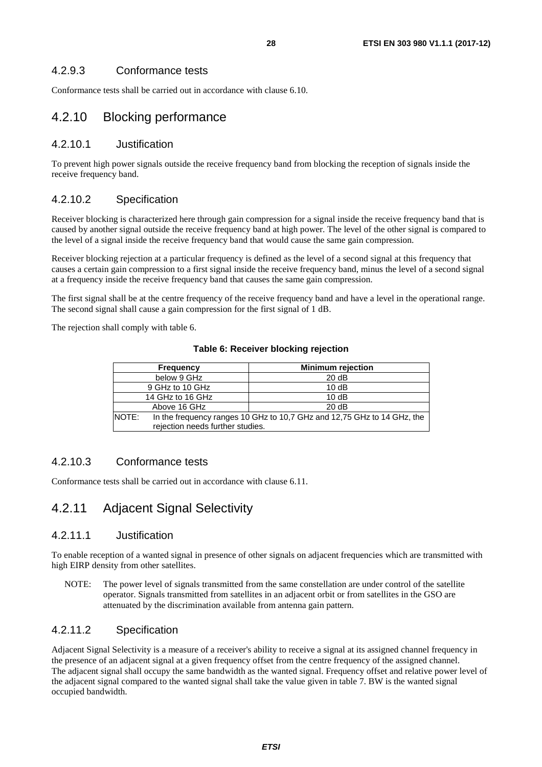#### 4.2.9.3 Conformance tests

Conformance tests shall be carried out in accordance with clause 6.10.

### 4.2.10 Blocking performance

#### 4.2.10.1 Justification

To prevent high power signals outside the receive frequency band from blocking the reception of signals inside the receive frequency band.

#### 4.2.10.2 Specification

Receiver blocking is characterized here through gain compression for a signal inside the receive frequency band that is caused by another signal outside the receive frequency band at high power. The level of the other signal is compared to the level of a signal inside the receive frequency band that would cause the same gain compression.

Receiver blocking rejection at a particular frequency is defined as the level of a second signal at this frequency that causes a certain gain compression to a first signal inside the receive frequency band, minus the level of a second signal at a frequency inside the receive frequency band that causes the same gain compression.

The first signal shall be at the centre frequency of the receive frequency band and have a level in the operational range. The second signal shall cause a gain compression for the first signal of 1 dB.

The rejection shall comply with table 6.

**Table 6: Receiver blocking rejection**

| Frequency | Minimum rejection |
| --- | --- |
| below 9 GHz | 20 dB |
| 9 GHz to 10 GHz | 10 dB |
| 14 GHz to 16 GHz | 10 dB |
| Above 16 GHz | 20 dB |
| NOTE: In the frequency ranges 10 GHz to 10,7 GHz and 12,75 GHz to 14 GHz, the rejection needs further studies. | |

#### 4.2.10.3 Conformance tests

Conformance tests shall be carried out in accordance with clause 6.11.

### 4.2.11 Adjacent Signal Selectivity

#### 4.2.11.1 Justification

To enable reception of a wanted signal in presence of other signals on adjacent frequencies which are transmitted with high EIRP density from other satellites.

NOTE: The power level of signals transmitted from the same constellation are under control of the satellite operator. Signals transmitted from satellites in an adjacent orbit or from satellites in the GSO are attenuated by the discrimination available from antenna gain pattern.

#### 4.2.11.2 Specification

Adjacent Signal Selectivity is a measure of a receiver's ability to receive a signal at its assigned channel frequency in the presence of an adjacent signal at a given frequency offset from the centre frequency of the assigned channel. The adjacent signal shall occupy the same bandwidth as the wanted signal. Frequency offset and relative power level of the adjacent signal compared to the wanted signal shall take the value given in table 7. BW is the wanted signal occupied bandwidth.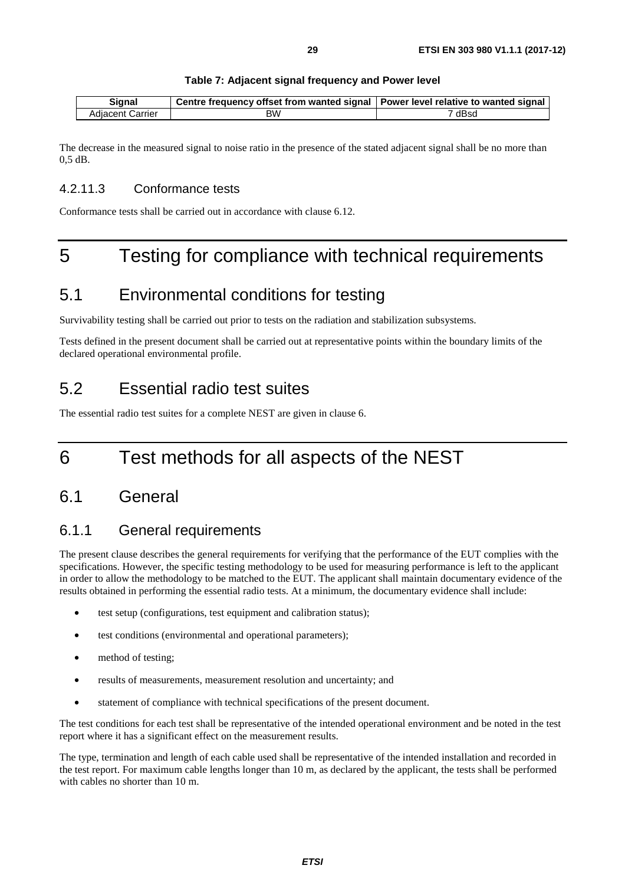**Table 7: Adjacent signal frequency and Power level**

| Signal | Centre frequency offset from wanted signal | Power level relative to wanted signal |
| --- | --- | --- |
| Adjacent Carrier | BW | 7 dBsd |

The decrease in the measured signal to noise ratio in the presence of the stated adjacent signal shall be no more than 0,5 dB.

#### 4.2.11.3 Conformance tests

Conformance tests shall be carried out in accordance with clause 6.12.

# 5 Testing for compliance with technical requirements

## 5.1 Environmental conditions for testing

Survivability testing shall be carried out prior to tests on the radiation and stabilization subsystems.

Tests defined in the present document shall be carried out at representative points within the boundary limits of the declared operational environmental profile.

## 5.2 Essential radio test suites

The essential radio test suites for a complete NEST are given in clause 6.

# 6 Test methods for all aspects of the NEST

## 6.1 General

### 6.1.1 General requirements

The present clause describes the general requirements for verifying that the performance of the EUT complies with the specifications. However, the specific testing methodology to be used for measuring performance is left to the applicant in order to allow the methodology to be matched to the EUT. The applicant shall maintain documentary evidence of the results obtained in performing the essential radio tests. At a minimum, the documentary evidence shall include:

- test setup (configurations, test equipment and calibration status);
- test conditions (environmental and operational parameters);
- method of testing;
- results of measurements, measurement resolution and uncertainty; and
- statement of compliance with technical specifications of the present document.

The test conditions for each test shall be representative of the intended operational environment and be noted in the test report where it has a significant effect on the measurement results.

The type, termination and length of each cable used shall be representative of the intended installation and recorded in the test report. For maximum cable lengths longer than 10 m, as declared by the applicant, the tests shall be performed with cables no shorter than 10 m.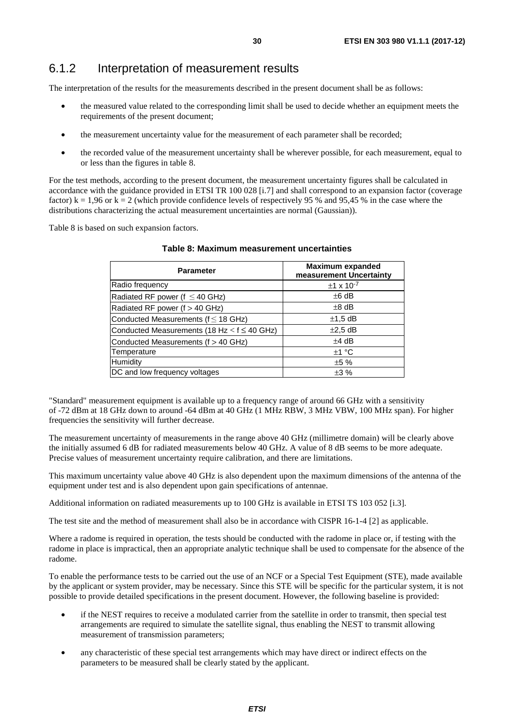### 6.1.2 Interpretation of measurement results

The interpretation of the results for the measurements described in the present document shall be as follows:

- the measured value related to the corresponding limit shall be used to decide whether an equipment meets the requirements of the present document;
- the measurement uncertainty value for the measurement of each parameter shall be recorded;
- the recorded value of the measurement uncertainty shall be wherever possible, for each measurement, equal to or less than the figures in table 8.

For the test methods, according to the present document, the measurement uncertainty figures shall be calculated in accordance with the guidance provided in ETSI TR 100 028 [i.7] and shall correspond to an expansion factor (coverage factor) k = 1,96 or k = 2 (which provide confidence levels of respectively 95 % and 95,45 % in the case where the distributions characterizing the actual measurement uncertainties are normal (Gaussian)).

Table 8 is based on such expansion factors.

**Table 8: Maximum measurement uncertainties**

| Parameter | Maximum expanded measurement Uncertainty |
|---|---|
| Radio frequency | $\pm 1 \times 10^{-7}$ |
| Radiated RF power (f ≤ 40 GHz) | ±6 dB |
| Radiated RF power (f > 40 GHz) | ±8 dB |
| Conducted Measurements (f ≤ 18 GHz) | ±1,5 dB |
| Conducted Measurements (18 Hz < f ≤ 40 GHz) | ±2,5 dB |
| Conducted Measurements (f > 40 GHz) | ±4 dB |
| Temperature | ±1 °C |
| Humidity | ±5 % |
| DC and low frequency voltages | ±3 % |

"Standard" measurement equipment is available up to a frequency range of around 66 GHz with a sensitivity of -72 dBm at 18 GHz down to around -64 dBm at 40 GHz (1 MHz RBW, 3 MHz VBW, 100 MHz span). For higher frequencies the sensitivity will further decrease.

The measurement uncertainty of measurements in the range above 40 GHz (millimetre domain) will be clearly above the initially assumed 6 dB for radiated measurements below 40 GHz. A value of 8 dB seems to be more adequate. Precise values of measurement uncertainty require calibration, and there are limitations.

This maximum uncertainty value above 40 GHz is also dependent upon the maximum dimensions of the antenna of the equipment under test and is also dependent upon gain specifications of antennae.

Additional information on radiated measurements up to 100 GHz is available in ETSI TS 103 052 [i.3].

The test site and the method of measurement shall also be in accordance with CISPR 16-1-4 [2] as applicable.

Where a radome is required in operation, the tests should be conducted with the radome in place or, if testing with the radome in place is impractical, then an appropriate analytic technique shall be used to compensate for the absence of the radome.

To enable the performance tests to be carried out the use of an NCF or a Special Test Equipment (STE), made available by the applicant or system provider, may be necessary. Since this STE will be specific for the particular system, it is not possible to provide detailed specifications in the present document. However, the following baseline is provided:

- if the NEST requires to receive a modulated carrier from the satellite in order to transmit, then special test arrangements are required to simulate the satellite signal, thus enabling the NEST to transmit allowing measurement of transmission parameters;
- any characteristic of these special test arrangements which may have direct or indirect effects on the parameters to be measured shall be clearly stated by the applicant.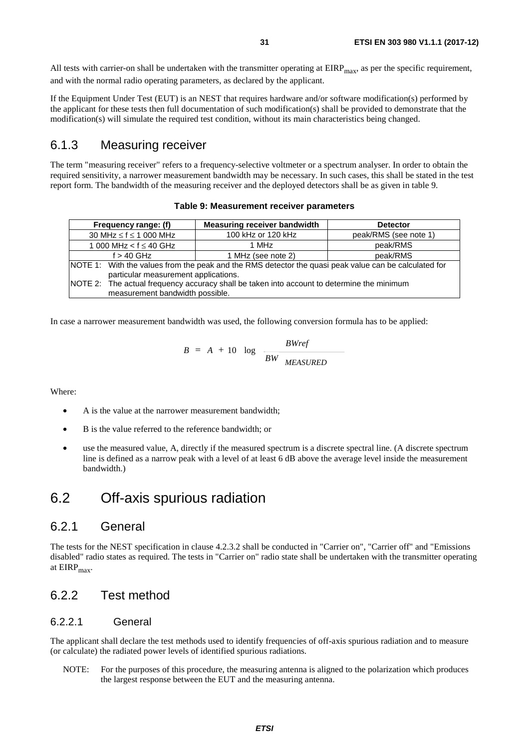All tests with carrier-on shall be undertaken with the transmitter operating at $EIRP_{max}$, as per the specific requirement, and with the normal radio operating parameters, as declared by the applicant.

If the Equipment Under Test (EUT) is an NEST that requires hardware and/or software modification(s) performed by the applicant for these tests then full documentation of such modification(s) shall be provided to demonstrate that the modification(s) will simulate the required test condition, without its main characteristics being changed.

## 6.1.3 Measuring receiver

The term "measuring receiver" refers to a frequency-selective voltmeter or a spectrum analyser. In order to obtain the required sensitivity, a narrower measurement bandwidth may be necessary. In such cases, this shall be stated in the test report form. The bandwidth of the measuring receiver and the deployed detectors shall be as given in table 9.

**Table 9: Measurement receiver parameters**

| Frequency range: (f) | Measuring receiver bandwidth | Detector |
|---|---|---|
| 30 MHz ≤ f ≤ 1 000 MHz | 100 kHz or 120 kHz | peak/RMS (see note 1) |
| 1 000 MHz < f ≤ 40 GHz | 1 MHz | peak/RMS |
| f > 40 GHz | 1 MHz (see note 2) | peak/RMS |
| NOTE 1: With the values from the peak and the RMS detector the quasi peak value can be calculated for particular measurement applications. | | |
| NOTE 2: The actual frequency accuracy shall be taken into account to determine the minimum measurement bandwidth possible. | | |

In case a narrower measurement bandwidth was used, the following conversion formula has to be applied:

$$B = A + 10 \log \frac{BWref}{BW_{MEASURED}}$$

Where:

- A is the value at the narrower measurement bandwidth;
- B is the value referred to the reference bandwidth; or
- use the measured value, A, directly if the measured spectrum is a discrete spectral line. (A discrete spectrum line is defined as a narrow peak with a level of at least 6 dB above the average level inside the measurement bandwidth.)

# 6.2 Off-axis spurious radiation

## 6.2.1 General

The tests for the NEST specification in clause 4.2.3.2 shall be conducted in "Carrier on", "Carrier off" and "Emissions disabled" radio states as required. The tests in "Carrier on" radio state shall be undertaken with the transmitter operating at $EIRP_{max}$.

## 6.2.2 Test method

### 6.2.2.1 General

The applicant shall declare the test methods used to identify frequencies of off-axis spurious radiation and to measure (or calculate) the radiated power levels of identified spurious radiations.

NOTE: For the purposes of this procedure, the measuring antenna is aligned to the polarization which produces the largest response between the EUT and the measuring antenna.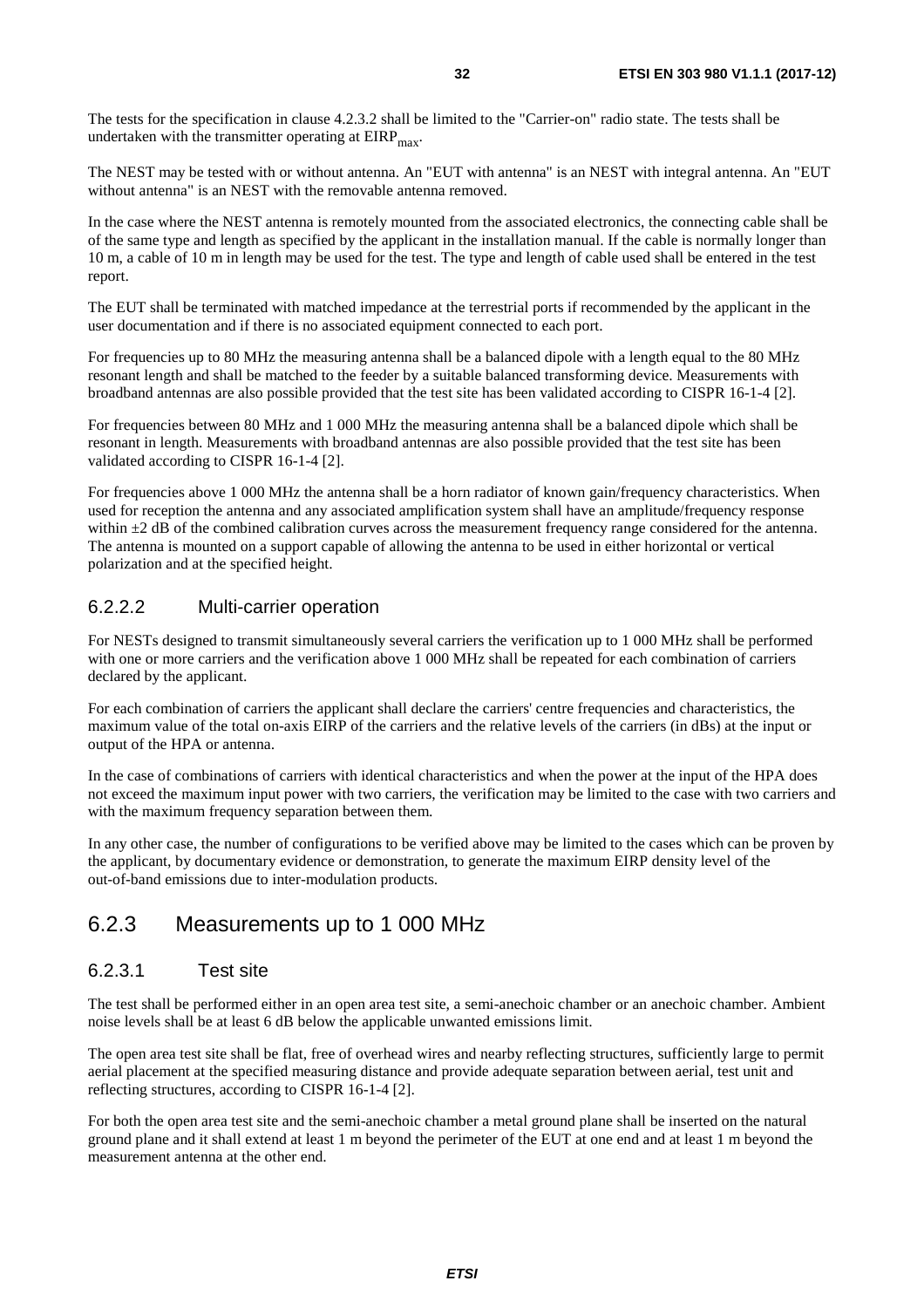The tests for the specification in clause 4.2.3.2 shall be limited to the "Carrier-on" radio state. The tests shall be undertaken with the transmitter operating at $EIRP_{max}$.

The NEST may be tested with or without antenna. An "EUT with antenna" is an NEST with integral antenna. An "EUT without antenna" is an NEST with the removable antenna removed.

In the case where the NEST antenna is remotely mounted from the associated electronics, the connecting cable shall be of the same type and length as specified by the applicant in the installation manual. If the cable is normally longer than 10 m, a cable of 10 m in length may be used for the test. The type and length of cable used shall be entered in the test report.

The EUT shall be terminated with matched impedance at the terrestrial ports if recommended by the applicant in the user documentation and if there is no associated equipment connected to each port.

For frequencies up to 80 MHz the measuring antenna shall be a balanced dipole with a length equal to the 80 MHz resonant length and shall be matched to the feeder by a suitable balanced transforming device. Measurements with broadband antennas are also possible provided that the test site has been validated according to CISPR 16-1-4 [2].

For frequencies between 80 MHz and 1 000 MHz the measuring antenna shall be a balanced dipole which shall be resonant in length. Measurements with broadband antennas are also possible provided that the test site has been validated according to CISPR 16-1-4 [2].

For frequencies above 1 000 MHz the antenna shall be a horn radiator of known gain/frequency characteristics. When used for reception the antenna and any associated amplification system shall have an amplitude/frequency response within ±2 dB of the combined calibration curves across the measurement frequency range considered for the antenna. The antenna is mounted on a support capable of allowing the antenna to be used in either horizontal or vertical polarization and at the specified height.

#### 6.2.2.2 Multi-carrier operation

For NESTs designed to transmit simultaneously several carriers the verification up to 1 000 MHz shall be performed with one or more carriers and the verification above 1 000 MHz shall be repeated for each combination of carriers declared by the applicant.

For each combination of carriers the applicant shall declare the carriers' centre frequencies and characteristics, the maximum value of the total on-axis EIRP of the carriers and the relative levels of the carriers (in dBs) at the input or output of the HPA or antenna.

In the case of combinations of carriers with identical characteristics and when the power at the input of the HPA does not exceed the maximum input power with two carriers, the verification may be limited to the case with two carriers and with the maximum frequency separation between them.

In any other case, the number of configurations to be verified above may be limited to the cases which can be proven by the applicant, by documentary evidence or demonstration, to generate the maximum EIRP density level of the out-of-band emissions due to inter-modulation products.

### 6.2.3 Measurements up to 1 000 MHz

#### 6.2.3.1 Test site

The test shall be performed either in an open area test site, a semi-anechoic chamber or an anechoic chamber. Ambient noise levels shall be at least 6 dB below the applicable unwanted emissions limit.

The open area test site shall be flat, free of overhead wires and nearby reflecting structures, sufficiently large to permit aerial placement at the specified measuring distance and provide adequate separation between aerial, test unit and reflecting structures, according to CISPR 16-1-4 [2].

For both the open area test site and the semi-anechoic chamber a metal ground plane shall be inserted on the natural ground plane and it shall extend at least 1 m beyond the perimeter of the EUT at one end and at least 1 m beyond the measurement antenna at the other end.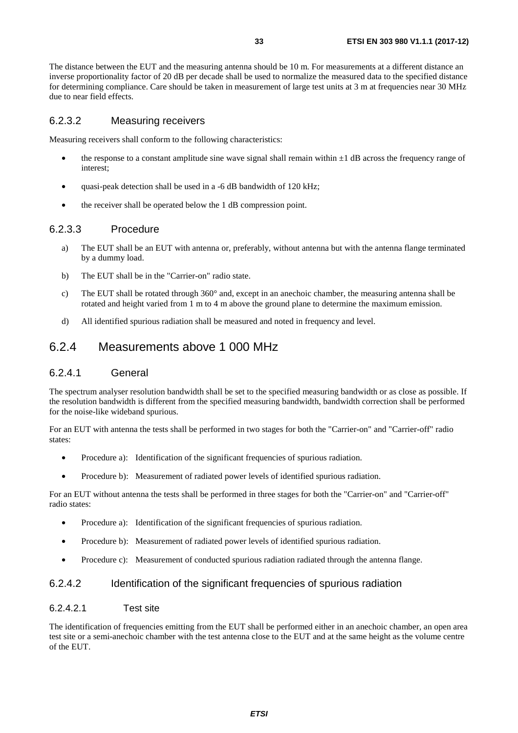The distance between the EUT and the measuring antenna should be 10 m. For measurements at a different distance an inverse proportionality factor of 20 dB per decade shall be used to normalize the measured data to the specified distance for determining compliance. Care should be taken in measurement of large test units at 3 m at frequencies near 30 MHz due to near field effects.

#### 6.2.3.2 Measuring receivers

Measuring receivers shall conform to the following characteristics:

- the response to a constant amplitude sine wave signal shall remain within ±1 dB across the frequency range of interest;
- quasi-peak detection shall be used in a -6 dB bandwidth of 120 kHz;
- the receiver shall be operated below the 1 dB compression point.

#### 6.2.3.3 Procedure

a) The EUT shall be an EUT with antenna or, preferably, without antenna but with the antenna flange terminated by a dummy load.

b) The EUT shall be in the "Carrier-on" radio state.

c) The EUT shall be rotated through 360° and, except in an anechoic chamber, the measuring antenna shall be rotated and height varied from 1 m to 4 m above the ground plane to determine the maximum emission.

d) All identified spurious radiation shall be measured and noted in frequency and level.

### 6.2.4 Measurements above 1 000 MHz

#### 6.2.4.1 General

The spectrum analyser resolution bandwidth shall be set to the specified measuring bandwidth or as close as possible. If the resolution bandwidth is different from the specified measuring bandwidth, bandwidth correction shall be performed for the noise-like wideband spurious.

For an EUT with antenna the tests shall be performed in two stages for both the "Carrier-on" and "Carrier-off" radio states:

- Procedure a): Identification of the significant frequencies of spurious radiation.
- Procedure b): Measurement of radiated power levels of identified spurious radiation.

For an EUT without antenna the tests shall be performed in three stages for both the "Carrier-on" and "Carrier-off" radio states:

- Procedure a): Identification of the significant frequencies of spurious radiation.
- Procedure b): Measurement of radiated power levels of identified spurious radiation.
- Procedure c): Measurement of conducted spurious radiation radiated through the antenna flange.

#### 6.2.4.2 Identification of the significant frequencies of spurious radiation

##### 6.2.4.2.1 Test site

The identification of frequencies emitting from the EUT shall be performed either in an anechoic chamber, an open area test site or a semi-anechoic chamber with the test antenna close to the EUT and at the same height as the volume centre of the EUT.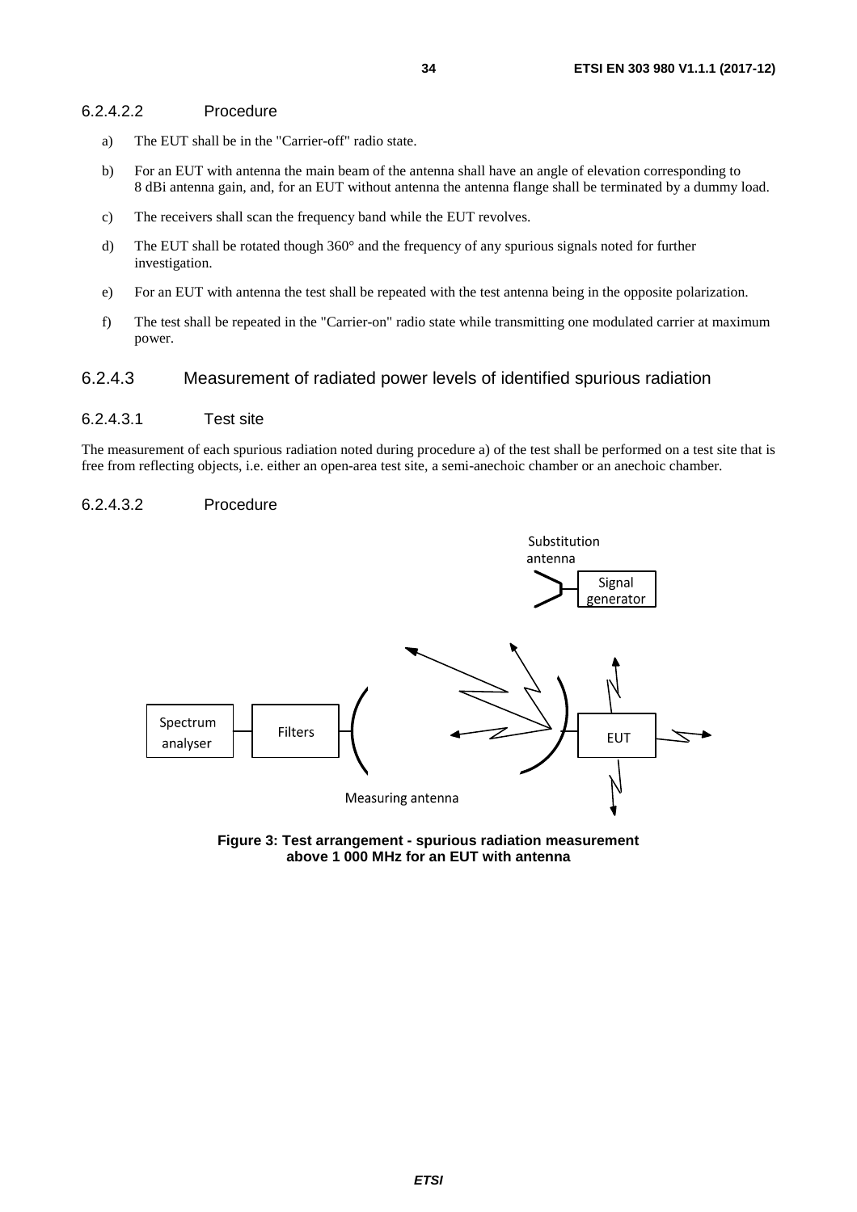#### 6.2.4.2.2 Procedure

a) The EUT shall be in the "Carrier-off" radio state.

b) For an EUT with antenna the main beam of the antenna shall have an angle of elevation corresponding to 8 dBi antenna gain, and, for an EUT without antenna the antenna flange shall be terminated by a dummy load.

c) The receivers shall scan the frequency band while the EUT revolves.

d) The EUT shall be rotated though 360° and the frequency of any spurious signals noted for further investigation.

e) For an EUT with antenna the test shall be repeated with the test antenna being in the opposite polarization.

f) The test shall be repeated in the "Carrier-on" radio state while transmitting one modulated carrier at maximum power.

### 6.2.4.3 Measurement of radiated power levels of identified spurious radiation

#### 6.2.4.3.1 Test site

The measurement of each spurious radiation noted during procedure a) of the test shall be performed on a test site that is free from reflecting objects, i.e. either an open-area test site, a semi-anechoic chamber or an anechoic chamber.

#### 6.2.4.3.2 Procedure

Substitution antenna

Signal generator

Spectrum analyser

Filters

EUT

Measuring antenna

**Figure 3: Test arrangement - spurious radiation measurement above 1 000 MHz for an EUT with antenna**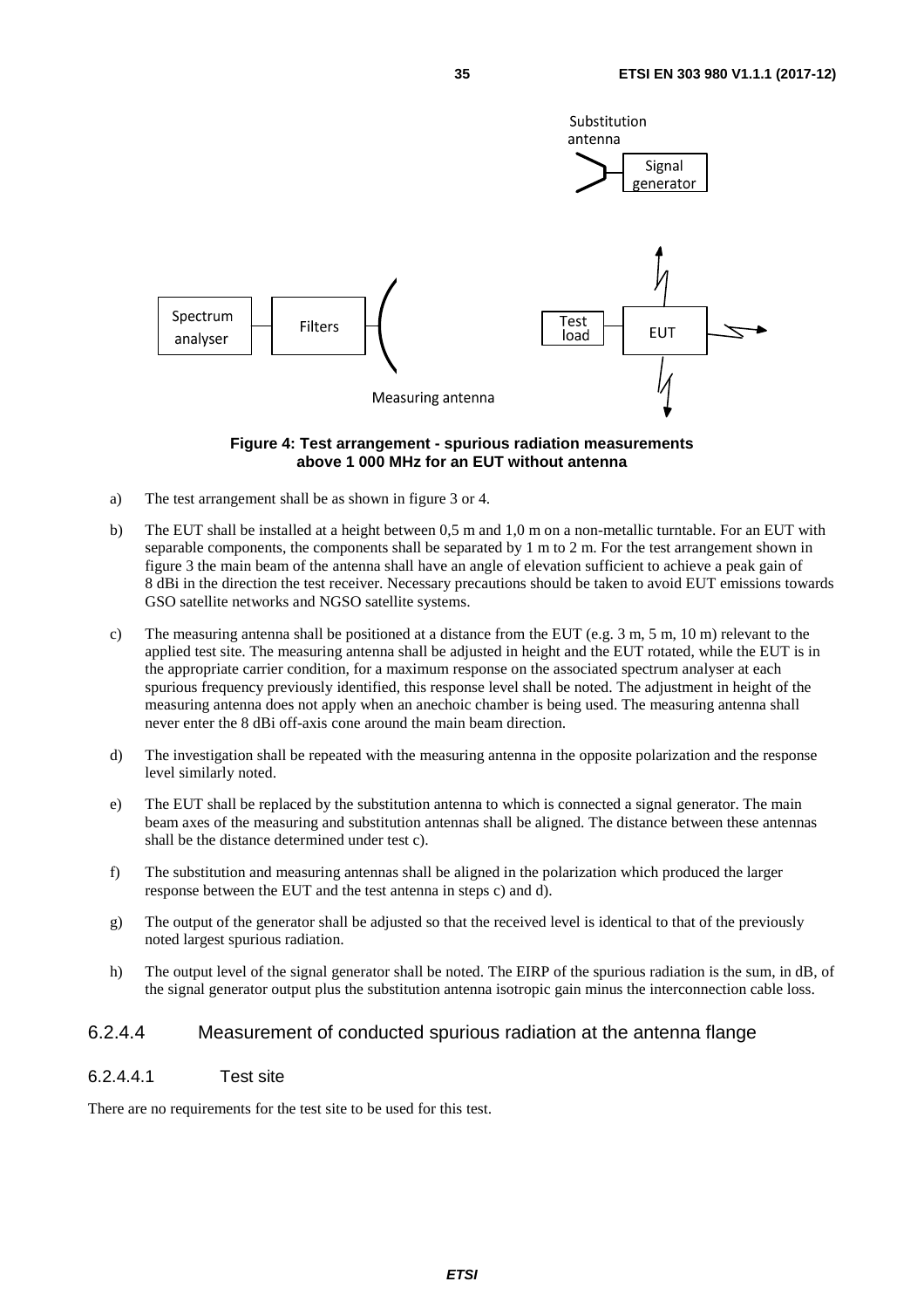**Figure 4: Test arrangement - spurious radiation measurements above 1 000 MHz for an EUT without antenna**

a) The test arrangement shall be as shown in figure 3 or 4.

b) The EUT shall be installed at a height between 0,5 m and 1,0 m on a non-metallic turntable. For an EUT with separable components, the components shall be separated by 1 m to 2 m. For the test arrangement shown in figure 3 the main beam of the antenna shall have an angle of elevation sufficient to achieve a peak gain of 8 dBi in the direction the test receiver. Necessary precautions should be taken to avoid EUT emissions towards GSO satellite networks and NGSO satellite systems.

c) The measuring antenna shall be positioned at a distance from the EUT (e.g. 3 m, 5 m, 10 m) relevant to the applied test site. The measuring antenna shall be adjusted in height and the EUT rotated, while the EUT is in the appropriate carrier condition, for a maximum response on the associated spectrum analyser at each spurious frequency previously identified, this response level shall be noted. The adjustment in height of the measuring antenna does not apply when an anechoic chamber is being used. The measuring antenna shall never enter the 8 dBi off-axis cone around the main beam direction.

d) The investigation shall be repeated with the measuring antenna in the opposite polarization and the response level similarly noted.

e) The EUT shall be replaced by the substitution antenna to which is connected a signal generator. The main beam axes of the measuring and substitution antennas shall be aligned. The distance between these antennas shall be the distance determined under test c).

f) The substitution and measuring antennas shall be aligned in the polarization which produced the larger response between the EUT and the test antenna in steps c) and d).

g) The output of the generator shall be adjusted so that the received level is identical to that of the previously noted largest spurious radiation.

h) The output level of the signal generator shall be noted. The EIRP of the spurious radiation is the sum, in dB, of the signal generator output plus the substitution antenna isotropic gain minus the interconnection cable loss.

#### 6.2.4.4 Measurement of conducted spurious radiation at the antenna flange

##### 6.2.4.4.1 Test site

There are no requirements for the test site to be used for this test.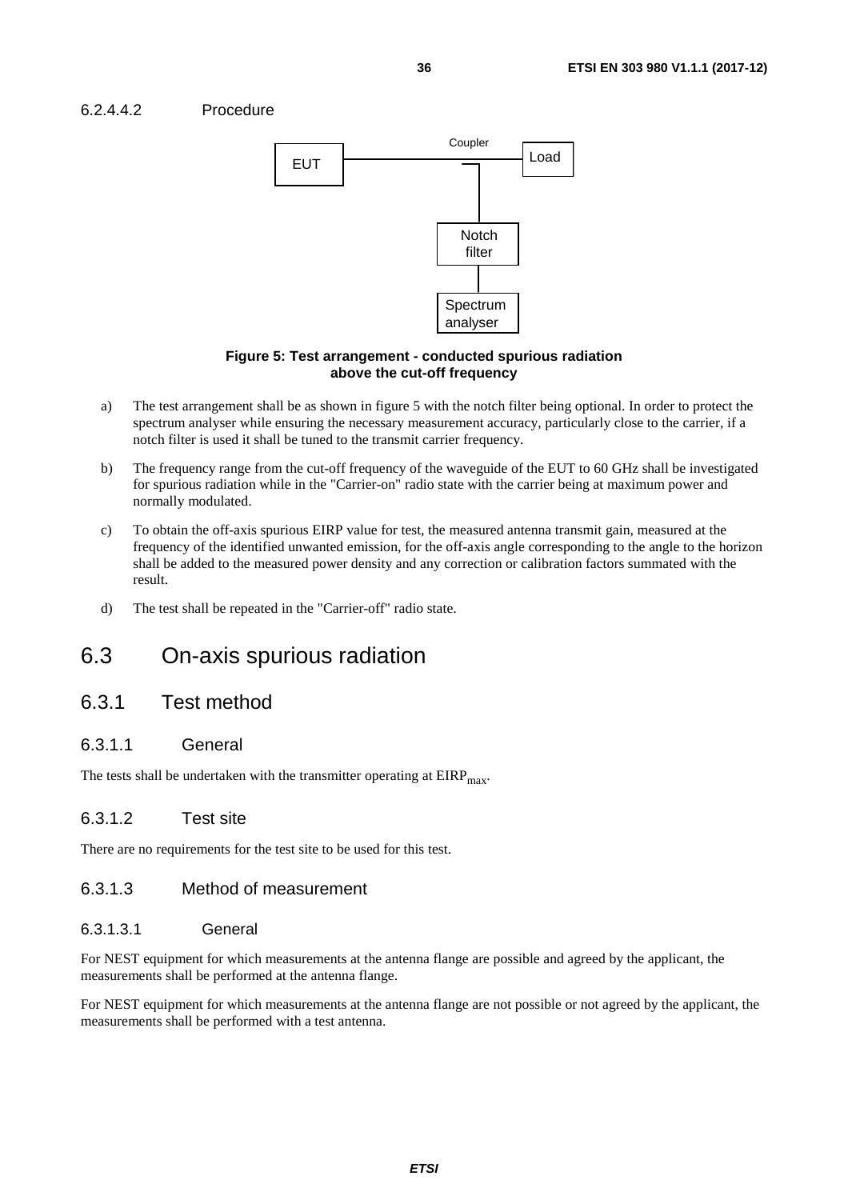#### 6.2.4.4.2 Procedure

**Figure 5: Test arrangement - conducted spurious radiation above the cut-off frequency**

a) The test arrangement shall be as shown in figure 5 with the notch filter being optional. In order to protect the spectrum analyser while ensuring the necessary measurement accuracy, particularly close to the carrier, if a notch filter is used it shall be tuned to the transmit carrier frequency.

b) The frequency range from the cut-off frequency of the waveguide of the EUT to 60 GHz shall be investigated for spurious radiation while in the "Carrier-on" radio state with the carrier being at maximum power and normally modulated.

c) To obtain the off-axis spurious EIRP value for test, the measured antenna transmit gain, measured at the frequency of the identified unwanted emission, for the off-axis angle corresponding to the angle to the horizon shall be added to the measured power density and any correction or calibration factors summated with the result.

d) The test shall be repeated in the "Carrier-off" radio state.

# 6.3 On-axis spurious radiation

## 6.3.1 Test method

### 6.3.1.1 General

The tests shall be undertaken with the transmitter operating at $EIRP_{max}$.

### 6.3.1.2 Test site

There are no requirements for the test site to be used for this test.

### 6.3.1.3 Method of measurement

#### 6.3.1.3.1 General

For NEST equipment for which measurements at the antenna flange are possible and agreed by the applicant, the measurements shall be performed at the antenna flange.

For NEST equipment for which measurements at the antenna flange are not possible or not agreed by the applicant, the measurements shall be performed with a test antenna.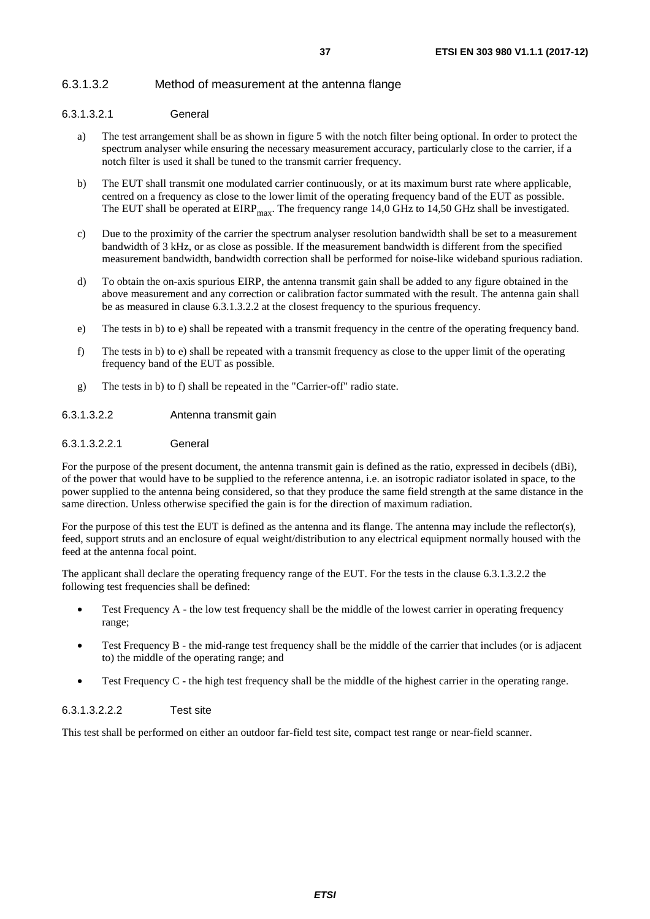#### 6.3.1.3.2 Method of measurement at the antenna flange

##### 6.3.1.3.2.1 General

a) The test arrangement shall be as shown in figure 5 with the notch filter being optional. In order to protect the spectrum analyser while ensuring the necessary measurement accuracy, particularly close to the carrier, if a notch filter is used it shall be tuned to the transmit carrier frequency.

b) The EUT shall transmit one modulated carrier continuously, or at its maximum burst rate where applicable, centred on a frequency as close to the lower limit of the operating frequency band of the EUT as possible. The EUT shall be operated at $EIRP_{max}$. The frequency range 14,0 GHz to 14,50 GHz shall be investigated.

c) Due to the proximity of the carrier the spectrum analyser resolution bandwidth shall be set to a measurement bandwidth of 3 kHz, or as close as possible. If the measurement bandwidth is different from the specified measurement bandwidth, bandwidth correction shall be performed for noise-like wideband spurious radiation.

d) To obtain the on-axis spurious EIRP, the antenna transmit gain shall be added to any figure obtained in the above measurement and any correction or calibration factor summated with the result. The antenna gain shall be as measured in clause 6.3.1.3.2.2 at the closest frequency to the spurious frequency.

e) The tests in b) to e) shall be repeated with a transmit frequency in the centre of the operating frequency band.

f) The tests in b) to e) shall be repeated with a transmit frequency as close to the upper limit of the operating frequency band of the EUT as possible.

g) The tests in b) to f) shall be repeated in the "Carrier-off" radio state.

##### 6.3.1.3.2.2 Antenna transmit gain

###### 6.3.1.3.2.2.1 General

For the purpose of the present document, the antenna transmit gain is defined as the ratio, expressed in decibels (dBi), of the power that would have to be supplied to the reference antenna, i.e. an isotropic radiator isolated in space, to the power supplied to the antenna being considered, so that they produce the same field strength at the same distance in the same direction. Unless otherwise specified the gain is for the direction of maximum radiation.

For the purpose of this test the EUT is defined as the antenna and its flange. The antenna may include the reflector(s), feed, support struts and an enclosure of equal weight/distribution to any electrical equipment normally housed with the feed at the antenna focal point.

The applicant shall declare the operating frequency range of the EUT. For the tests in the clause 6.3.1.3.2.2 the following test frequencies shall be defined:

- Test Frequency A - the low test frequency shall be the middle of the lowest carrier in operating frequency range;
- Test Frequency B - the mid-range test frequency shall be the middle of the carrier that includes (or is adjacent to) the middle of the operating range; and
- Test Frequency C - the high test frequency shall be the middle of the highest carrier in the operating range.

###### 6.3.1.3.2.2.2 Test site

This test shall be performed on either an outdoor far-field test site, compact test range or near-field scanner.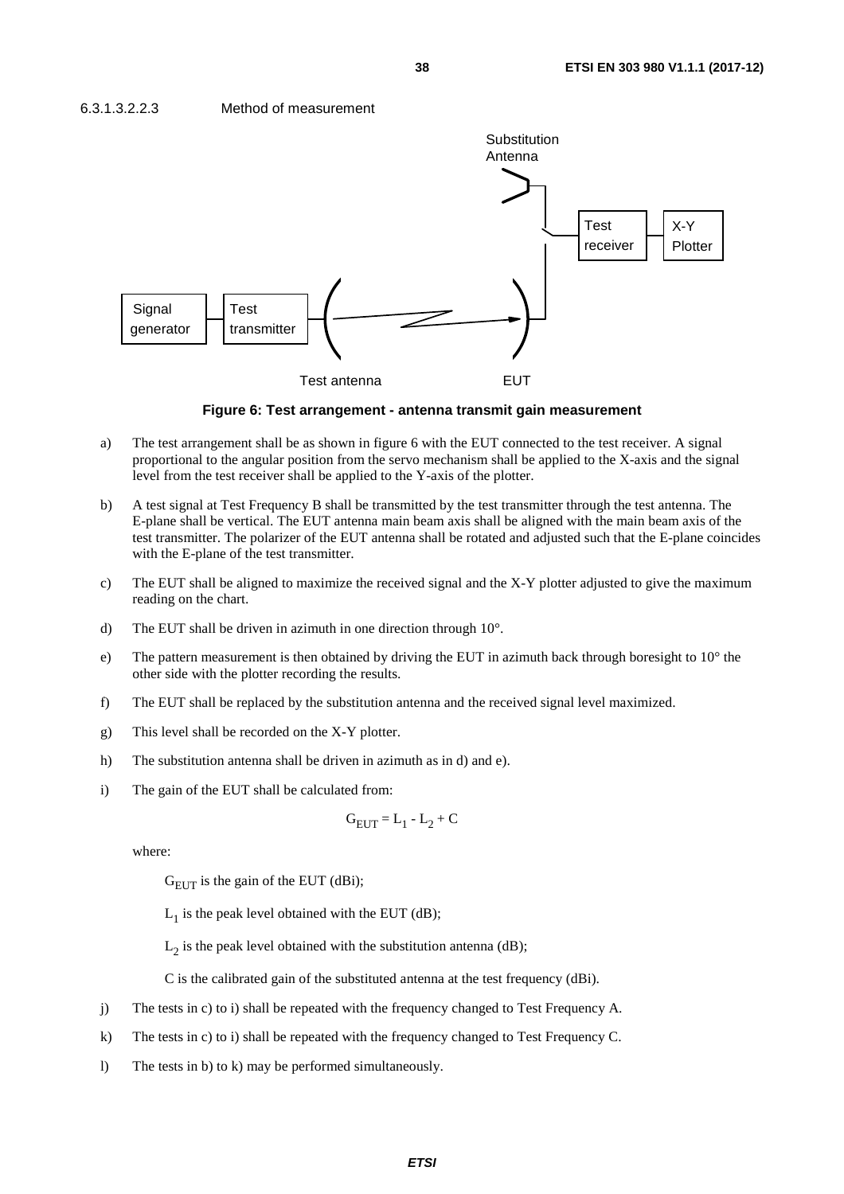#### 6.3.1.3.2.2.3 Method of measurement

**Figure 6: Test arrangement - antenna transmit gain measurement**

a) The test arrangement shall be as shown in figure 6 with the EUT connected to the test receiver. A signal proportional to the angular position from the servo mechanism shall be applied to the X-axis and the signal level from the test receiver shall be applied to the Y-axis of the plotter.

b) A test signal at Test Frequency B shall be transmitted by the test transmitter through the test antenna. The E-plane shall be vertical. The EUT antenna main beam axis shall be aligned with the main beam axis of the test transmitter. The polarizer of the EUT antenna shall be rotated and adjusted such that the E-plane coincides with the E-plane of the test transmitter.

c) The EUT shall be aligned to maximize the received signal and the X-Y plotter adjusted to give the maximum reading on the chart.

d) The EUT shall be driven in azimuth in one direction through 10°.

e) The pattern measurement is then obtained by driving the EUT in azimuth back through boresight to 10° the other side with the plotter recording the results.

f) The EUT shall be replaced by the substitution antenna and the received signal level maximized.

g) This level shall be recorded on the X-Y plotter.

h) The substitution antenna shall be driven in azimuth as in d) and e).

i) The gain of the EUT shall be calculated from:

$$G_{EUT} = L_1 - L_2 + C$$

where:

$G_{EUT}$ is the gain of the EUT (dBi);

$L_1$ is the peak level obtained with the EUT (dB);

$L_2$ is the peak level obtained with the substitution antenna (dB);

C is the calibrated gain of the substituted antenna at the test frequency (dBi).

j) The tests in c) to i) shall be repeated with the frequency changed to Test Frequency A.

k) The tests in c) to i) shall be repeated with the frequency changed to Test Frequency C.

l) The tests in b) to k) may be performed simultaneously.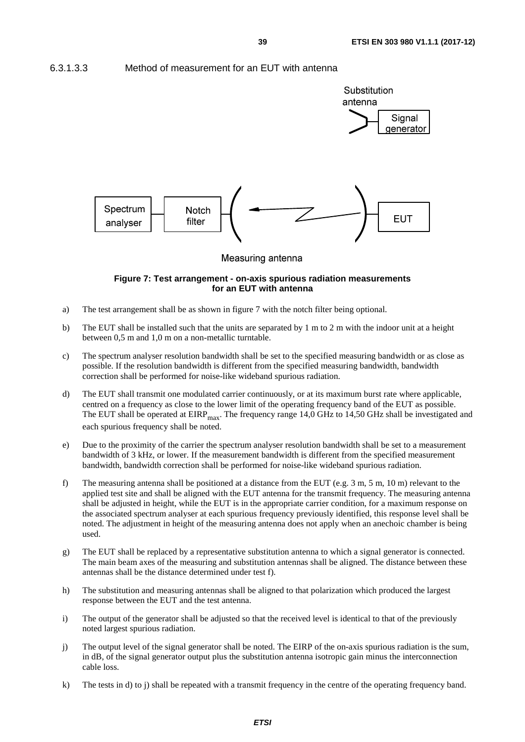6.3.1.3.3 Method of measurement for an EUT with antenna

**Figure 7: Test arrangement - on-axis spurious radiation measurements for an EUT with antenna**

a) The test arrangement shall be as shown in figure 7 with the notch filter being optional.

b) The EUT shall be installed such that the units are separated by 1 m to 2 m with the indoor unit at a height between 0,5 m and 1,0 m on a non-metallic turntable.

c) The spectrum analyser resolution bandwidth shall be set to the specified measuring bandwidth or as close as possible. If the resolution bandwidth is different from the specified measuring bandwidth, bandwidth correction shall be performed for noise-like wideband spurious radiation.

d) The EUT shall transmit one modulated carrier continuously, or at its maximum burst rate where applicable, centred on a frequency as close to the lower limit of the operating frequency band of the EUT as possible. The EUT shall be operated at $EIRP_{max}$. The frequency range 14,0 GHz to 14,50 GHz shall be investigated and each spurious frequency shall be noted.

e) Due to the proximity of the carrier the spectrum analyser resolution bandwidth shall be set to a measurement bandwidth of 3 kHz, or lower. If the measurement bandwidth is different from the specified measurement bandwidth, bandwidth correction shall be performed for noise-like wideband spurious radiation.

f) The measuring antenna shall be positioned at a distance from the EUT (e.g. 3 m, 5 m, 10 m) relevant to the applied test site and shall be aligned with the EUT antenna for the transmit frequency. The measuring antenna shall be adjusted in height, while the EUT is in the appropriate carrier condition, for a maximum response on the associated spectrum analyser at each spurious frequency previously identified, this response level shall be noted. The adjustment in height of the measuring antenna does not apply when an anechoic chamber is being used.

g) The EUT shall be replaced by a representative substitution antenna to which a signal generator is connected. The main beam axes of the measuring and substitution antennas shall be aligned. The distance between these antennas shall be the distance determined under test f).

h) The substitution and measuring antennas shall be aligned to that polarization which produced the largest response between the EUT and the test antenna.

i) The output of the generator shall be adjusted so that the received level is identical to that of the previously noted largest spurious radiation.

j) The output level of the signal generator shall be noted. The EIRP of the on-axis spurious radiation is the sum, in dB, of the signal generator output plus the substitution antenna isotropic gain minus the interconnection cable loss.

k) The tests in d) to j) shall be repeated with a transmit frequency in the centre of the operating frequency band.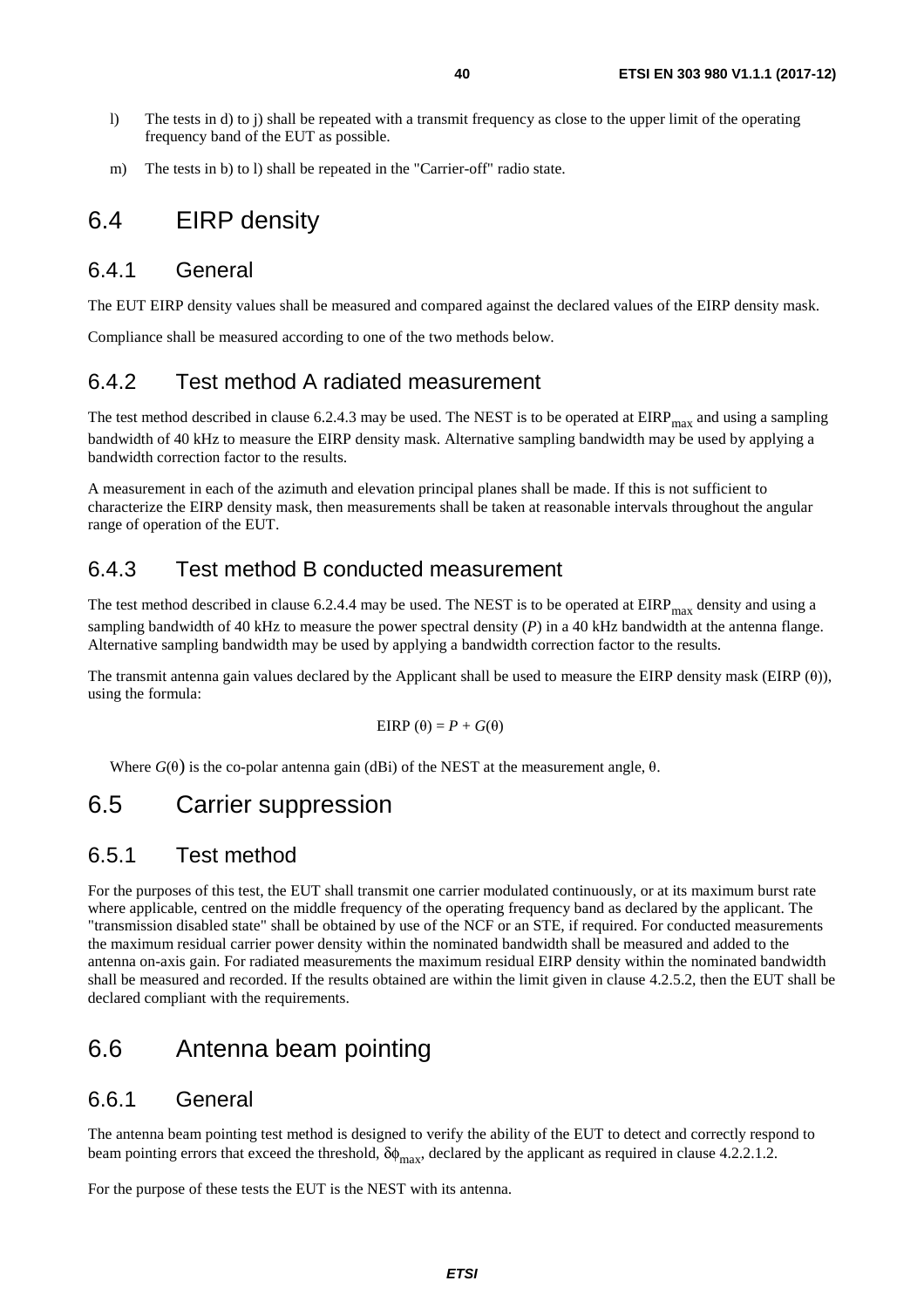l) The tests in d) to j) shall be repeated with a transmit frequency as close to the upper limit of the operating frequency band of the EUT as possible.

m) The tests in b) to l) shall be repeated in the "Carrier-off" radio state.

# 6.4 EIRP density

## 6.4.1 General

The EUT EIRP density values shall be measured and compared against the declared values of the EIRP density mask.

Compliance shall be measured according to one of the two methods below.

## 6.4.2 Test method A radiated measurement

The test method described in clause 6.2.4.3 may be used. The NEST is to be operated at $EIRP_{max}$ and using a sampling bandwidth of 40 kHz to measure the EIRP density mask. Alternative sampling bandwidth may be used by applying a bandwidth correction factor to the results.

A measurement in each of the azimuth and elevation principal planes shall be made. If this is not sufficient to characterize the EIRP density mask, then measurements shall be taken at reasonable intervals throughout the angular range of operation of the EUT.

## 6.4.3 Test method B conducted measurement

The test method described in clause 6.2.4.4 may be used. The NEST is to be operated at $EIRP_{max}$ density and using a sampling bandwidth of 40 kHz to measure the power spectral density ($P$) in a 40 kHz bandwidth at the antenna flange. Alternative sampling bandwidth may be used by applying a bandwidth correction factor to the results.

The transmit antenna gain values declared by the Applicant shall be used to measure the EIRP density mask (EIRP (θ)), using the formula:

$$EIRP(\theta) = P + G(\theta)$$

Where $G(\theta)$ is the co-polar antenna gain (dBi) of the NEST at the measurement angle, θ.

# 6.5 Carrier suppression

## 6.5.1 Test method

For the purposes of this test, the EUT shall transmit one carrier modulated continuously, or at its maximum burst rate where applicable, centred on the middle frequency of the operating frequency band as declared by the applicant. The "transmission disabled state" shall be obtained by use of the NCF or an STE, if required. For conducted measurements the maximum residual carrier power density within the nominated bandwidth shall be measured and added to the antenna on-axis gain. For radiated measurements the maximum residual EIRP density within the nominated bandwidth shall be measured and recorded. If the results obtained are within the limit given in clause 4.2.5.2, then the EUT shall be declared compliant with the requirements.

# 6.6 Antenna beam pointing

## 6.6.1 General

The antenna beam pointing test method is designed to verify the ability of the EUT to detect and correctly respond to beam pointing errors that exceed the threshold, $\delta\phi_{max}$, declared by the applicant as required in clause 4.2.2.1.2.

For the purpose of these tests the EUT is the NEST with its antenna.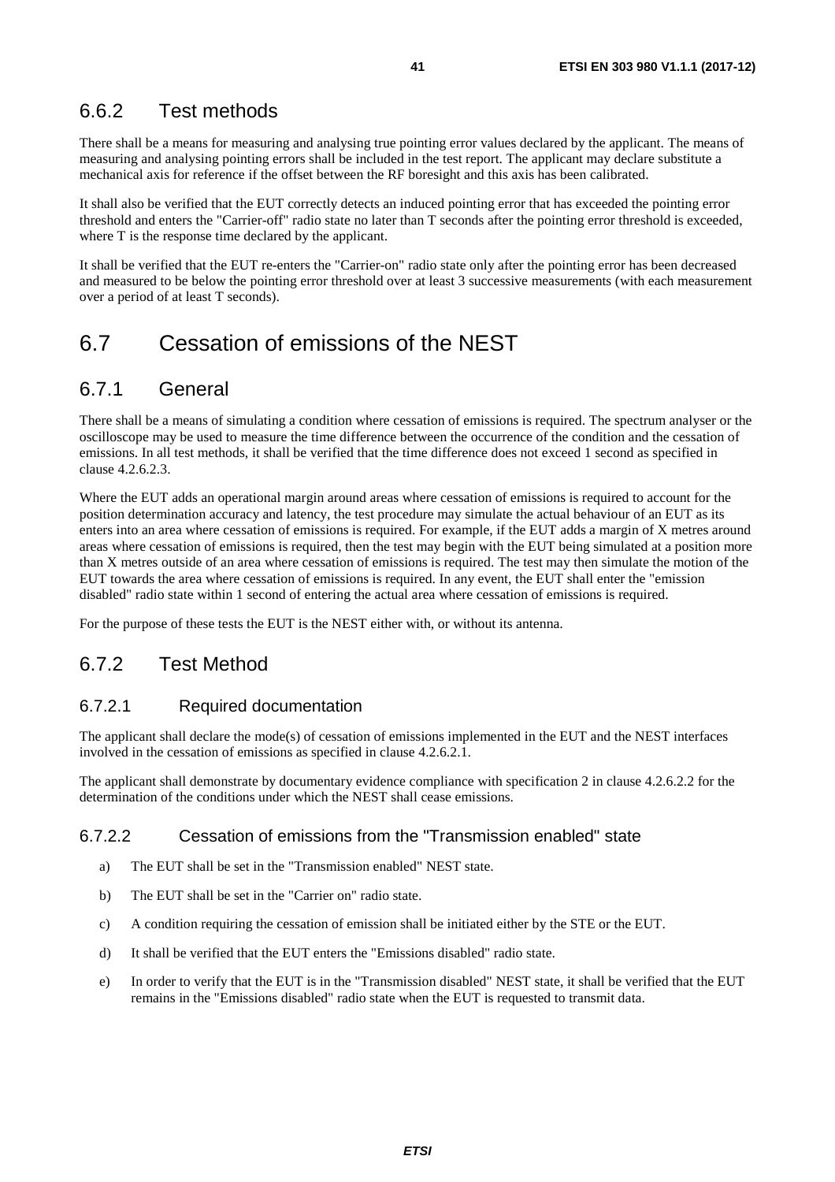### 6.6.2 Test methods

There shall be a means for measuring and analysing true pointing error values declared by the applicant. The means of measuring and analysing pointing errors shall be included in the test report. The applicant may declare substitute a mechanical axis for reference if the offset between the RF boresight and this axis has been calibrated.

It shall also be verified that the EUT correctly detects an induced pointing error that has exceeded the pointing error threshold and enters the "Carrier-off" radio state no later than T seconds after the pointing error threshold is exceeded, where T is the response time declared by the applicant.

It shall be verified that the EUT re-enters the "Carrier-on" radio state only after the pointing error has been decreased and measured to be below the pointing error threshold over at least 3 successive measurements (with each measurement over a period of at least T seconds).

## 6.7 Cessation of emissions of the NEST

### 6.7.1 General

There shall be a means of simulating a condition where cessation of emissions is required. The spectrum analyser or the oscilloscope may be used to measure the time difference between the occurrence of the condition and the cessation of emissions. In all test methods, it shall be verified that the time difference does not exceed 1 second as specified in clause 4.2.6.2.3.

Where the EUT adds an operational margin around areas where cessation of emissions is required to account for the position determination accuracy and latency, the test procedure may simulate the actual behaviour of an EUT as its enters into an area where cessation of emissions is required. For example, if the EUT adds a margin of X metres around areas where cessation of emissions is required, then the test may begin with the EUT being simulated at a position more than X metres outside of an area where cessation of emissions is required. The test may then simulate the motion of the EUT towards the area where cessation of emissions is required. In any event, the EUT shall enter the "emission disabled" radio state within 1 second of entering the actual area where cessation of emissions is required.

For the purpose of these tests the EUT is the NEST either with, or without its antenna.

### 6.7.2 Test Method

#### 6.7.2.1 Required documentation

The applicant shall declare the mode(s) of cessation of emissions implemented in the EUT and the NEST interfaces involved in the cessation of emissions as specified in clause 4.2.6.2.1.

The applicant shall demonstrate by documentary evidence compliance with specification 2 in clause 4.2.6.2.2 for the determination of the conditions under which the NEST shall cease emissions.

#### 6.7.2.2 Cessation of emissions from the "Transmission enabled" state

a) The EUT shall be set in the "Transmission enabled" NEST state.

b) The EUT shall be set in the "Carrier on" radio state.

c) A condition requiring the cessation of emission shall be initiated either by the STE or the EUT.

d) It shall be verified that the EUT enters the "Emissions disabled" radio state.

e) In order to verify that the EUT is in the "Transmission disabled" NEST state, it shall be verified that the EUT remains in the "Emissions disabled" radio state when the EUT is requested to transmit data.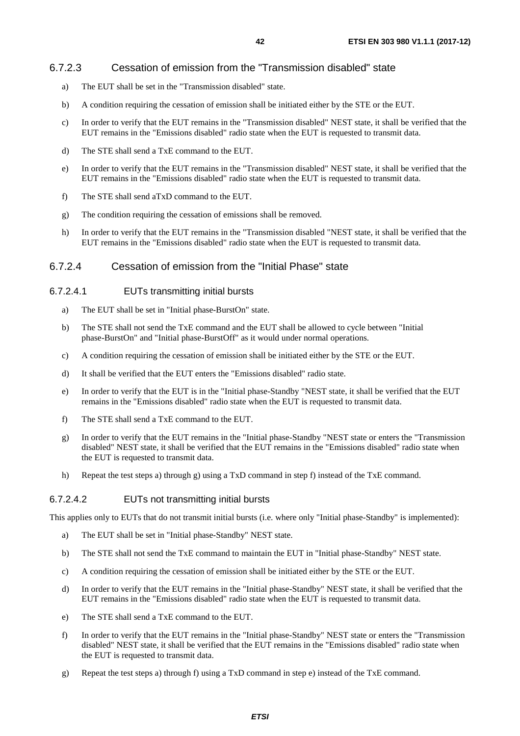### 6.7.2.3 Cessation of emission from the "Transmission disabled" state

a) The EUT shall be set in the "Transmission disabled" state.

b) A condition requiring the cessation of emission shall be initiated either by the STE or the EUT.

c) In order to verify that the EUT remains in the "Transmission disabled" NEST state, it shall be verified that the EUT remains in the "Emissions disabled" radio state when the EUT is requested to transmit data.

d) The STE shall send a TxE command to the EUT.

e) In order to verify that the EUT remains in the "Transmission disabled" NEST state, it shall be verified that the EUT remains in the "Emissions disabled" radio state when the EUT is requested to transmit data.

f) The STE shall send aTxD command to the EUT.

g) The condition requiring the cessation of emissions shall be removed.

h) In order to verify that the EUT remains in the "Transmission disabled "NEST state, it shall be verified that the EUT remains in the "Emissions disabled" radio state when the EUT is requested to transmit data.

### 6.7.2.4 Cessation of emission from the "Initial Phase" state

#### 6.7.2.4.1 EUTs transmitting initial bursts

a) The EUT shall be set in "Initial phase-BurstOn" state.

b) The STE shall not send the TxE command and the EUT shall be allowed to cycle between "Initial phase-BurstOn" and "Initial phase-BurstOff" as it would under normal operations.

c) A condition requiring the cessation of emission shall be initiated either by the STE or the EUT.

d) It shall be verified that the EUT enters the "Emissions disabled" radio state.

e) In order to verify that the EUT is in the "Initial phase-Standby "NEST state, it shall be verified that the EUT remains in the "Emissions disabled" radio state when the EUT is requested to transmit data.

f) The STE shall send a TxE command to the EUT.

g) In order to verify that the EUT remains in the "Initial phase-Standby "NEST state or enters the "Transmission disabled" NEST state, it shall be verified that the EUT remains in the "Emissions disabled" radio state when the EUT is requested to transmit data.

h) Repeat the test steps a) through g) using a TxD command in step f) instead of the TxE command.

#### 6.7.2.4.2 EUTs not transmitting initial bursts

This applies only to EUTs that do not transmit initial bursts (i.e. where only "Initial phase-Standby" is implemented):

a) The EUT shall be set in "Initial phase-Standby" NEST state.

b) The STE shall not send the TxE command to maintain the EUT in "Initial phase-Standby" NEST state.

c) A condition requiring the cessation of emission shall be initiated either by the STE or the EUT.

d) In order to verify that the EUT remains in the "Initial phase-Standby" NEST state, it shall be verified that the EUT remains in the "Emissions disabled" radio state when the EUT is requested to transmit data.

e) The STE shall send a TxE command to the EUT.

f) In order to verify that the EUT remains in the "Initial phase-Standby" NEST state or enters the "Transmission disabled" NEST state, it shall be verified that the EUT remains in the "Emissions disabled" radio state when the EUT is requested to transmit data.

g) Repeat the test steps a) through f) using a TxD command in step e) instead of the TxE command.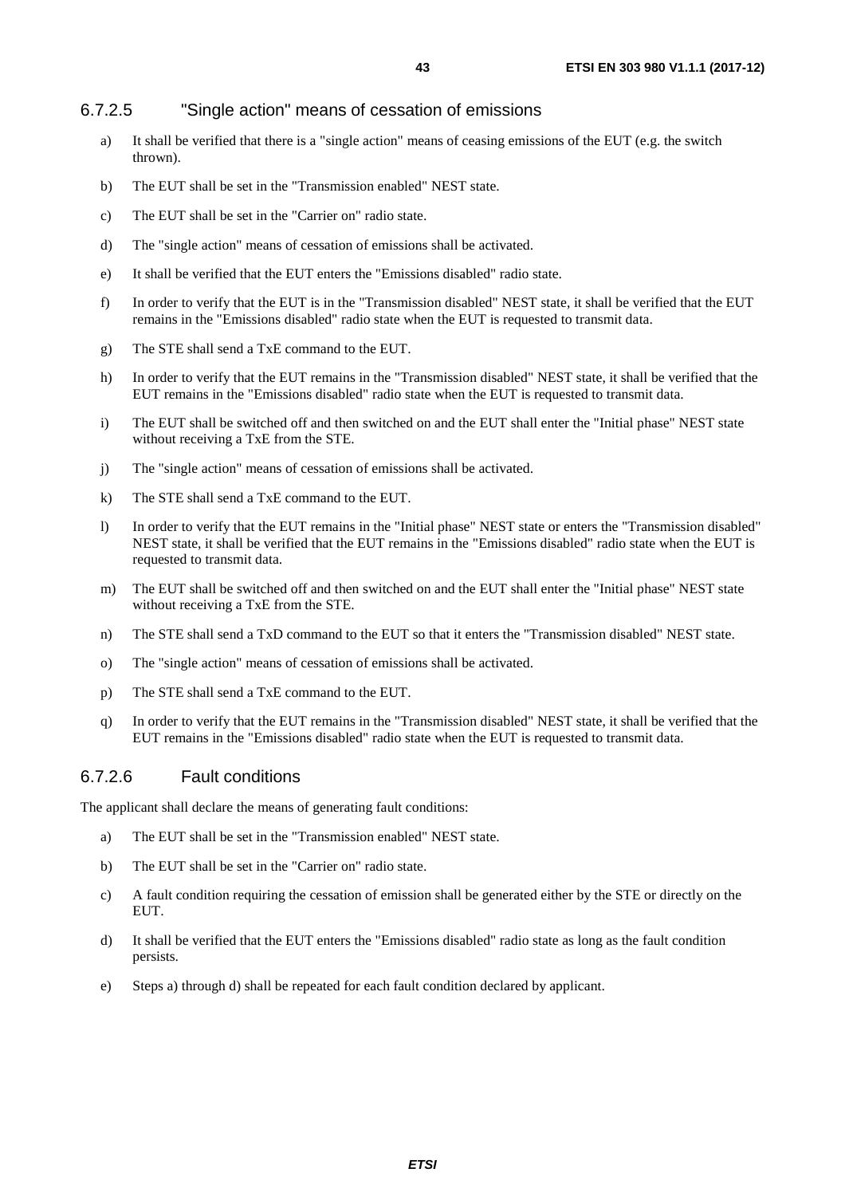#### 6.7.2.5 "Single action" means of cessation of emissions

a) It shall be verified that there is a "single action" means of ceasing emissions of the EUT (e.g. the switch thrown).

b) The EUT shall be set in the "Transmission enabled" NEST state.

c) The EUT shall be set in the "Carrier on" radio state.

d) The "single action" means of cessation of emissions shall be activated.

e) It shall be verified that the EUT enters the "Emissions disabled" radio state.

f) In order to verify that the EUT is in the "Transmission disabled" NEST state, it shall be verified that the EUT remains in the "Emissions disabled" radio state when the EUT is requested to transmit data.

g) The STE shall send a TxE command to the EUT.

h) In order to verify that the EUT remains in the "Transmission disabled" NEST state, it shall be verified that the EUT remains in the "Emissions disabled" radio state when the EUT is requested to transmit data.

i) The EUT shall be switched off and then switched on and the EUT shall enter the "Initial phase" NEST state without receiving a TxE from the STE.

j) The "single action" means of cessation of emissions shall be activated.

k) The STE shall send a TxE command to the EUT.

l) In order to verify that the EUT remains in the "Initial phase" NEST state or enters the "Transmission disabled" NEST state, it shall be verified that the EUT remains in the "Emissions disabled" radio state when the EUT is requested to transmit data.

m) The EUT shall be switched off and then switched on and the EUT shall enter the "Initial phase" NEST state without receiving a TxE from the STE.

n) The STE shall send a TxD command to the EUT so that it enters the "Transmission disabled" NEST state.

o) The "single action" means of cessation of emissions shall be activated.

p) The STE shall send a TxE command to the EUT.

q) In order to verify that the EUT remains in the "Transmission disabled" NEST state, it shall be verified that the EUT remains in the "Emissions disabled" radio state when the EUT is requested to transmit data.

#### 6.7.2.6 Fault conditions

The applicant shall declare the means of generating fault conditions:

a) The EUT shall be set in the "Transmission enabled" NEST state.

b) The EUT shall be set in the "Carrier on" radio state.

c) A fault condition requiring the cessation of emission shall be generated either by the STE or directly on the EUT.

d) It shall be verified that the EUT enters the "Emissions disabled" radio state as long as the fault condition persists.

e) Steps a) through d) shall be repeated for each fault condition declared by applicant.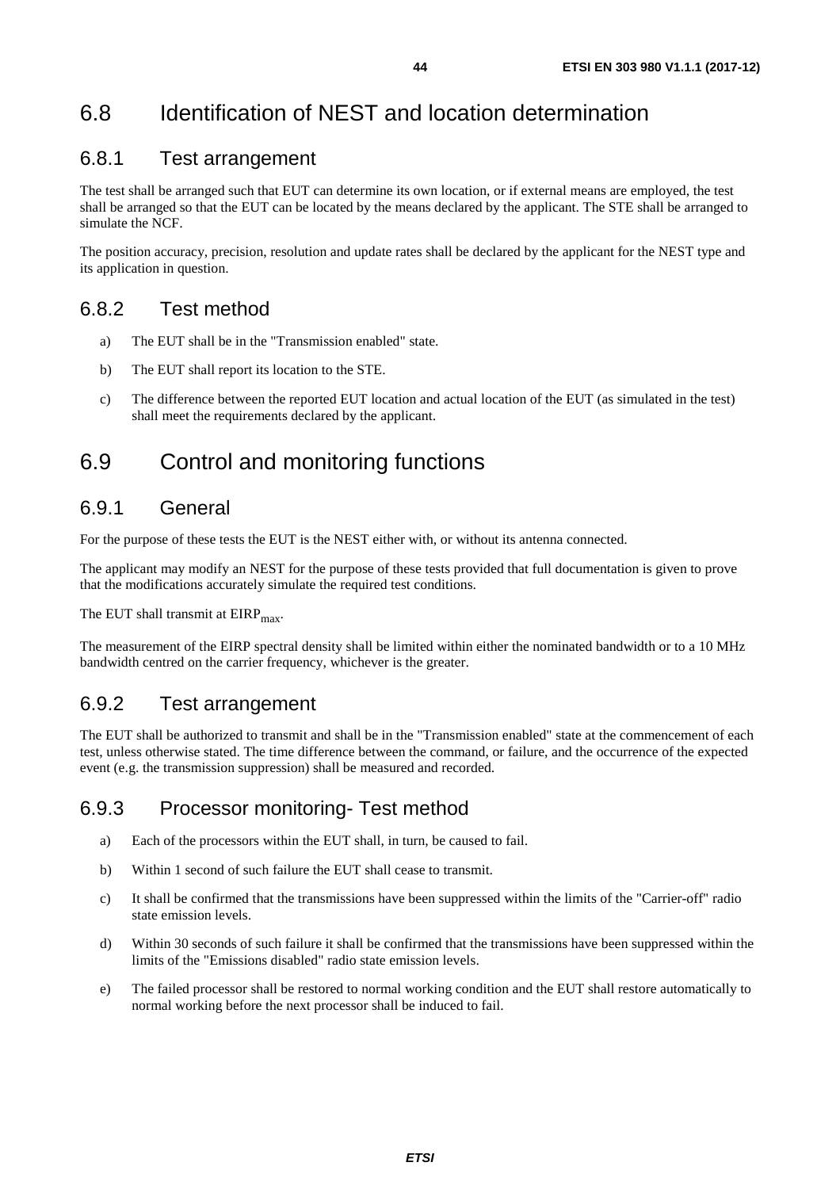# 6.8 Identification of NEST and location determination

## 6.8.1 Test arrangement

The test shall be arranged such that EUT can determine its own location, or if external means are employed, the test shall be arranged so that the EUT can be located by the means declared by the applicant. The STE shall be arranged to simulate the NCF.

The position accuracy, precision, resolution and update rates shall be declared by the applicant for the NEST type and its application in question.

## 6.8.2 Test method

a) The EUT shall be in the "Transmission enabled" state.

b) The EUT shall report its location to the STE.

c) The difference between the reported EUT location and actual location of the EUT (as simulated in the test) shall meet the requirements declared by the applicant.

# 6.9 Control and monitoring functions

## 6.9.1 General

For the purpose of these tests the EUT is the NEST either with, or without its antenna connected.

The applicant may modify an NEST for the purpose of these tests provided that full documentation is given to prove that the modifications accurately simulate the required test conditions.

The EUT shall transmit at $EIRP_{max}$.

The measurement of the EIRP spectral density shall be limited within either the nominated bandwidth or to a 10 MHz bandwidth centred on the carrier frequency, whichever is the greater.

## 6.9.2 Test arrangement

The EUT shall be authorized to transmit and shall be in the "Transmission enabled" state at the commencement of each test, unless otherwise stated. The time difference between the command, or failure, and the occurrence of the expected event (e.g. the transmission suppression) shall be measured and recorded.

## 6.9.3 Processor monitoring- Test method

a) Each of the processors within the EUT shall, in turn, be caused to fail.

b) Within 1 second of such failure the EUT shall cease to transmit.

c) It shall be confirmed that the transmissions have been suppressed within the limits of the "Carrier-off" radio state emission levels.

d) Within 30 seconds of such failure it shall be confirmed that the transmissions have been suppressed within the limits of the "Emissions disabled" radio state emission levels.

e) The failed processor shall be restored to normal working condition and the EUT shall restore automatically to normal working before the next processor shall be induced to fail.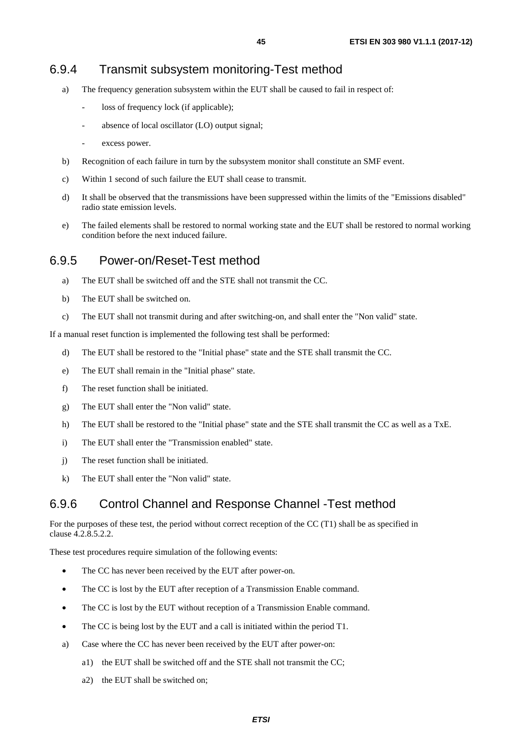### 6.9.4 Transmit subsystem monitoring-Test method

a) The frequency generation subsystem within the EUT shall be caused to fail in respect of:
   - loss of frequency lock (if applicable);
   - absence of local oscillator (LO) output signal;
   - excess power.

b) Recognition of each failure in turn by the subsystem monitor shall constitute an SMF event.

c) Within 1 second of such failure the EUT shall cease to transmit.

d) It shall be observed that the transmissions have been suppressed within the limits of the "Emissions disabled" radio state emission levels.

e) The failed elements shall be restored to normal working state and the EUT shall be restored to normal working condition before the next induced failure.

### 6.9.5 Power-on/Reset-Test method

a) The EUT shall be switched off and the STE shall not transmit the CC.

b) The EUT shall be switched on.

c) The EUT shall not transmit during and after switching-on, and shall enter the "Non valid" state.

If a manual reset function is implemented the following test shall be performed:

d) The EUT shall be restored to the "Initial phase" state and the STE shall transmit the CC.

e) The EUT shall remain in the "Initial phase" state.

f) The reset function shall be initiated.

g) The EUT shall enter the "Non valid" state.

h) The EUT shall be restored to the "Initial phase" state and the STE shall transmit the CC as well as a TxE.

i) The EUT shall enter the "Transmission enabled" state.

j) The reset function shall be initiated.

k) The EUT shall enter the "Non valid" state.

### 6.9.6 Control Channel and Response Channel -Test method

For the purposes of these test, the period without correct reception of the CC (T1) shall be as specified in clause 4.2.8.5.2.2.

These test procedures require simulation of the following events:

- The CC has never been received by the EUT after power-on.
- The CC is lost by the EUT after reception of a Transmission Enable command.
- The CC is lost by the EUT without reception of a Transmission Enable command.
- The CC is being lost by the EUT and a call is initiated within the period T1.

a) Case where the CC has never been received by the EUT after power-on:

   a1) the EUT shall be switched off and the STE shall not transmit the CC;

   a2) the EUT shall be switched on;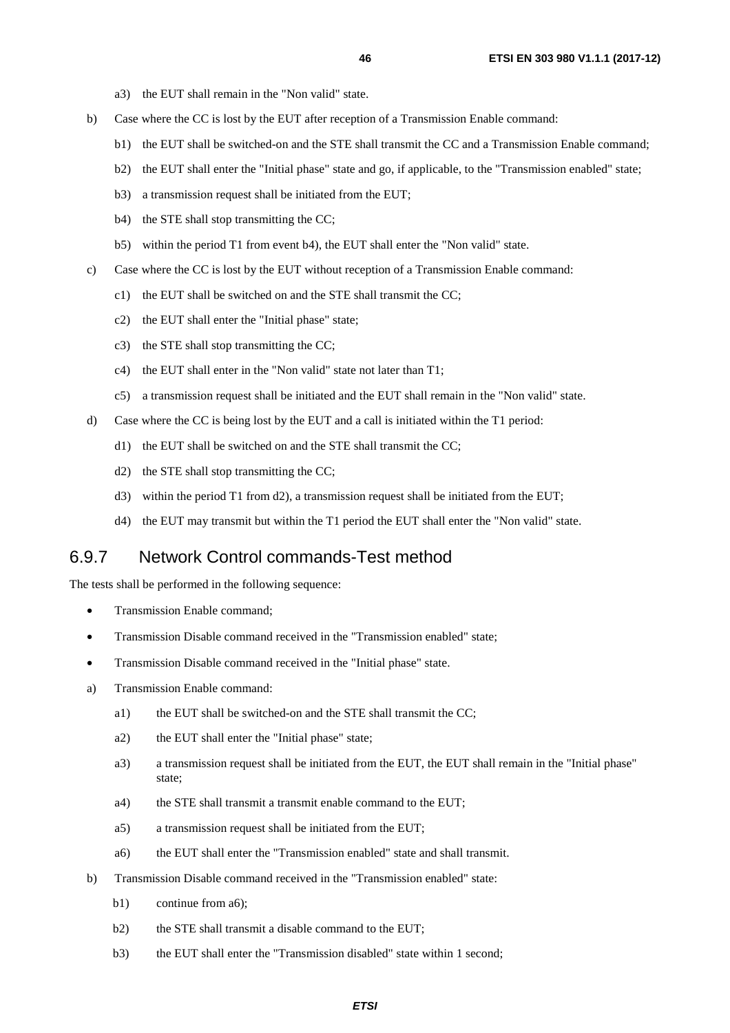a3) the EUT shall remain in the "Non valid" state.

b) Case where the CC is lost by the EUT after reception of a Transmission Enable command:

   b1) the EUT shall be switched-on and the STE shall transmit the CC and a Transmission Enable command;

   b2) the EUT shall enter the "Initial phase" state and go, if applicable, to the "Transmission enabled" state;

   b3) a transmission request shall be initiated from the EUT;

   b4) the STE shall stop transmitting the CC;

   b5) within the period T1 from event b4), the EUT shall enter the "Non valid" state.

c) Case where the CC is lost by the EUT without reception of a Transmission Enable command:

   c1) the EUT shall be switched on and the STE shall transmit the CC;

   c2) the EUT shall enter the "Initial phase" state;

   c3) the STE shall stop transmitting the CC;

   c4) the EUT shall enter in the "Non valid" state not later than T1;

   c5) a transmission request shall be initiated and the EUT shall remain in the "Non valid" state.

d) Case where the CC is being lost by the EUT and a call is initiated within the T1 period:

   d1) the EUT shall be switched on and the STE shall transmit the CC;

   d2) the STE shall stop transmitting the CC;

   d3) within the period T1 from d2), a transmission request shall be initiated from the EUT;

   d4) the EUT may transmit but within the T1 period the EUT shall enter the "Non valid" state.

### 6.9.7 Network Control commands-Test method

The tests shall be performed in the following sequence:

- Transmission Enable command;
- Transmission Disable command received in the "Transmission enabled" state;
- Transmission Disable command received in the "Initial phase" state.

a) Transmission Enable command:

   a1) the EUT shall be switched-on and the STE shall transmit the CC;

   a2) the EUT shall enter the "Initial phase" state;

   a3) a transmission request shall be initiated from the EUT, the EUT shall remain in the "Initial phase" state;

   a4) the STE shall transmit a transmit enable command to the EUT;

   a5) a transmission request shall be initiated from the EUT;

   a6) the EUT shall enter the "Transmission enabled" state and shall transmit.

b) Transmission Disable command received in the "Transmission enabled" state:

   b1) continue from a6);

   b2) the STE shall transmit a disable command to the EUT;

   b3) the EUT shall enter the "Transmission disabled" state within 1 second;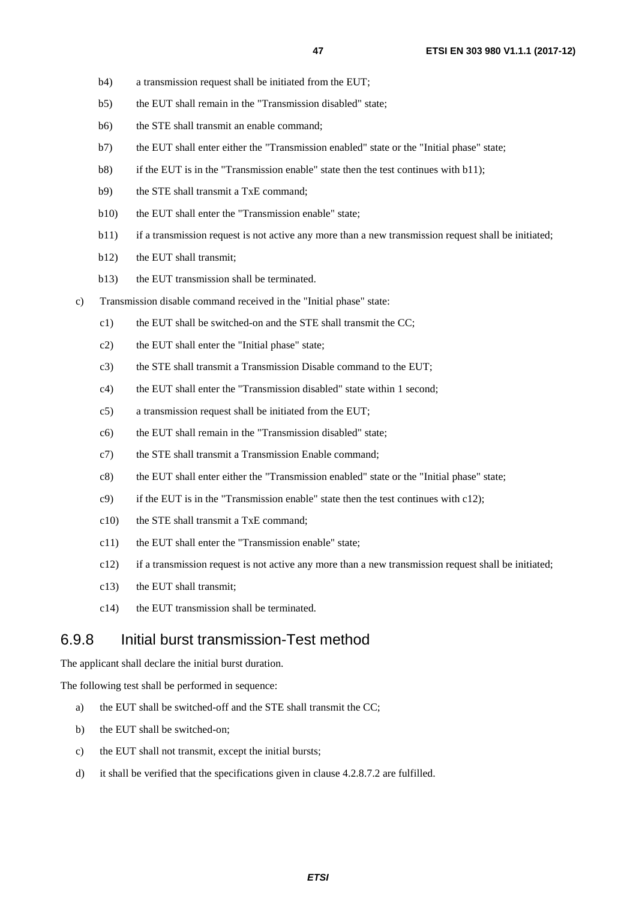- b4) a transmission request shall be initiated from the EUT;
- b5) the EUT shall remain in the "Transmission disabled" state;
- b6) the STE shall transmit an enable command;
- b7) the EUT shall enter either the "Transmission enabled" state or the "Initial phase" state;
- b8) if the EUT is in the "Transmission enable" state then the test continues with b11);
- b9) the STE shall transmit a TxE command;
- b10) the EUT shall enter the "Transmission enable" state;
- b11) if a transmission request is not active any more than a new transmission request shall be initiated;
- b12) the EUT shall transmit;
- b13) the EUT transmission shall be terminated.

c) Transmission disable command received in the "Initial phase" state:

- c1) the EUT shall be switched-on and the STE shall transmit the CC;
- c2) the EUT shall enter the "Initial phase" state;
- c3) the STE shall transmit a Transmission Disable command to the EUT;
- c4) the EUT shall enter the "Transmission disabled" state within 1 second;
- c5) a transmission request shall be initiated from the EUT;
- c6) the EUT shall remain in the "Transmission disabled" state;
- c7) the STE shall transmit a Transmission Enable command;
- c8) the EUT shall enter either the "Transmission enabled" state or the "Initial phase" state;
- c9) if the EUT is in the "Transmission enable" state then the test continues with c12);
- c10) the STE shall transmit a TxE command;
- c11) the EUT shall enter the "Transmission enable" state;
- c12) if a transmission request is not active any more than a new transmission request shall be initiated;
- c13) the EUT shall transmit;
- c14) the EUT transmission shall be terminated.

## 6.9.8 Initial burst transmission-Test method

The applicant shall declare the initial burst duration.

The following test shall be performed in sequence:

a) the EUT shall be switched-off and the STE shall transmit the CC;

b) the EUT shall be switched-on;

c) the EUT shall not transmit, except the initial bursts;

d) it shall be verified that the specifications given in clause 4.2.8.7.2 are fulfilled.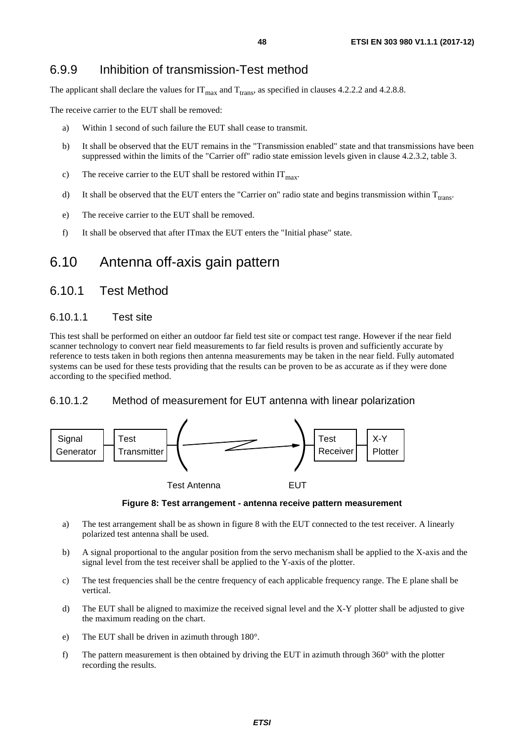## 6.9.9 Inhibition of transmission-Test method

The applicant shall declare the values for $IT_{max}$ and $T_{trans}$, as specified in clauses 4.2.2.2 and 4.2.8.8.

The receive carrier to the EUT shall be removed:

a) Within 1 second of such failure the EUT shall cease to transmit.

b) It shall be observed that the EUT remains in the "Transmission enabled" state and that transmissions have been suppressed within the limits of the "Carrier off" radio state emission levels given in clause 4.2.3.2, table 3.

c) The receive carrier to the EUT shall be restored within $IT_{max}$.

d) It shall be observed that the EUT enters the "Carrier on" radio state and begins transmission within $T_{trans}$.

e) The receive carrier to the EUT shall be removed.

f) It shall be observed that after ITmax the EUT enters the "Initial phase" state.

# 6.10 Antenna off-axis gain pattern

## 6.10.1 Test Method

### 6.10.1.1 Test site

This test shall be performed on either an outdoor far field test site or compact test range. However if the near field scanner technology to convert near field measurements to far field results is proven and sufficiently accurate by reference to tests taken in both regions then antenna measurements may be taken in the near field. Fully automated systems can be used for these tests providing that the results can be proven to be as accurate as if they were done according to the specified method.

### 6.10.1.2 Method of measurement for EUT antenna with linear polarization

Signal Generator — Test Transmitter — Test Antenna — EUT — Test Receiver — X-Y Plotter

**Figure 8: Test arrangement - antenna receive pattern measurement**

a) The test arrangement shall be as shown in figure 8 with the EUT connected to the test receiver. A linearly polarized test antenna shall be used.

b) A signal proportional to the angular position from the servo mechanism shall be applied to the X-axis and the signal level from the test receiver shall be applied to the Y-axis of the plotter.

c) The test frequencies shall be the centre frequency of each applicable frequency range. The E plane shall be vertical.

d) The EUT shall be aligned to maximize the received signal level and the X-Y plotter shall be adjusted to give the maximum reading on the chart.

e) The EUT shall be driven in azimuth through 180°.

f) The pattern measurement is then obtained by driving the EUT in azimuth through 360° with the plotter recording the results.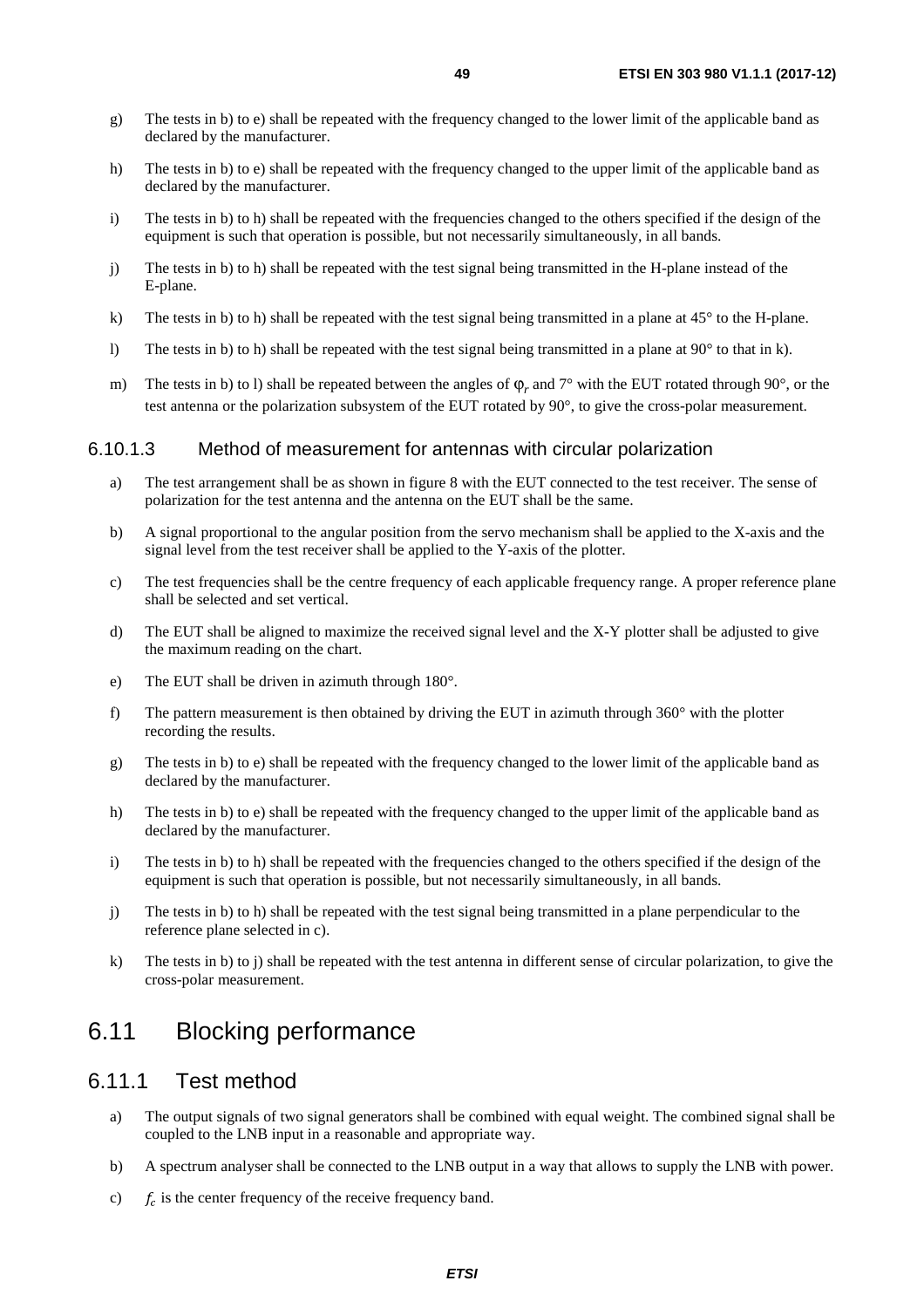g) The tests in b) to e) shall be repeated with the frequency changed to the lower limit of the applicable band as declared by the manufacturer.

h) The tests in b) to e) shall be repeated with the frequency changed to the upper limit of the applicable band as declared by the manufacturer.

i) The tests in b) to h) shall be repeated with the frequencies changed to the others specified if the design of the equipment is such that operation is possible, but not necessarily simultaneously, in all bands.

j) The tests in b) to h) shall be repeated with the test signal being transmitted in the H-plane instead of the E-plane.

k) The tests in b) to h) shall be repeated with the test signal being transmitted in a plane at 45° to the H-plane.

l) The tests in b) to h) shall be repeated with the test signal being transmitted in a plane at 90° to that in k).

m) The tests in b) to l) shall be repeated between the angles of $\varphi_r$ and 7° with the EUT rotated through 90°, or the test antenna or the polarization subsystem of the EUT rotated by 90°, to give the cross-polar measurement.

#### 6.10.1.3 Method of measurement for antennas with circular polarization

a) The test arrangement shall be as shown in figure 8 with the EUT connected to the test receiver. The sense of polarization for the test antenna and the antenna on the EUT shall be the same.

b) A signal proportional to the angular position from the servo mechanism shall be applied to the X-axis and the signal level from the test receiver shall be applied to the Y-axis of the plotter.

c) The test frequencies shall be the centre frequency of each applicable frequency range. A proper reference plane shall be selected and set vertical.

d) The EUT shall be aligned to maximize the received signal level and the X-Y plotter shall be adjusted to give the maximum reading on the chart.

e) The EUT shall be driven in azimuth through 180°.

f) The pattern measurement is then obtained by driving the EUT in azimuth through 360° with the plotter recording the results.

g) The tests in b) to e) shall be repeated with the frequency changed to the lower limit of the applicable band as declared by the manufacturer.

h) The tests in b) to e) shall be repeated with the frequency changed to the upper limit of the applicable band as declared by the manufacturer.

i) The tests in b) to h) shall be repeated with the frequencies changed to the others specified if the design of the equipment is such that operation is possible, but not necessarily simultaneously, in all bands.

j) The tests in b) to h) shall be repeated with the test signal being transmitted in a plane perpendicular to the reference plane selected in c).

k) The tests in b) to j) shall be repeated with the test antenna in different sense of circular polarization, to give the cross-polar measurement.

## 6.11 Blocking performance

### 6.11.1 Test method

a) The output signals of two signal generators shall be combined with equal weight. The combined signal shall be coupled to the LNB input in a reasonable and appropriate way.

b) A spectrum analyser shall be connected to the LNB output in a way that allows to supply the LNB with power.

c) $f_c$ is the center frequency of the receive frequency band.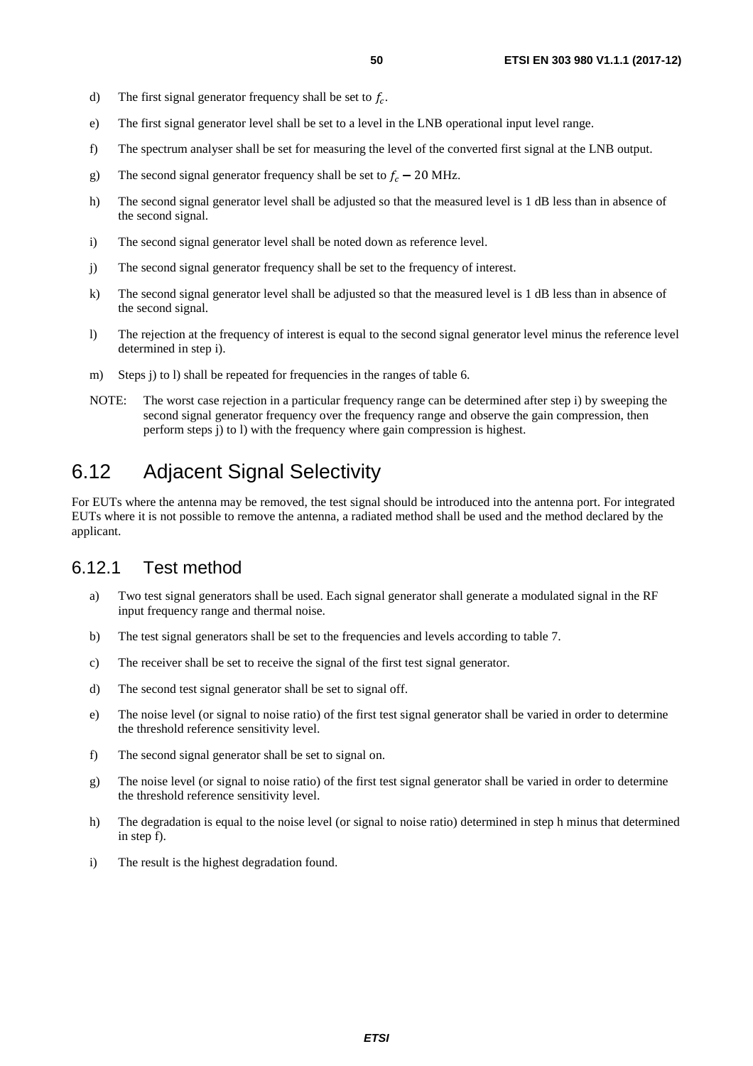d) The first signal generator frequency shall be set to $f_c$.

e) The first signal generator level shall be set to a level in the LNB operational input level range.

f) The spectrum analyser shall be set for measuring the level of the converted first signal at the LNB output.

g) The second signal generator frequency shall be set to $f_c - 20$ MHz.

h) The second signal generator level shall be adjusted so that the measured level is 1 dB less than in absence of the second signal.

i) The second signal generator level shall be noted down as reference level.

j) The second signal generator frequency shall be set to the frequency of interest.

k) The second signal generator level shall be adjusted so that the measured level is 1 dB less than in absence of the second signal.

l) The rejection at the frequency of interest is equal to the second signal generator level minus the reference level determined in step i).

m) Steps j) to l) shall be repeated for frequencies in the ranges of table 6.

NOTE: The worst case rejection in a particular frequency range can be determined after step i) by sweeping the second signal generator frequency over the frequency range and observe the gain compression, then perform steps j) to l) with the frequency where gain compression is highest.

## 6.12 Adjacent Signal Selectivity

For EUTs where the antenna may be removed, the test signal should be introduced into the antenna port. For integrated EUTs where it is not possible to remove the antenna, a radiated method shall be used and the method declared by the applicant.

### 6.12.1 Test method

a) Two test signal generators shall be used. Each signal generator shall generate a modulated signal in the RF input frequency range and thermal noise.

b) The test signal generators shall be set to the frequencies and levels according to table 7.

c) The receiver shall be set to receive the signal of the first test signal generator.

d) The second test signal generator shall be set to signal off.

e) The noise level (or signal to noise ratio) of the first test signal generator shall be varied in order to determine the threshold reference sensitivity level.

f) The second signal generator shall be set to signal on.

g) The noise level (or signal to noise ratio) of the first test signal generator shall be varied in order to determine the threshold reference sensitivity level.

h) The degradation is equal to the noise level (or signal to noise ratio) determined in step h minus that determined in step f).

i) The result is the highest degradation found.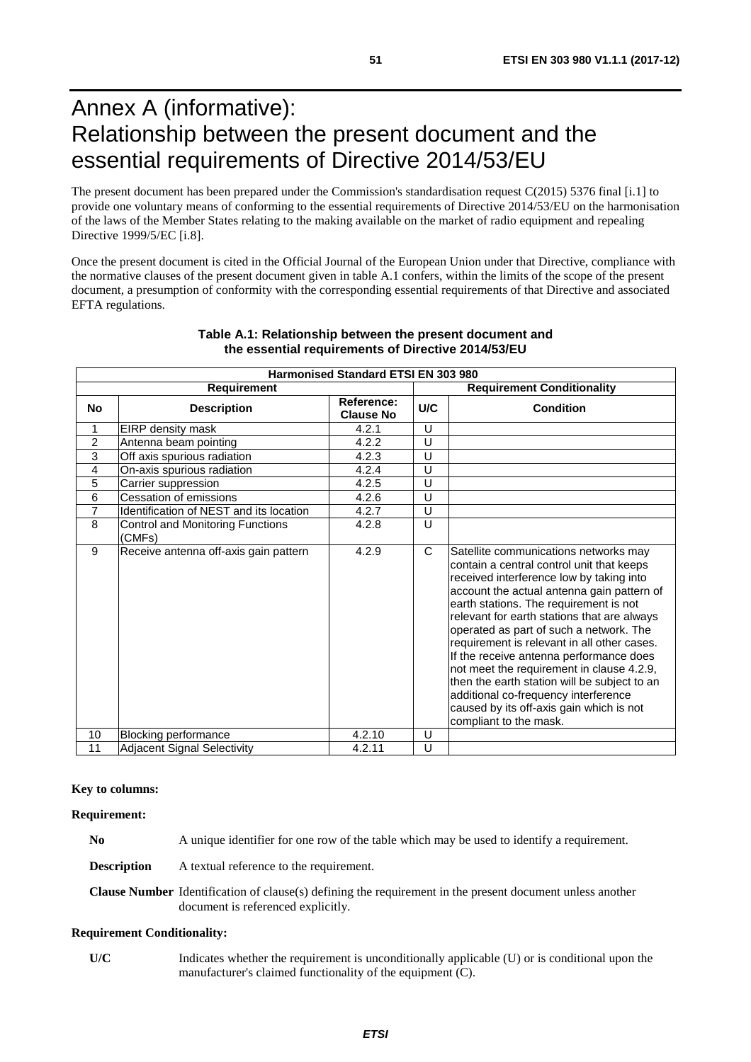# Annex A (informative): Relationship between the present document and the essential requirements of Directive 2014/53/EU

The present document has been prepared under the Commission's standardisation request C(2015) 5376 final [i.1] to provide one voluntary means of conforming to the essential requirements of Directive 2014/53/EU on the harmonisation of the laws of the Member States relating to the making available on the market of radio equipment and repealing Directive 1999/5/EC [i.8].

Once the present document is cited in the Official Journal of the European Union under that Directive, compliance with the normative clauses of the present document given in table A.1 confers, within the limits of the scope of the present document, a presumption of conformity with the corresponding essential requirements of that Directive and associated EFTA regulations.

**Table A.1: Relationship between the present document and the essential requirements of Directive 2014/53/EU**

| Harmonised Standard ETSI EN 303 980 | | | | |
|---|---|---|---|---|
| **Requirement** | | | **Requirement Conditionality** | |
| **No** | **Description** | **Reference: Clause No** | **U/C** | **Condition** |
| 1 | EIRP density mask | 4.2.1 | U | |
| 2 | Antenna beam pointing | 4.2.2 | U | |
| 3 | Off axis spurious radiation | 4.2.3 | U | |
| 4 | On-axis spurious radiation | 4.2.4 | U | |
| 5 | Carrier suppression | 4.2.5 | U | |
| 6 | Cessation of emissions | 4.2.6 | U | |
| 7 | Identification of NEST and its location | 4.2.7 | U | |
| 8 | Control and Monitoring Functions (CMFs) | 4.2.8 | U | |
| 9 | Receive antenna off-axis gain pattern | 4.2.9 | C | Satellite communications networks may contain a central control unit that keeps received interference low by taking into account the actual antenna gain pattern of earth stations. The requirement is not relevant for earth stations that are always operated as part of such a network. The requirement is relevant in all other cases. If the receive antenna performance does not meet the requirement in clause 4.2.9, then the earth station will be subject to an additional co-frequency interference caused by its off-axis gain which is not compliant to the mask. |
| 10 | Blocking performance | 4.2.10 | U | |
| 11 | Adjacent Signal Selectivity | 4.2.11 | U | |

**Key to columns:**

**Requirement:**

**No** A unique identifier for one row of the table which may be used to identify a requirement.

**Description** A textual reference to the requirement.

**Clause Number** Identification of clause(s) defining the requirement in the present document unless another document is referenced explicitly.

**Requirement Conditionality:**

**U/C** Indicates whether the requirement is unconditionally applicable (U) or is conditional upon the manufacturer's claimed functionality of the equipment (C).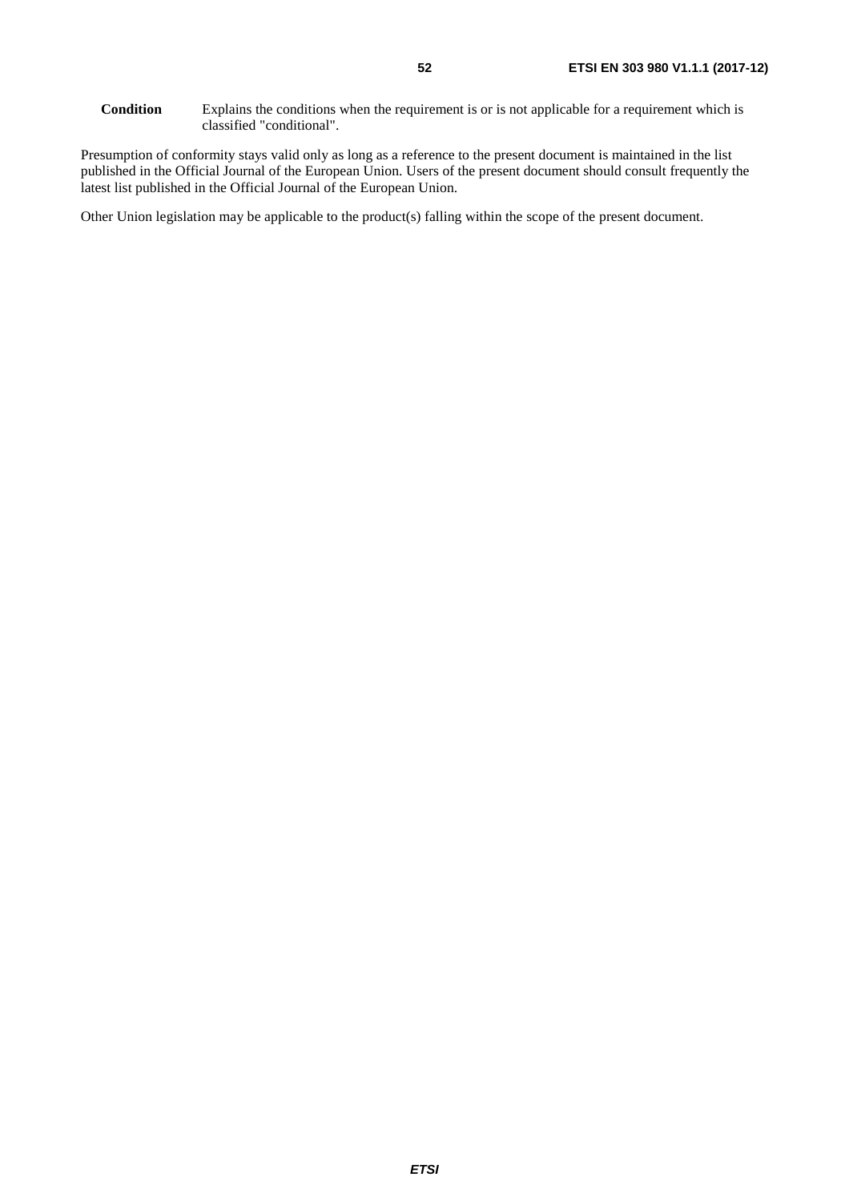**Condition** Explains the conditions when the requirement is or is not applicable for a requirement which is classified "conditional".

Presumption of conformity stays valid only as long as a reference to the present document is maintained in the list published in the Official Journal of the European Union. Users of the present document should consult frequently the latest list published in the Official Journal of the European Union.

Other Union legislation may be applicable to the product(s) falling within the scope of the present document.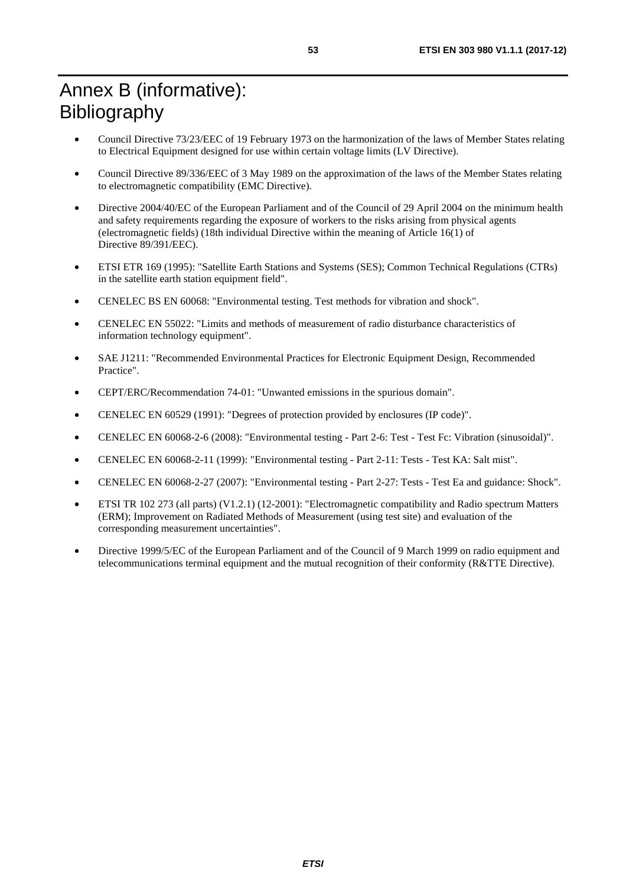# Annex B (informative): Bibliography

- Council Directive 73/23/EEC of 19 February 1973 on the harmonization of the laws of Member States relating to Electrical Equipment designed for use within certain voltage limits (LV Directive).
- Council Directive 89/336/EEC of 3 May 1989 on the approximation of the laws of the Member States relating to electromagnetic compatibility (EMC Directive).
- Directive 2004/40/EC of the European Parliament and of the Council of 29 April 2004 on the minimum health and safety requirements regarding the exposure of workers to the risks arising from physical agents (electromagnetic fields) (18th individual Directive within the meaning of Article 16(1) of Directive 89/391/EEC).
- ETSI ETR 169 (1995): "Satellite Earth Stations and Systems (SES); Common Technical Regulations (CTRs) in the satellite earth station equipment field".
- CENELEC BS EN 60068: "Environmental testing. Test methods for vibration and shock".
- CENELEC EN 55022: "Limits and methods of measurement of radio disturbance characteristics of information technology equipment".
- SAE J1211: "Recommended Environmental Practices for Electronic Equipment Design, Recommended Practice".
- CEPT/ERC/Recommendation 74-01: "Unwanted emissions in the spurious domain".
- CENELEC EN 60529 (1991): "Degrees of protection provided by enclosures (IP code)".
- CENELEC EN 60068-2-6 (2008): "Environmental testing - Part 2-6: Test - Test Fc: Vibration (sinusoidal)".
- CENELEC EN 60068-2-11 (1999): "Environmental testing - Part 2-11: Tests - Test KA: Salt mist".
- CENELEC EN 60068-2-27 (2007): "Environmental testing - Part 2-27: Tests - Test Ea and guidance: Shock".
- ETSI TR 102 273 (all parts) (V1.2.1) (12-2001): "Electromagnetic compatibility and Radio spectrum Matters (ERM); Improvement on Radiated Methods of Measurement (using test site) and evaluation of the corresponding measurement uncertainties".
- Directive 1999/5/EC of the European Parliament and of the Council of 9 March 1999 on radio equipment and telecommunications terminal equipment and the mutual recognition of their conformity (R&TTE Directive).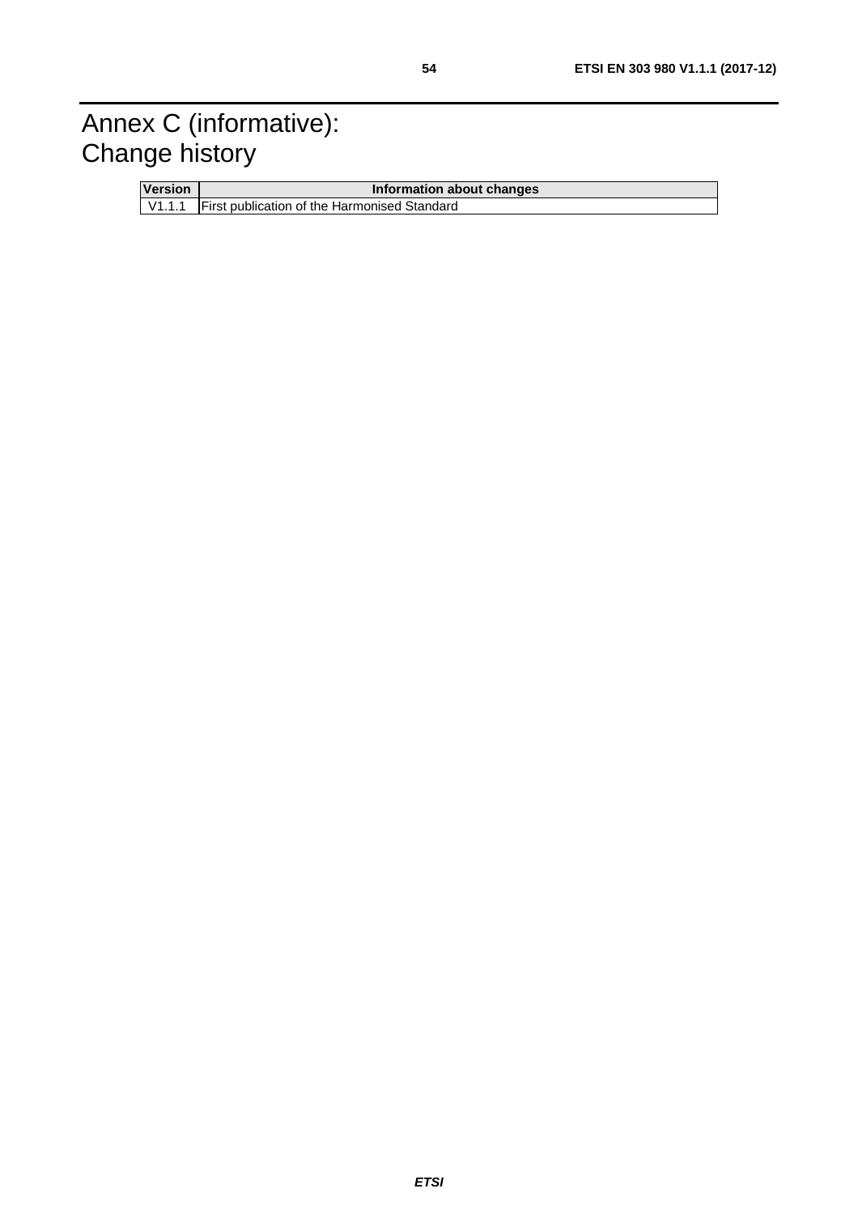# Annex C (informative): Change history

| Version | Information about changes |
| --- | --- |
| V1.1.1 | First publication of the Harmonised Standard |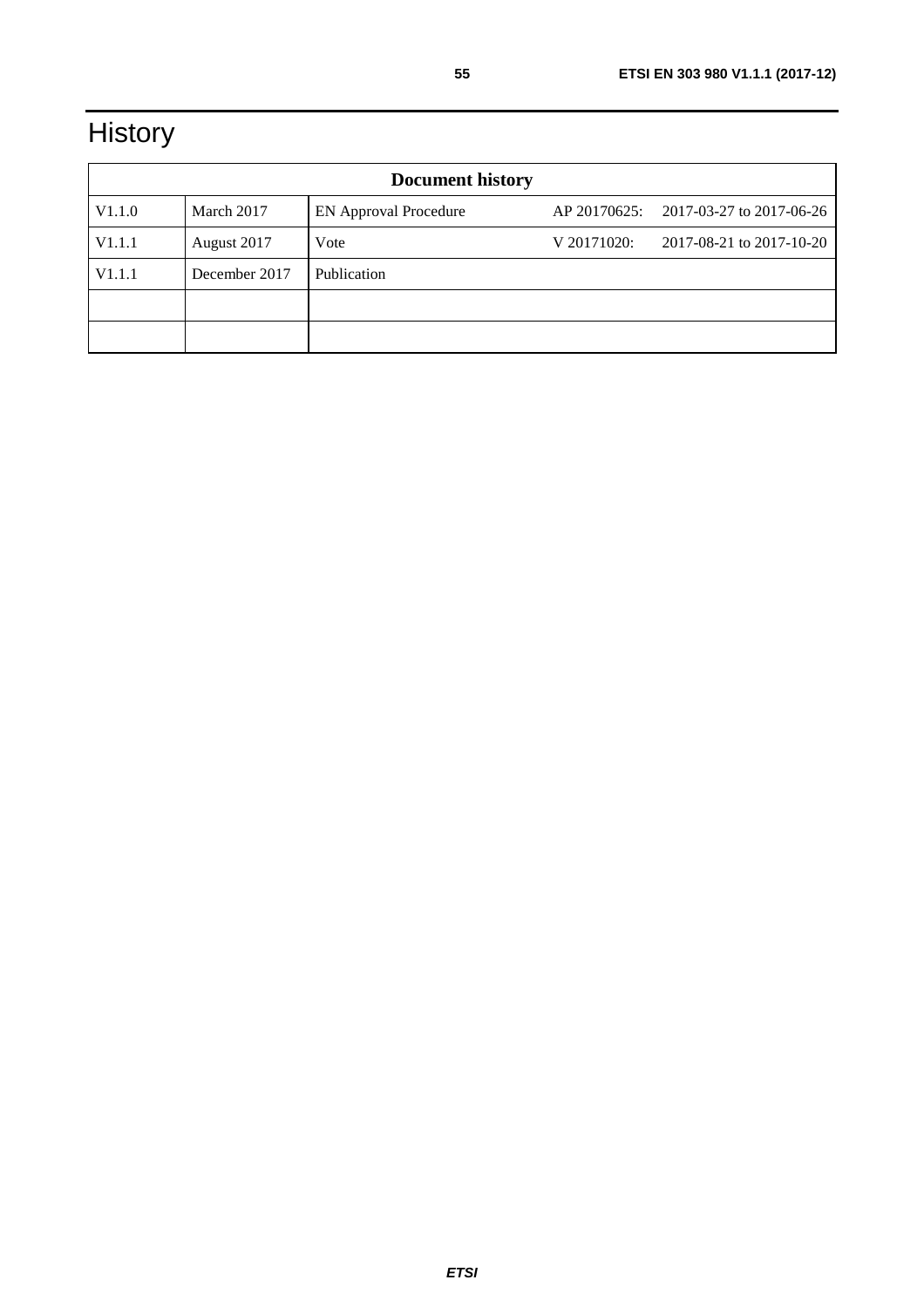# History

| Document history | | | | |
| --- | --- | --- | --- | --- |
| V1.1.0 | March 2017 | EN Approval Procedure | AP 20170625: | 2017-03-27 to 2017-06-26 |
| V1.1.1 | August 2017 | Vote | V 20171020: | 2017-08-21 to 2017-10-20 |
| V1.1.1 | December 2017 | Publication | | |
| | | | | |
| | | | | |